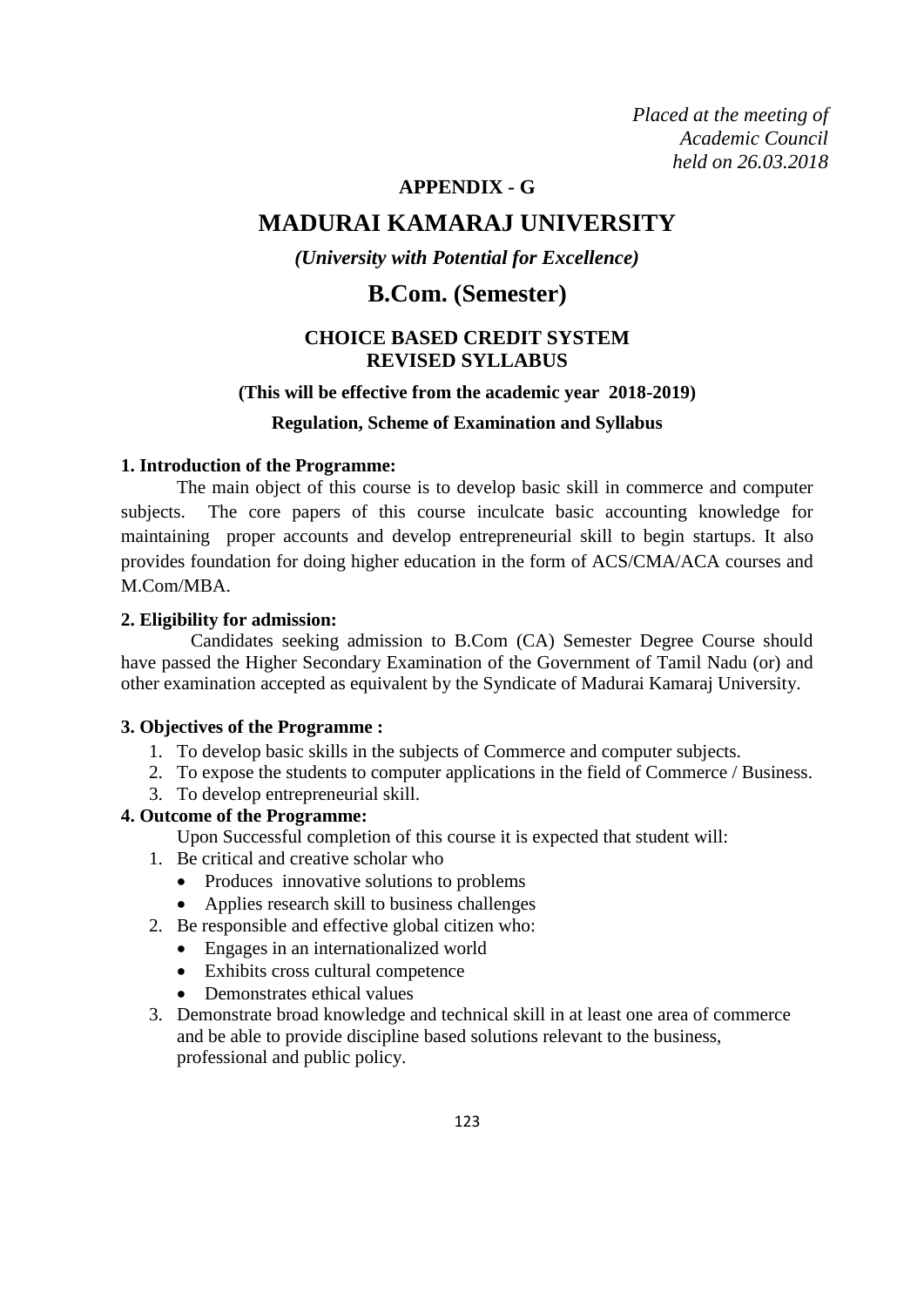*Placed at the meeting of*
*Academic Council*
*held on 26.03.2018*

**APPENDIX - G**

# MADURAI KAMARAJ UNIVERSITY

***(University with Potential for Excellence)***

## B.Com. (Semester)

### CHOICE BASED CREDIT SYSTEM
### REVISED SYLLABUS

**(This will be effective from the academic year 2018-2019)**

**Regulation, Scheme of Examination and Syllabus**

**1. Introduction of the Programme:**

The main object of this course is to develop basic skill in commerce and computer subjects. The core papers of this course inculcate basic accounting knowledge for maintaining proper accounts and develop entrepreneurial skill to begin startups. It also provides foundation for doing higher education in the form of ACS/CMA/ACA courses and M.Com/MBA.

**2. Eligibility for admission:**

Candidates seeking admission to B.Com (CA) Semester Degree Course should have passed the Higher Secondary Examination of the Government of Tamil Nadu (or) and other examination accepted as equivalent by the Syndicate of Madurai Kamaraj University.

**3. Objectives of the Programme :**

1. To develop basic skills in the subjects of Commerce and computer subjects.
2. To expose the students to computer applications in the field of Commerce / Business.
3. To develop entrepreneurial skill.

**4. Outcome of the Programme:**

Upon Successful completion of this course it is expected that student will:

1. Be critical and creative scholar who
   - Produces innovative solutions to problems
   - Applies research skill to business challenges
2. Be responsible and effective global citizen who:
   - Engages in an internationalized world
   - Exhibits cross cultural competence
   - Demonstrates ethical values
3. Demonstrate broad knowledge and technical skill in at least one area of commerce and be able to provide discipline based solutions relevant to the business, professional and public policy.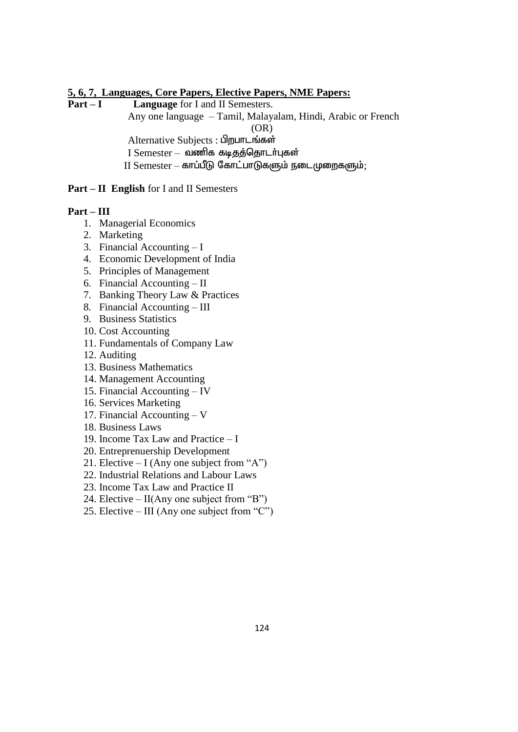**5, 6, 7, Languages, Core Papers, Elective Papers, NME Papers:**

**Part – I** **Language** for I and II Semesters.

Any one language – Tamil, Malayalam, Hindi, Arabic or French

(OR)

Alternative Subjects : பிறபாடங்கள்

I Semester – வணிக கடிதத்தொடர்புகள்

II Semester – காப்பீடு கோட்பாடுகளும் நடைமுறைகளும்;

**Part – II** **English** for I and II Semesters

**Part – III**

1. Managerial Economics
2. Marketing
3. Financial Accounting – I
4. Economic Development of India
5. Principles of Management
6. Financial Accounting – II
7. Banking Theory Law & Practices
8. Financial Accounting – III
9. Business Statistics
10. Cost Accounting
11. Fundamentals of Company Law
12. Auditing
13. Business Mathematics
14. Management Accounting
15. Financial Accounting – IV
16. Services Marketing
17. Financial Accounting – V
18. Business Laws
19. Income Tax Law and Practice – I
20. Entreprenuership Development
21. Elective – I (Any one subject from "A")
22. Industrial Relations and Labour Laws
23. Income Tax Law and Practice II
24. Elective – II(Any one subject from "B")
25. Elective – III (Any one subject from "C")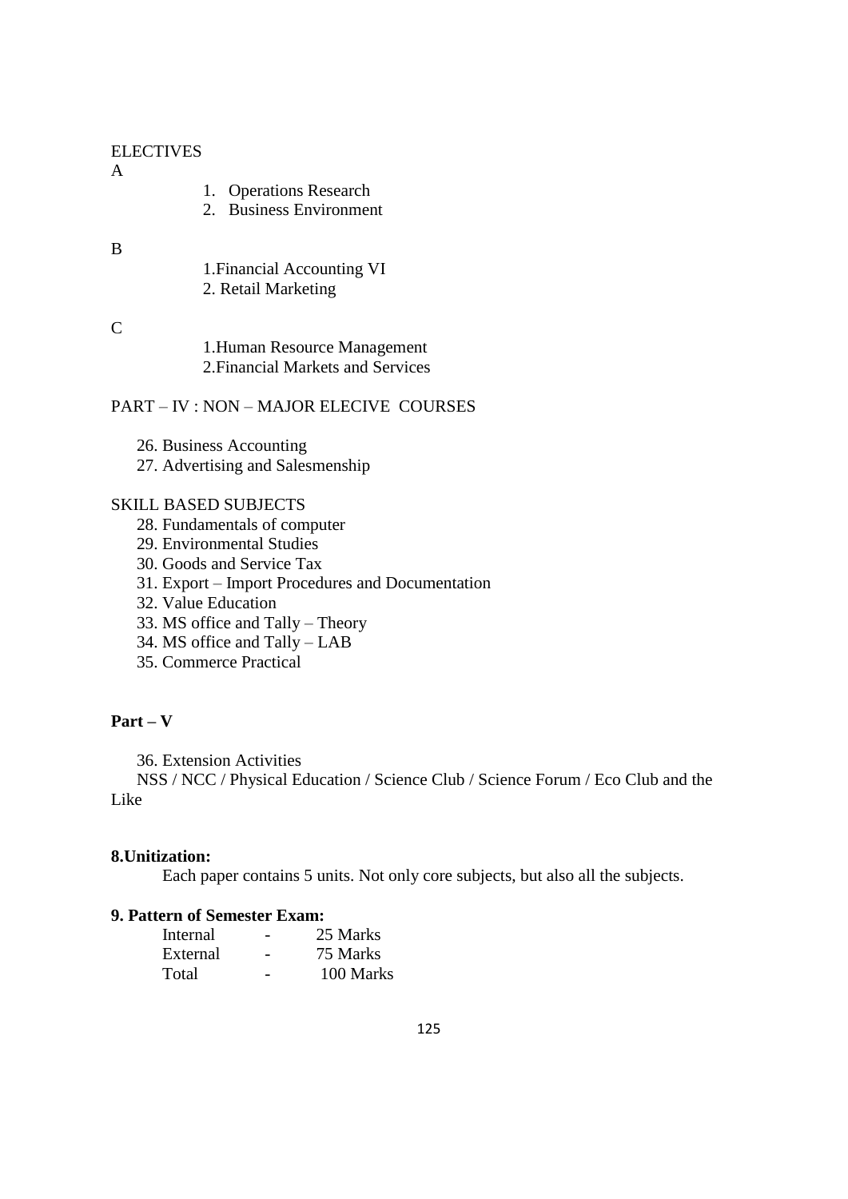ELECTIVES

A

1. Operations Research
2. Business Environment

B

1. Financial Accounting VI
2. Retail Marketing

C

1. Human Resource Management
2. Financial Markets and Services

PART – IV : NON – MAJOR ELECIVE COURSES

26. Business Accounting
27. Advertising and Salesmenship

SKILL BASED SUBJECTS

28. Fundamentals of computer
29. Environmental Studies
30. Goods and Service Tax
31. Export – Import Procedures and Documentation
32. Value Education
33. MS office and Tally – Theory
34. MS office and Tally – LAB
35. Commerce Practical

**Part – V**

36. Extension Activities

NSS / NCC / Physical Education / Science Club / Science Forum / Eco Club and the Like

**8.Unitization:**

Each paper contains 5 units. Not only core subjects, but also all the subjects.

**9. Pattern of Semester Exam:**

| | | |
|---|---|---|
| Internal | - | 25 Marks |
| External | - | 75 Marks |
| Total | - | 100 Marks |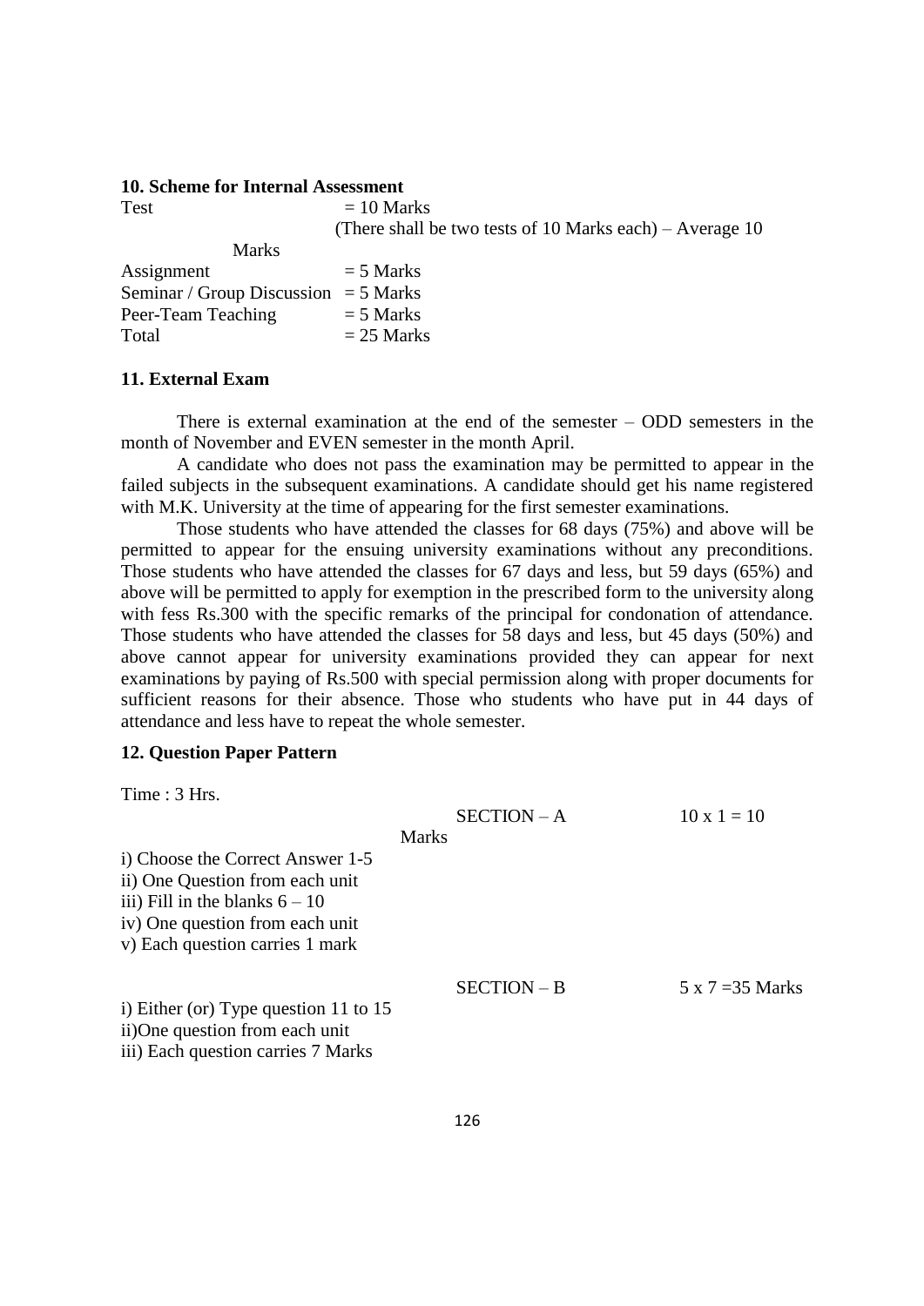### 10. Scheme for Internal Assessment

Test = 10 Marks
(There shall be two tests of 10 Marks each) – Average 10 Marks

Assignment = 5 Marks
Seminar / Group Discussion = 5 Marks
Peer-Team Teaching = 5 Marks
Total = 25 Marks

### 11. External Exam

There is external examination at the end of the semester – ODD semesters in the month of November and EVEN semester in the month April.

A candidate who does not pass the examination may be permitted to appear in the failed subjects in the subsequent examinations. A candidate should get his name registered with M.K. University at the time of appearing for the first semester examinations.

Those students who have attended the classes for 68 days (75%) and above will be permitted to appear for the ensuing university examinations without any preconditions. Those students who have attended the classes for 67 days and less, but 59 days (65%) and above will be permitted to apply for exemption in the prescribed form to the university along with fess Rs.300 with the specific remarks of the principal for condonation of attendance. Those students who have attended the classes for 58 days and less, but 45 days (50%) and above cannot appear for university examinations provided they can appear for next examinations by paying of Rs.500 with special permission along with proper documents for sufficient reasons for their absence. Those who students who have put in 44 days of attendance and less have to repeat the whole semester.

### 12. Question Paper Pattern

Time : 3 Hrs.

SECTION – A  10 x 1 = 10 Marks

i) Choose the Correct Answer 1-5
ii) One Question from each unit
iii) Fill in the blanks 6 – 10
iv) One question from each unit
v) Each question carries 1 mark

SECTION – B  5 x 7 =35 Marks

i) Either (or) Type question 11 to 15
ii)One question from each unit
iii) Each question carries 7 Marks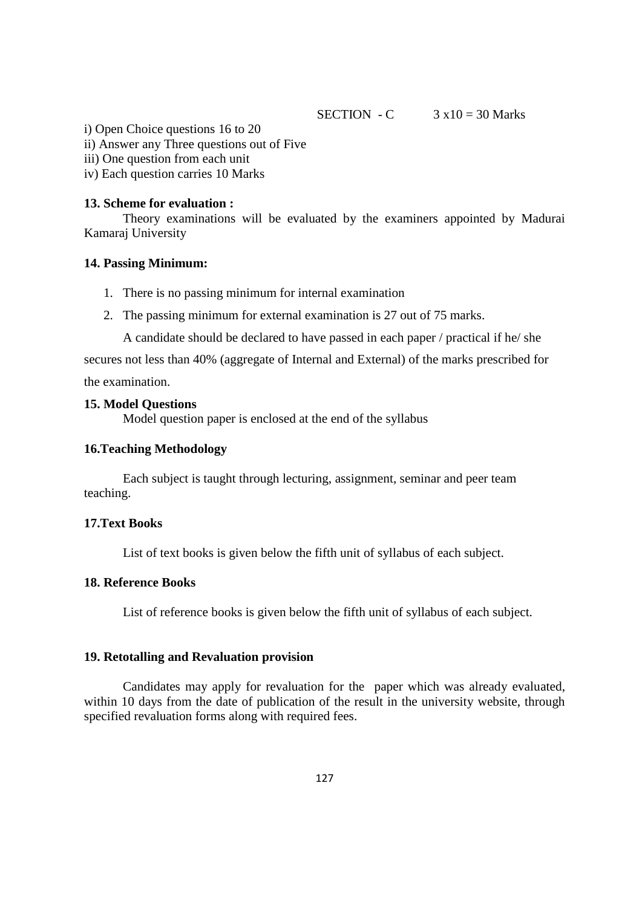SECTION - C  3 x10 = 30 Marks

i) Open Choice questions 16 to 20
ii) Answer any Three questions out of Five
iii) One question from each unit
iv) Each question carries 10 Marks

**13. Scheme for evaluation :**

Theory examinations will be evaluated by the examiners appointed by Madurai Kamaraj University

**14. Passing Minimum:**

1. There is no passing minimum for internal examination
2. The passing minimum for external examination is 27 out of 75 marks.

A candidate should be declared to have passed in each paper / practical if he/ she secures not less than 40% (aggregate of Internal and External) of the marks prescribed for the examination.

**15. Model Questions**

Model question paper is enclosed at the end of the syllabus

**16.Teaching Methodology**

Each subject is taught through lecturing, assignment, seminar and peer team teaching.

**17.Text Books**

List of text books is given below the fifth unit of syllabus of each subject.

**18. Reference Books**

List of reference books is given below the fifth unit of syllabus of each subject.

**19. Retotalling and Revaluation provision**

Candidates may apply for revaluation for the paper which was already evaluated, within 10 days from the date of publication of the result in the university website, through specified revaluation forms along with required fees.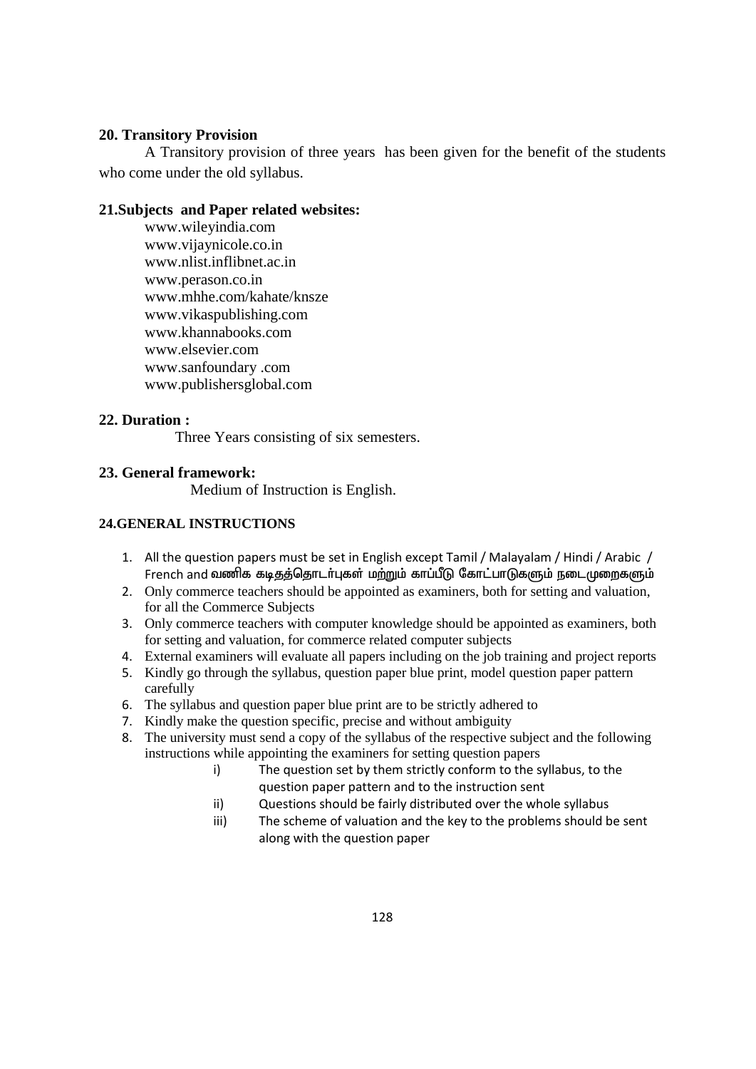### 20. Transitory Provision

A Transitory provision of three years has been given for the benefit of the students who come under the old syllabus.

### 21.Subjects and Paper related websites:

www.wileyindia.com
www.vijaynicole.co.in
www.nlist.inflibnet.ac.in
www.perason.co.in
www.mhhe.com/kahate/knsze
www.vikaspublishing.com
www.khannabooks.com
www.elsevier.com
www.sanfoundary .com
www.publishersglobal.com

### 22. Duration :

Three Years consisting of six semesters.

### 23. General framework:

Medium of Instruction is English.

### 24.GENERAL INSTRUCTIONS

1. All the question papers must be set in English except Tamil / Malayalam / Hindi / Arabic / French and வணிக கடிதத்தொடர்புகள் மற்றும் காப்பீடு கோட்பாடுகளும் நடைமுறைகளும்
2. Only commerce teachers should be appointed as examiners, both for setting and valuation, for all the Commerce Subjects
3. Only commerce teachers with computer knowledge should be appointed as examiners, both for setting and valuation, for commerce related computer subjects
4. External examiners will evaluate all papers including on the job training and project reports
5. Kindly go through the syllabus, question paper blue print, model question paper pattern carefully
6. The syllabus and question paper blue print are to be strictly adhered to
7. Kindly make the question specific, precise and without ambiguity
8. The university must send a copy of the syllabus of the respective subject and the following instructions while appointing the examiners for setting question papers
    - i) The question set by them strictly conform to the syllabus, to the question paper pattern and to the instruction sent
    - ii) Questions should be fairly distributed over the whole syllabus
    - iii) The scheme of valuation and the key to the problems should be sent along with the question paper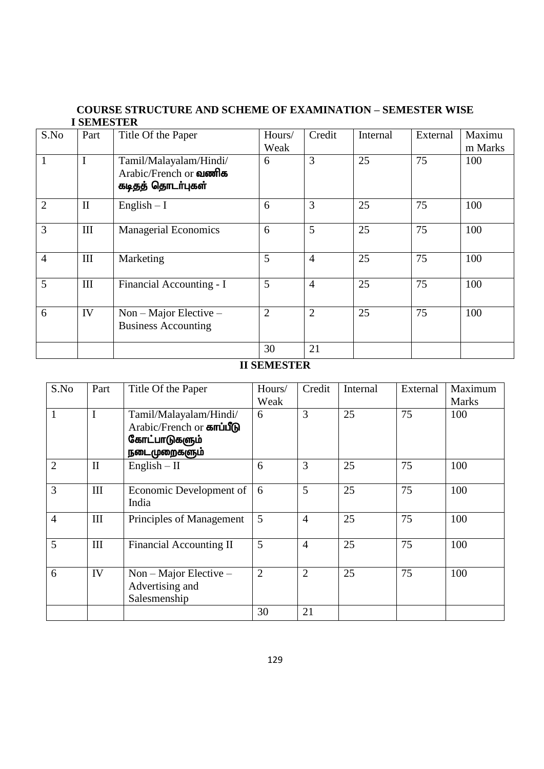**COURSE STRUCTURE AND SCHEME OF EXAMINATION – SEMESTER WISE**

**I SEMESTER**

| S.No | Part | Title Of the Paper | Hours/ Weak | Credit | Internal | External | Maximum Marks |
|---|---|---|---|---|---|---|---|
| 1 | I | Tamil/Malayalam/Hindi/ Arabic/French or **வணிக கடிதத் தொடர்புகள்** | 6 | 3 | 25 | 75 | 100 |
| 2 | II | English – I | 6 | 3 | 25 | 75 | 100 |
| 3 | III | Managerial Economics | 6 | 5 | 25 | 75 | 100 |
| 4 | III | Marketing | 5 | 4 | 25 | 75 | 100 |
| 5 | III | Financial Accounting - I | 5 | 4 | 25 | 75 | 100 |
| 6 | IV | Non – Major Elective – Business Accounting | 2 | 2 | 25 | 75 | 100 |
| | | | 30 | 21 | | | |

**II SEMESTER**

| S.No | Part | Title Of the Paper | Hours/ Weak | Credit | Internal | External | Maximum Marks |
|---|---|---|---|---|---|---|---|
| 1 | I | Tamil/Malayalam/Hindi/ Arabic/French or **காப்பீடு கோட்பாடுகளும் நடைமுறைகளும்** | 6 | 3 | 25 | 75 | 100 |
| 2 | II | English – II | 6 | 3 | 25 | 75 | 100 |
| 3 | III | Economic Development of India | 6 | 5 | 25 | 75 | 100 |
| 4 | III | Principles of Management | 5 | 4 | 25 | 75 | 100 |
| 5 | III | Financial Accounting II | 5 | 4 | 25 | 75 | 100 |
| 6 | IV | Non – Major Elective – Advertising and Salesmenship | 2 | 2 | 25 | 75 | 100 |
| | | | 30 | 21 | | | |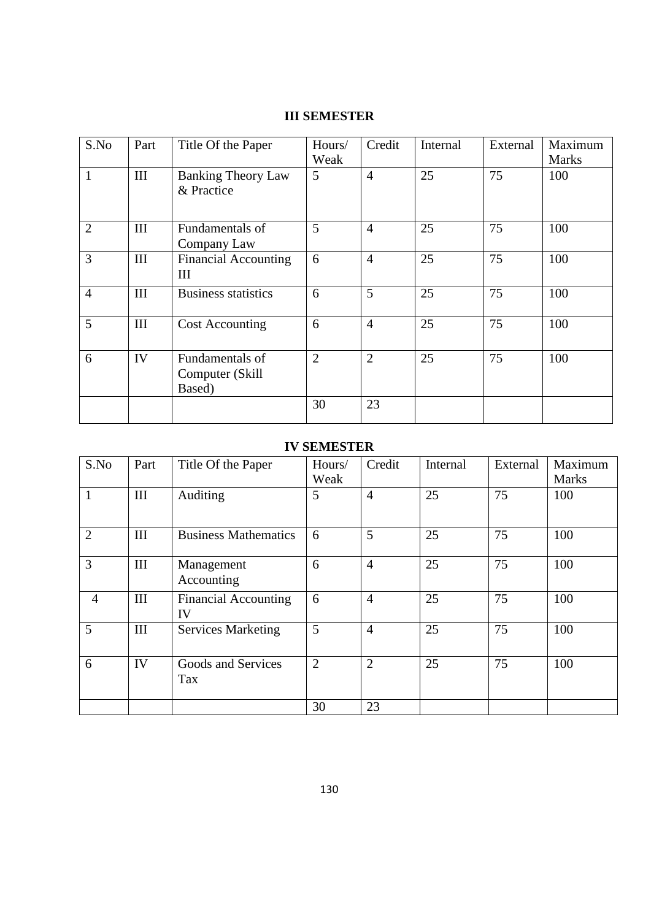### III SEMESTER

| S.No | Part | Title Of the Paper | Hours/ Weak | Credit | Internal | External | Maximum Marks |
|---|---|---|---|---|---|---|---|
| 1 | III | Banking Theory Law & Practice | 5 | 4 | 25 | 75 | 100 |
| 2 | III | Fundamentals of Company Law | 5 | 4 | 25 | 75 | 100 |
| 3 | III | Financial Accounting III | 6 | 4 | 25 | 75 | 100 |
| 4 | III | Business statistics | 6 | 5 | 25 | 75 | 100 |
| 5 | III | Cost Accounting | 6 | 4 | 25 | 75 | 100 |
| 6 | IV | Fundamentals of Computer (Skill Based) | 2 | 2 | 25 | 75 | 100 |
| | | | 30 | 23 | | | |

### IV SEMESTER

| S.No | Part | Title Of the Paper | Hours/ Weak | Credit | Internal | External | Maximum Marks |
|---|---|---|---|---|---|---|---|
| 1 | III | Auditing | 5 | 4 | 25 | 75 | 100 |
| 2 | III | Business Mathematics | 6 | 5 | 25 | 75 | 100 |
| 3 | III | Management Accounting | 6 | 4 | 25 | 75 | 100 |
| 4 | III | Financial Accounting IV | 6 | 4 | 25 | 75 | 100 |
| 5 | III | Services Marketing | 5 | 4 | 25 | 75 | 100 |
| 6 | IV | Goods and Services Tax | 2 | 2 | 25 | 75 | 100 |
| | | | 30 | 23 | | | |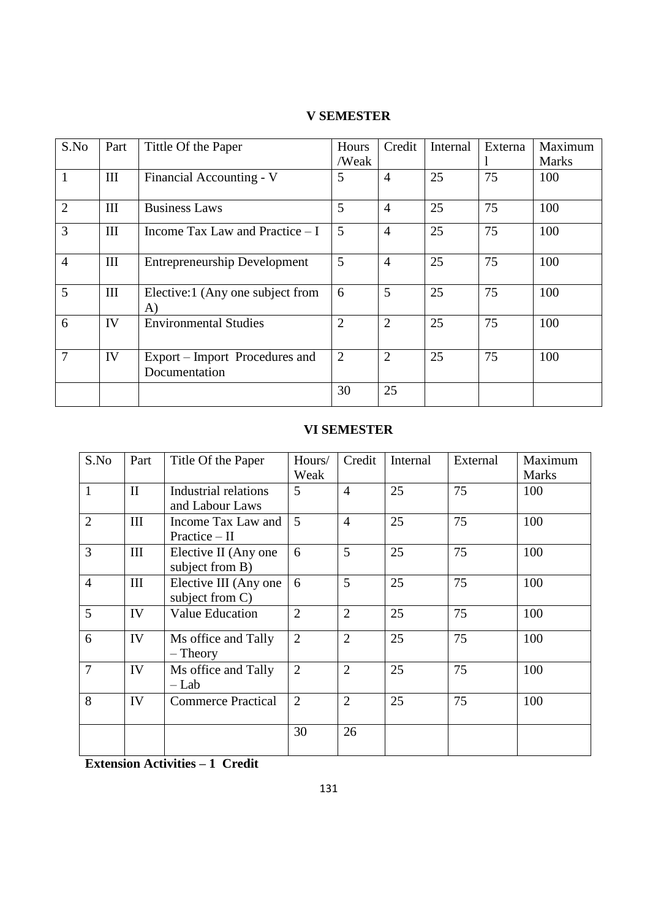## V SEMESTER

| S.No | Part | Tittle Of the Paper | Hours /Weak | Credit | Internal | External | Maximum Marks |
|---|---|---|---|---|---|---|---|
| 1 | III | Financial Accounting - V | 5 | 4 | 25 | 75 | 100 |
| 2 | III | Business Laws | 5 | 4 | 25 | 75 | 100 |
| 3 | III | Income Tax Law and Practice – I | 5 | 4 | 25 | 75 | 100 |
| 4 | III | Entrepreneurship Development | 5 | 4 | 25 | 75 | 100 |
| 5 | III | Elective:1 (Any one subject from A) | 6 | 5 | 25 | 75 | 100 |
| 6 | IV | Environmental Studies | 2 | 2 | 25 | 75 | 100 |
| 7 | IV | Export – Import Procedures and Documentation | 2 | 2 | 25 | 75 | 100 |
| | | | 30 | 25 | | | |

## VI SEMESTER

| S.No | Part | Title Of the Paper | Hours/ Weak | Credit | Internal | External | Maximum Marks |
|---|---|---|---|---|---|---|---|
| 1 | II | Industrial relations and Labour Laws | 5 | 4 | 25 | 75 | 100 |
| 2 | III | Income Tax Law and Practice – II | 5 | 4 | 25 | 75 | 100 |
| 3 | III | Elective II (Any one subject from B) | 6 | 5 | 25 | 75 | 100 |
| 4 | III | Elective III (Any one subject from C) | 6 | 5 | 25 | 75 | 100 |
| 5 | IV | Value Education | 2 | 2 | 25 | 75 | 100 |
| 6 | IV | Ms office and Tally – Theory | 2 | 2 | 25 | 75 | 100 |
| 7 | IV | Ms office and Tally – Lab | 2 | 2 | 25 | 75 | 100 |
| 8 | IV | Commerce Practical | 2 | 2 | 25 | 75 | 100 |
| | | | 30 | 26 | | | |

**Extension Activities – 1 Credit**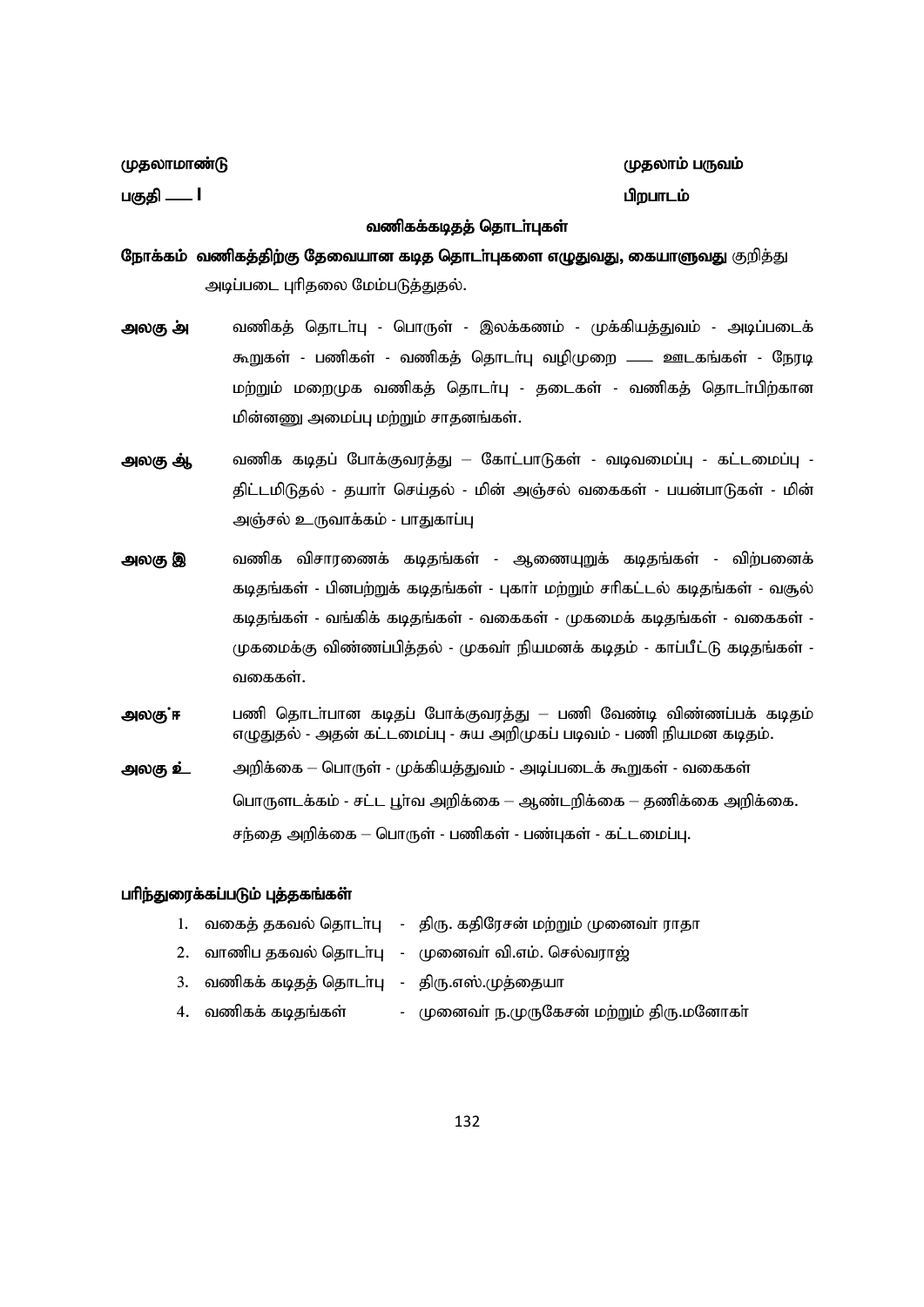**முதலாமாண்டு** **முதலாம் பருவம்**

**பகுதி — I** **பிறபாடம்**

## வணிகக்கடிதத் தொடர்புகள்

**நோக்கம் வணிகத்திற்கு தேவையான கடித தொடர்புகளை எழுதுவது, கையாளுவது** குறித்து அடிப்படை புரிதலை மேம்படுத்துதல்.

**அலகு அ** வணிகத் தொடர்பு - பொருள் - இலக்கணம் - முக்கியத்துவம் - அடிப்படைக் கூறுகள் - பணிகள் - வணிகத் தொடர்பு வழிமுறை — ஊடகங்கள் - நேரடி மற்றும் மறைமுக வணிகத் தொடர்பு - தடைகள் - வணிகத் தொடர்பிற்கான மின்னணு அமைப்பு மற்றும் சாதனங்கள்.

**அலகு ஆ** வணிக கடிதப் போக்குவரத்து – கோட்பாடுகள் - வடிவமைப்பு - கட்டமைப்பு - திட்டமிடுதல் - தயார் செய்தல் - மின் அஞ்சல் வகைகள் - பயன்பாடுகள் - மின் அஞ்சல் உருவாக்கம் - பாதுகாப்பு

**அலகு இ** வணிக விசாரணைக் கடிதங்கள் - ஆணையுறுக் கடிதங்கள் - விற்பனைக் கடிதங்கள் - பினபற்றுக் கடிதங்கள் - புகார் மற்றும் சரிகட்டல் கடிதங்கள் - வசூல் கடிதங்கள் - வங்கிக் கடிதங்கள் - வகைகள் - முகமைக் கடிதங்கள் - வகைகள் - முகமைக்கு விண்ணப்பித்தல் - முகவர் நியமனக் கடிதம் - காப்பீட்டு கடிதங்கள் - வகைகள்.

**அலகு ஈ** பணி தொடர்பான கடிதப் போக்குவரத்து – பணி வேண்டி விண்ணப்பக் கடிதம் எழுதுதல் - அதன் கட்டமைப்பு - சுய அறிமுகப் படிவம் - பணி நியமன கடிதம்.

**அலகு உ** அறிக்கை – பொருள் - முக்கியத்துவம் - அடிப்படைக் கூறுகள் - வகைகள் பொருளடக்கம் - சட்ட பூர்வ அறிக்கை – ஆண்டறிக்கை – தணிக்கை அறிக்கை. சந்தை அறிக்கை – பொருள் - பணிகள் - பண்புகள் - கட்டமைப்பு.

**பரிந்துரைக்கப்படும் புத்தகங்கள்**

1. வகைத் தகவல் தொடர்பு - திரு. கதிரேசன் மற்றும் முனைவர் ராதா
2. வாணிப தகவல் தொடர்பு - முனைவர் வி.எம். செல்வராஜ்
3. வணிகக் கடிதத் தொடர்பு - திரு.எஸ்.முத்தையா
4. வணிகக் கடிதங்கள் - முனைவர் ந.முருகேசன் மற்றும் திரு.மனோகர்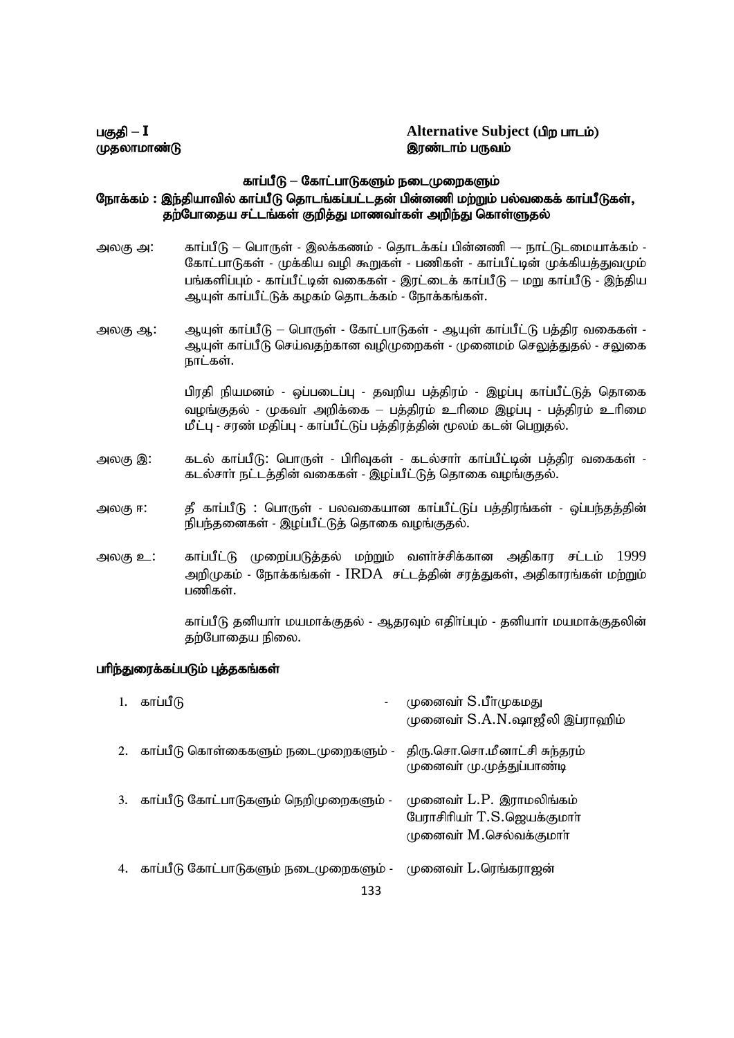பகுதி – I

முதலாமாண்டு

**Alternative Subject (பிற பாடம்)**

**இரண்டாம் பருவம்**

## காப்பீடு – கோட்பாடுகளும் நடைமுறைகளும்

**நோக்கம் : இந்தியாவில் காப்பீடு தொடங்கப்பட்டதன் பின்னணி மற்றும் பல்வகைக் காப்பீடுகள், தற்போதைய சட்டங்கள் குறித்து மாணவர்கள் அறிந்து கொள்ளுதல்**

அலகு அ: காப்பீடு – பொருள் - இலக்கணம் - தொடக்கப் பின்னணி –- நாட்டுடமையாக்கம் - கோட்பாடுகள் - முக்கிய வழி கூறுகள் - பணிகள் - காப்பீட்டின் முக்கியத்துவமும் பங்களிப்பும் - காப்பீட்டின் வகைகள் - இரட்டைக் காப்பீடு – மறு காப்பீடு - இந்திய ஆயுள் காப்பீட்டுக் கழகம் தொடக்கம் - நோக்கங்கள்.

அலகு ஆ: ஆயுள் காப்பீடு – பொருள் - கோட்பாடுகள் - ஆயுள் காப்பீட்டு பத்திர வகைகள் - ஆயுள் காப்பீடு செய்வதற்கான வழிமுறைகள் - முனைமம் செலுத்துதல் - சலுகை நாட்கள்.

பிரதி நியமனம் - ஒப்படைப்பு - தவறிய பத்திரம் - இழப்பு காப்பீட்டுத் தொகை வழங்குதல் - முகவர் அறிக்கை – பத்திரம் உரிமை இழப்பு - பத்திரம் உரிமை மீட்பு - சரண் மதிப்பு - காப்பீட்டுப் பத்திரத்தின் மூலம் கடன் பெறுதல்.

அலகு இ: கடல் காப்பீடு: பொருள் - பிரிவுகள் - கடல்சார் காப்பீட்டின் பத்திர வகைகள் - கடல்சார் நட்டத்தின் வகைகள் - இழப்பீட்டுத் தொகை வழங்குதல்.

அலகு ஈ: தீ காப்பீடு : பொருள் - பலவகையான காப்பீட்டுப் பத்திரங்கள் - ஒப்பந்தத்தின் நிபந்தனைகள் - இழப்பீட்டுத் தொகை வழங்குதல்.

அலகு உ: காப்பீட்டு முறைப்படுத்தல் மற்றும் வளர்ச்சிக்கான அதிகார சட்டம் 1999 அறிமுகம் - நோக்கங்கள் - IRDA சட்டத்தின் சரத்துகள், அதிகாரங்கள் மற்றும் பணிகள்.

காப்பீடு தனியார் மயமாக்குதல் - ஆதரவும் எதிர்ப்பும் - தனியார் மயமாக்குதலின் தற்போதைய நிலை.

### பரிந்துரைக்கப்படும் புத்தகங்கள்

1. காப்பீடு - முனைவர் S.பீர்முகமது, முனைவர் S.A.N.ஷாஜீலி இப்ராஹிம்
2. காப்பீடு கொள்கைகளும் நடைமுறைகளும் - திரு.சொ.சொ.மீனாட்சி சுந்தரம், முனைவர் மு.முத்துப்பாண்டி
3. காப்பீடு கோட்பாடுகளும் நெறிமுறைகளும் - முனைவர் L.P. இராமலிங்கம், பேராசிரியர் T.S.ஜெயக்குமார், முனைவர் M.செல்வக்குமார்
4. காப்பீடு கோட்பாடுகளும் நடைமுறைகளும் - முனைவர் L.ரெங்கராஜன்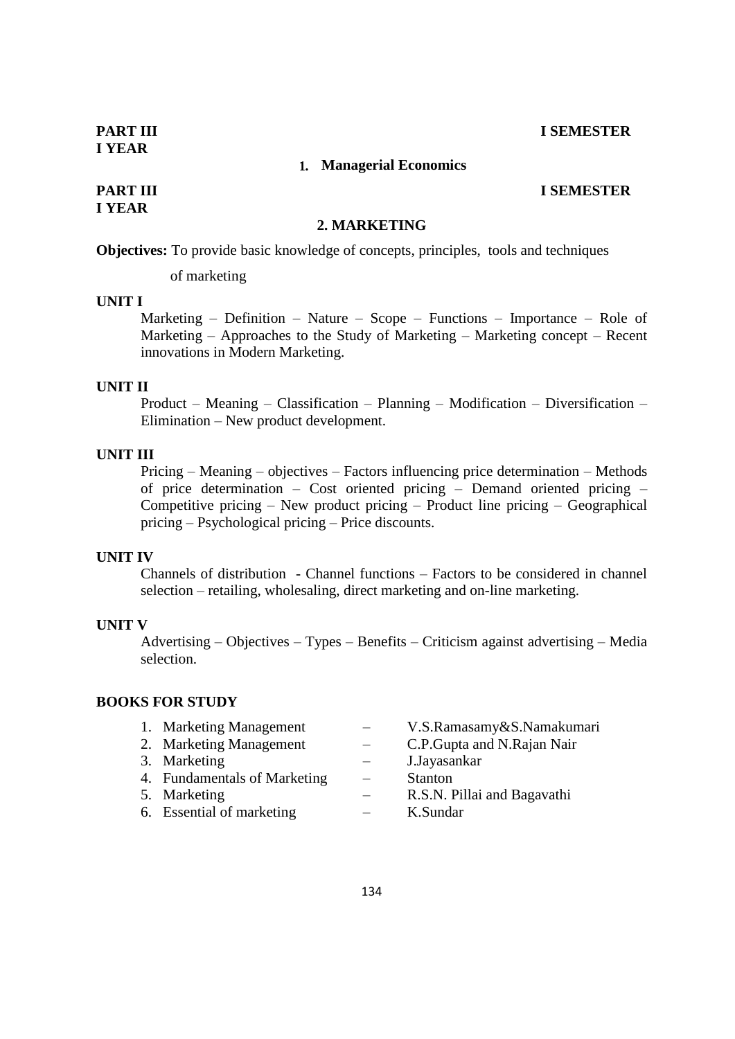**PART III** **I SEMESTER**
**I YEAR**

### 1. Managerial Economics

**PART III** **I SEMESTER**
**I YEAR**

### 2. MARKETING

**Objectives:** To provide basic knowledge of concepts, principles, tools and techniques of marketing

**UNIT I**

Marketing – Definition – Nature – Scope – Functions – Importance – Role of Marketing – Approaches to the Study of Marketing – Marketing concept – Recent innovations in Modern Marketing.

**UNIT II**

Product – Meaning – Classification – Planning – Modification – Diversification – Elimination – New product development.

**UNIT III**

Pricing – Meaning – objectives – Factors influencing price determination – Methods of price determination – Cost oriented pricing – Demand oriented pricing – Competitive pricing – New product pricing – Product line pricing – Geographical pricing – Psychological pricing – Price discounts.

**UNIT IV**

Channels of distribution - Channel functions – Factors to be considered in channel selection – retailing, wholesaling, direct marketing and on-line marketing.

**UNIT V**

Advertising – Objectives – Types – Benefits – Criticism against advertising – Media selection.

**BOOKS FOR STUDY**

1. Marketing Management – V.S.Ramasamy&S.Namakumari
2. Marketing Management – C.P.Gupta and N.Rajan Nair
3. Marketing – J.Jayasankar
4. Fundamentals of Marketing – Stanton
5. Marketing – R.S.N. Pillai and Bagavathi
6. Essential of marketing – K.Sundar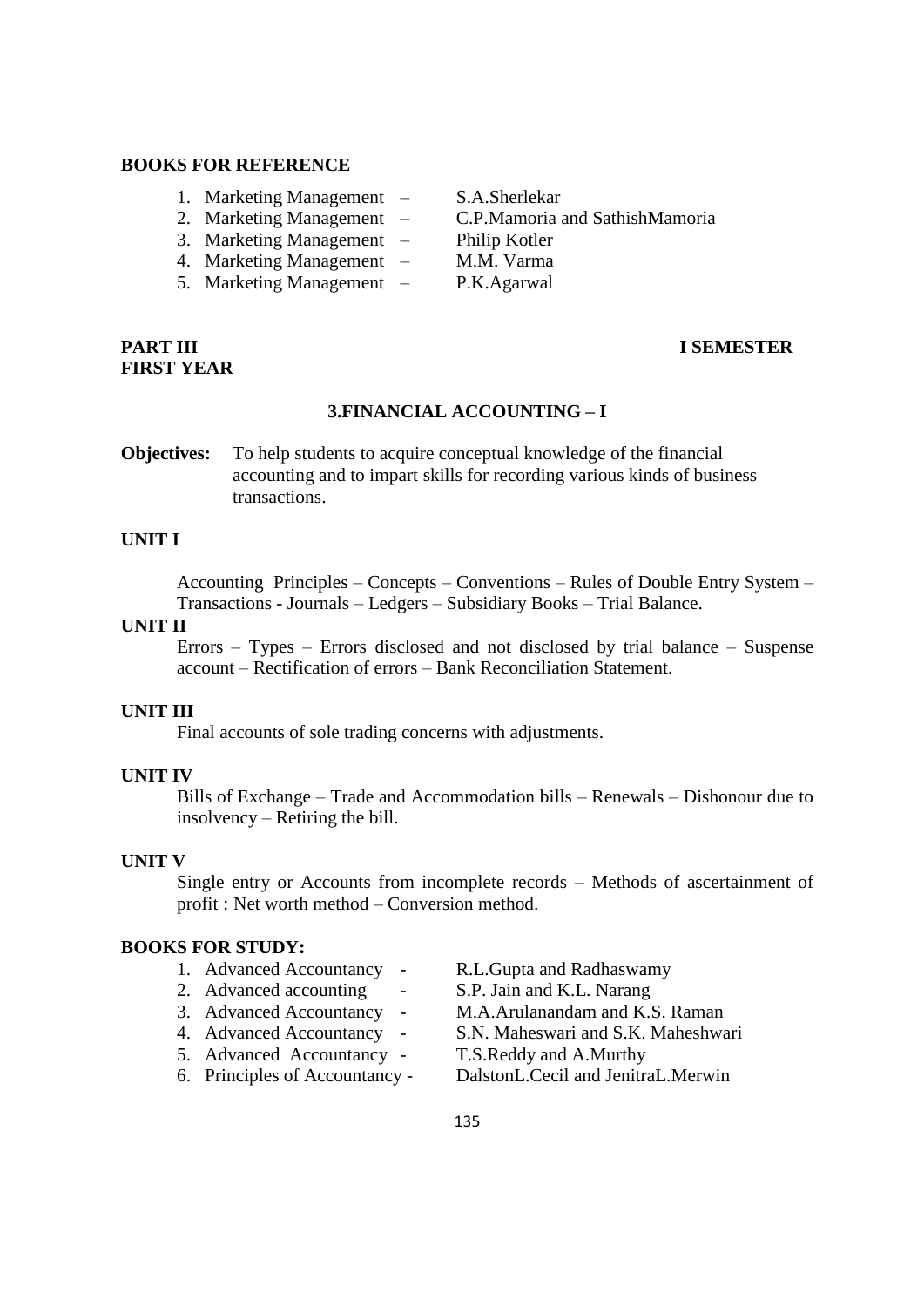**BOOKS FOR REFERENCE**

1. Marketing Management – S.A.Sherlekar
2. Marketing Management – C.P.Mamoria and SathishMamoria
3. Marketing Management – Philip Kotler
4. Marketing Management – M.M. Varma
5. Marketing Management – P.K.Agarwal

**PART III** **I SEMESTER**
**FIRST YEAR**

## 3.FINANCIAL ACCOUNTING – I

**Objectives:** To help students to acquire conceptual knowledge of the financial accounting and to impart skills for recording various kinds of business transactions.

### UNIT I

Accounting Principles – Concepts – Conventions – Rules of Double Entry System – Transactions - Journals – Ledgers – Subsidiary Books – Trial Balance.

### UNIT II

Errors – Types – Errors disclosed and not disclosed by trial balance – Suspense account – Rectification of errors – Bank Reconciliation Statement.

### UNIT III

Final accounts of sole trading concerns with adjustments.

### UNIT IV

Bills of Exchange – Trade and Accommodation bills – Renewals – Dishonour due to insolvency – Retiring the bill.

### UNIT V

Single entry or Accounts from incomplete records – Methods of ascertainment of profit : Net worth method – Conversion method.

**BOOKS FOR STUDY:**

1. Advanced Accountancy - R.L.Gupta and Radhaswamy
2. Advanced accounting - S.P. Jain and K.L. Narang
3. Advanced Accountancy - M.A.Arulanandam and K.S. Raman
4. Advanced Accountancy - S.N. Maheswari and S.K. Maheshwari
5. Advanced Accountancy - T.S.Reddy and A.Murthy
6. Principles of Accountancy - DalstonL.Cecil and JenitraL.Merwin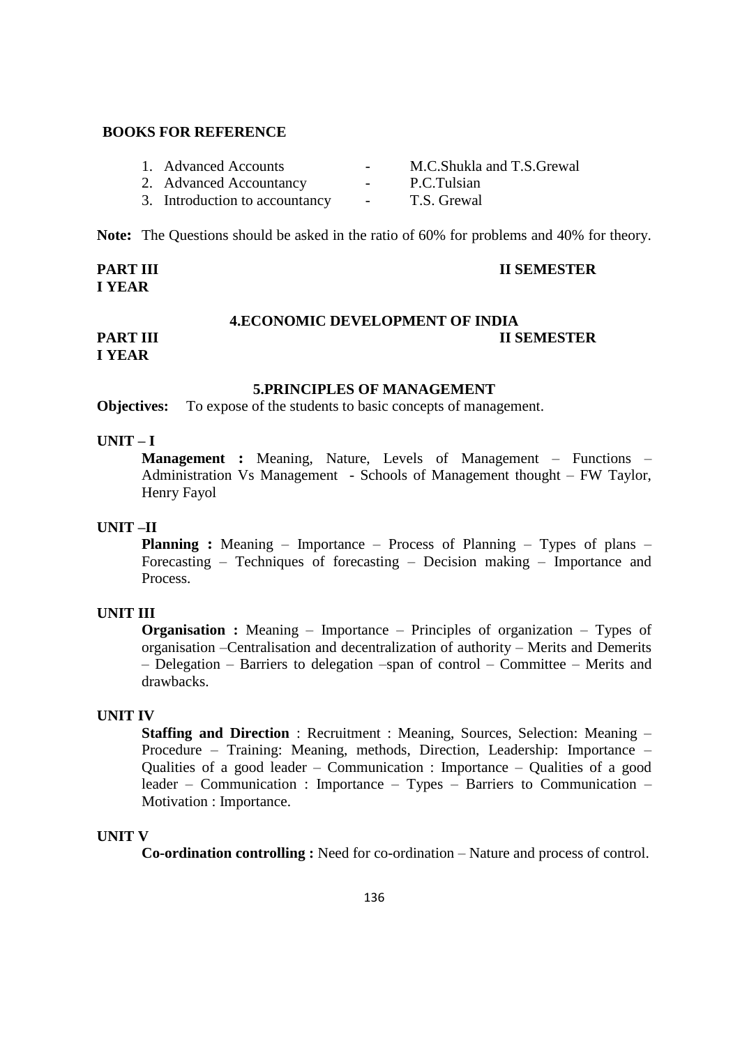**BOOKS FOR REFERENCE**

1. Advanced Accounts - M.C.Shukla and T.S.Grewal
2. Advanced Accountancy - P.C.Tulsian
3. Introduction to accountancy - T.S. Grewal

**Note:** The Questions should be asked in the ratio of 60% for problems and 40% for theory.

**PART III** **II SEMESTER**
**I YEAR**

## 4.ECONOMIC DEVELOPMENT OF INDIA

**PART III** **II SEMESTER**
**I YEAR**

## 5.PRINCIPLES OF MANAGEMENT

**Objectives:** To expose of the students to basic concepts of management.

**UNIT – I**

**Management :** Meaning, Nature, Levels of Management – Functions – Administration Vs Management - Schools of Management thought – FW Taylor, Henry Fayol

**UNIT –II**

**Planning :** Meaning – Importance – Process of Planning – Types of plans – Forecasting – Techniques of forecasting – Decision making – Importance and Process.

**UNIT III**

**Organisation :** Meaning – Importance – Principles of organization – Types of organisation –Centralisation and decentralization of authority – Merits and Demerits – Delegation – Barriers to delegation –span of control – Committee – Merits and drawbacks.

**UNIT IV**

**Staffing and Direction** : Recruitment : Meaning, Sources, Selection: Meaning – Procedure – Training: Meaning, methods, Direction, Leadership: Importance – Qualities of a good leader – Communication : Importance – Qualities of a good leader – Communication : Importance – Types – Barriers to Communication – Motivation : Importance.

**UNIT V**

**Co-ordination controlling :** Need for co-ordination – Nature and process of control.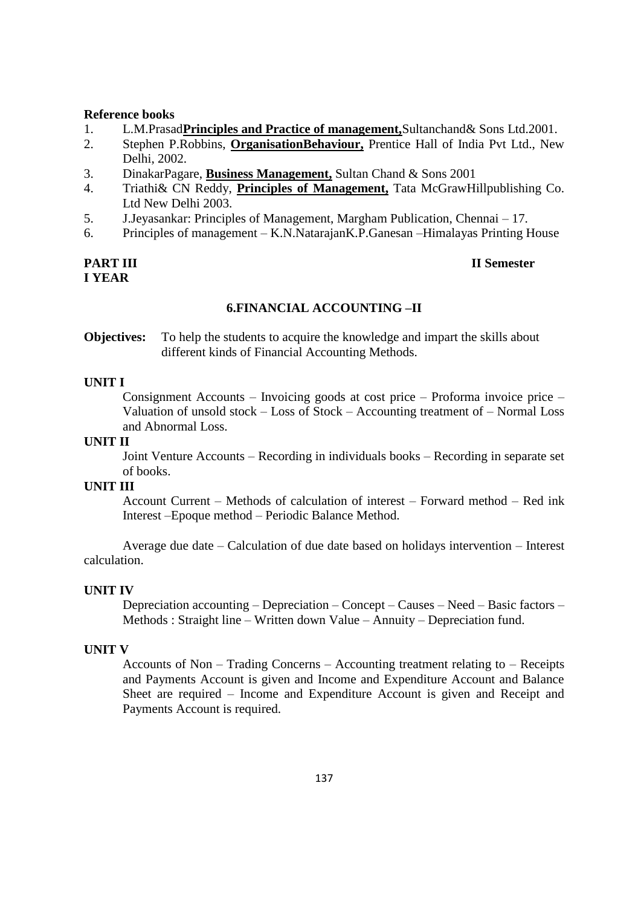**Reference books**

1. L.M.Prasad**Principles and Practice of management,**Sultanchand& Sons Ltd.2001.
2. Stephen P.Robbins, **OrganisationBehaviour,** Prentice Hall of India Pvt Ltd., New Delhi, 2002.
3. DinakarPagare, **Business Management,** Sultan Chand & Sons 2001
4. Triathi& CN Reddy, **Principles of Management,** Tata McGrawHillpublishing Co. Ltd New Delhi 2003.
5. J.Jeyasankar: Principles of Management, Margham Publication, Chennai – 17.
6. Principles of management – K.N.NatarajanK.P.Ganesan –Himalayas Printing House

**PART III** **II Semester**

**I YEAR**

## 6.FINANCIAL ACCOUNTING –II

**Objectives:** To help the students to acquire the knowledge and impart the skills about different kinds of Financial Accounting Methods.

**UNIT I**

Consignment Accounts – Invoicing goods at cost price – Proforma invoice price – Valuation of unsold stock – Loss of Stock – Accounting treatment of – Normal Loss and Abnormal Loss.

**UNIT II**

Joint Venture Accounts – Recording in individuals books – Recording in separate set of books.

**UNIT III**

Account Current – Methods of calculation of interest – Forward method – Red ink Interest –Epoque method – Periodic Balance Method.

Average due date – Calculation of due date based on holidays intervention – Interest calculation.

**UNIT IV**

Depreciation accounting – Depreciation – Concept – Causes – Need – Basic factors – Methods : Straight line – Written down Value – Annuity – Depreciation fund.

**UNIT V**

Accounts of Non – Trading Concerns – Accounting treatment relating to – Receipts and Payments Account is given and Income and Expenditure Account and Balance Sheet are required – Income and Expenditure Account is given and Receipt and Payments Account is required.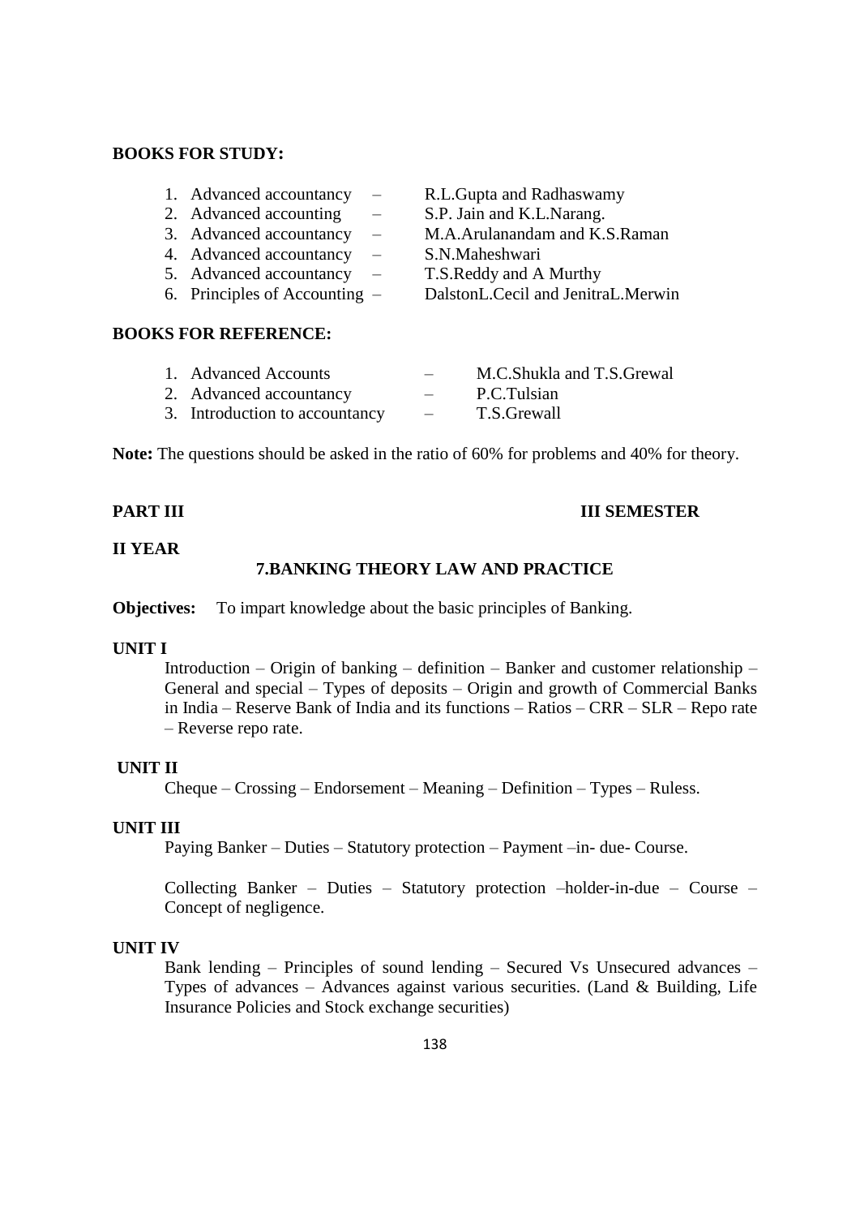**BOOKS FOR STUDY:**

1. Advanced accountancy – R.L.Gupta and Radhaswamy
2. Advanced accounting – S.P. Jain and K.L.Narang.
3. Advanced accountancy – M.A.Arulanandam and K.S.Raman
4. Advanced accountancy – S.N.Maheshwari
5. Advanced accountancy – T.S.Reddy and A Murthy
6. Principles of Accounting – DalstonL.Cecil and JenitraL.Merwin

**BOOKS FOR REFERENCE:**

1. Advanced Accounts – M.C.Shukla and T.S.Grewal
2. Advanced accountancy – P.C.Tulsian
3. Introduction to accountancy – T.S.Grewall

**Note:** The questions should be asked in the ratio of 60% for problems and 40% for theory.

**PART III** **III SEMESTER**

**II YEAR**

## 7.BANKING THEORY LAW AND PRACTICE

**Objectives:** To impart knowledge about the basic principles of Banking.

**UNIT I**

Introduction – Origin of banking – definition – Banker and customer relationship – General and special – Types of deposits – Origin and growth of Commercial Banks in India – Reserve Bank of India and its functions – Ratios – CRR – SLR – Repo rate – Reverse repo rate.

**UNIT II**

Cheque – Crossing – Endorsement – Meaning – Definition – Types – Ruless.

**UNIT III**

Paying Banker – Duties – Statutory protection – Payment –in- due- Course.

Collecting Banker – Duties – Statutory protection –holder-in-due – Course – Concept of negligence.

**UNIT IV**

Bank lending – Principles of sound lending – Secured Vs Unsecured advances – Types of advances – Advances against various securities. (Land & Building, Life Insurance Policies and Stock exchange securities)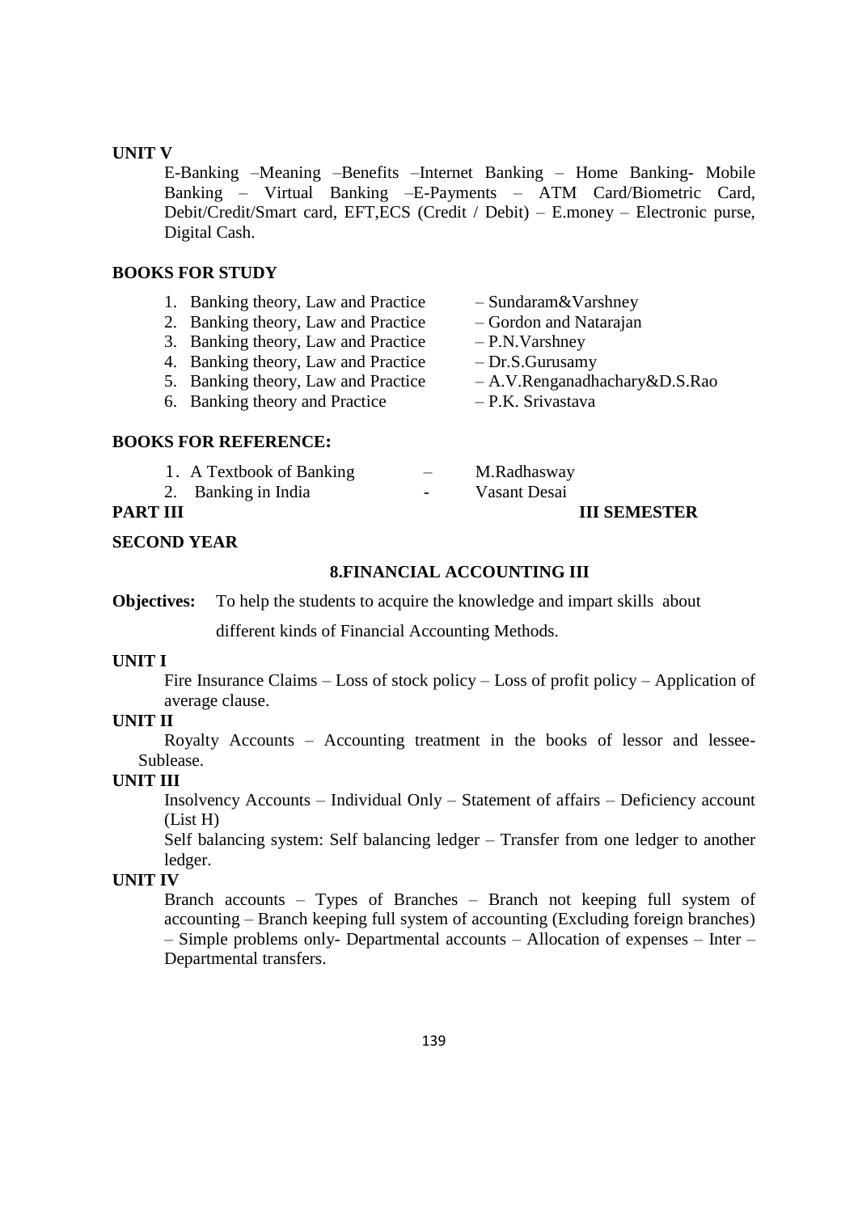**UNIT V**

E-Banking –Meaning –Benefits –Internet Banking – Home Banking- Mobile Banking – Virtual Banking –E-Payments – ATM Card/Biometric Card, Debit/Credit/Smart card, EFT,ECS (Credit / Debit) – E.money – Electronic purse, Digital Cash.

**BOOKS FOR STUDY**

1. Banking theory, Law and Practice – Sundaram&Varshney
2. Banking theory, Law and Practice – Gordon and Natarajan
3. Banking theory, Law and Practice – P.N.Varshney
4. Banking theory, Law and Practice – Dr.S.Gurusamy
5. Banking theory, Law and Practice – A.V.Renganadhachary&D.S.Rao
6. Banking theory and Practice – P.K. Srivastava

**BOOKS FOR REFERENCE:**

1. A Textbook of Banking – M.Radhasway
2. Banking in India - Vasant Desai

**PART III** **III SEMESTER**

**SECOND YEAR**

**8.FINANCIAL ACCOUNTING III**

**Objectives:** To help the students to acquire the knowledge and impart skills about different kinds of Financial Accounting Methods.

**UNIT I**

Fire Insurance Claims – Loss of stock policy – Loss of profit policy – Application of average clause.

**UNIT II**

Royalty Accounts – Accounting treatment in the books of lessor and lessee-Sublease.

**UNIT III**

Insolvency Accounts – Individual Only – Statement of affairs – Deficiency account (List H)

Self balancing system: Self balancing ledger – Transfer from one ledger to another ledger.

**UNIT IV**

Branch accounts – Types of Branches – Branch not keeping full system of accounting – Branch keeping full system of accounting (Excluding foreign branches) – Simple problems only- Departmental accounts – Allocation of expenses – Inter – Departmental transfers.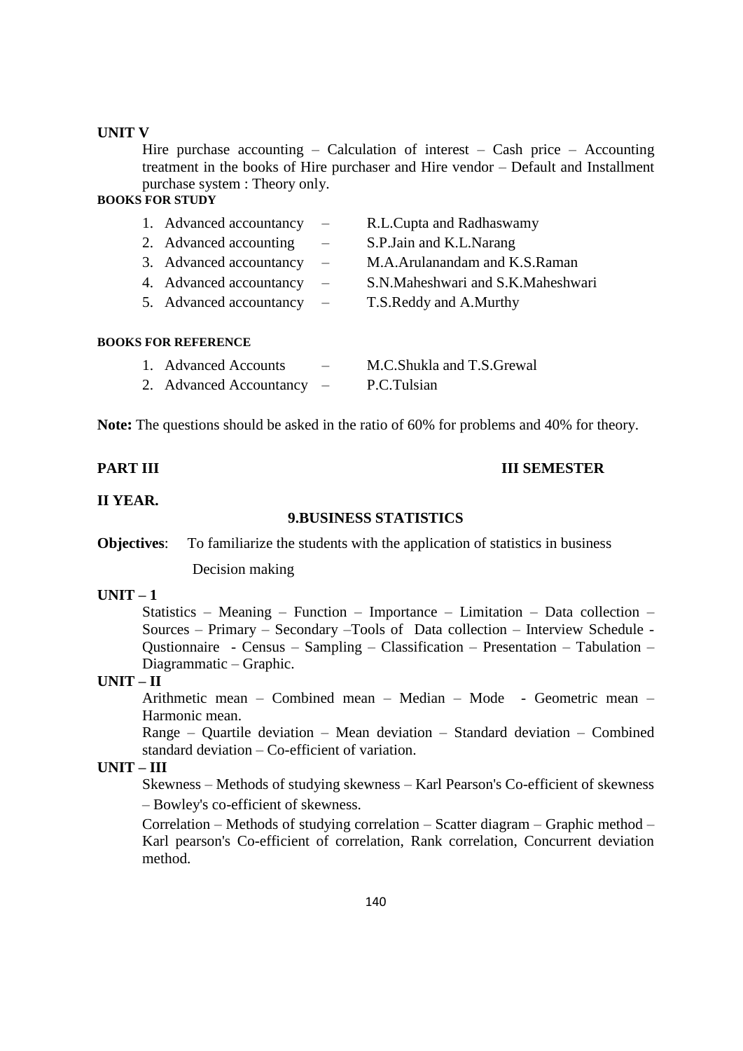**UNIT V**

Hire purchase accounting – Calculation of interest – Cash price – Accounting treatment in the books of Hire purchaser and Hire vendor – Default and Installment purchase system : Theory only.

**BOOKS FOR STUDY**

1. Advanced accountancy – R.L.Cupta and Radhaswamy
2. Advanced accounting – S.P.Jain and K.L.Narang
3. Advanced accountancy – M.A.Arulanandam and K.S.Raman
4. Advanced accountancy – S.N.Maheshwari and S.K.Maheshwari
5. Advanced accountancy – T.S.Reddy and A.Murthy

**BOOKS FOR REFERENCE**

1. Advanced Accounts – M.C.Shukla and T.S.Grewal
2. Advanced Accountancy – P.C.Tulsian

**Note:** The questions should be asked in the ratio of 60% for problems and 40% for theory.

**PART III** **III SEMESTER**

**II YEAR.**

## 9.BUSINESS STATISTICS

**Objectives**: To familiarize the students with the application of statistics in business Decision making

**UNIT – 1**

Statistics – Meaning – Function – Importance – Limitation – Data collection – Sources – Primary – Secondary –Tools of Data collection – Interview Schedule - Qustionnaire - Census – Sampling – Classification – Presentation – Tabulation – Diagrammatic – Graphic.

**UNIT – II**

Arithmetic mean – Combined mean – Median – Mode - Geometric mean – Harmonic mean.

Range – Quartile deviation – Mean deviation – Standard deviation – Combined standard deviation – Co-efficient of variation.

**UNIT – III**

Skewness – Methods of studying skewness – Karl Pearson's Co-efficient of skewness – Bowley's co-efficient of skewness.

Correlation – Methods of studying correlation – Scatter diagram – Graphic method – Karl pearson's Co-efficient of correlation, Rank correlation, Concurrent deviation method.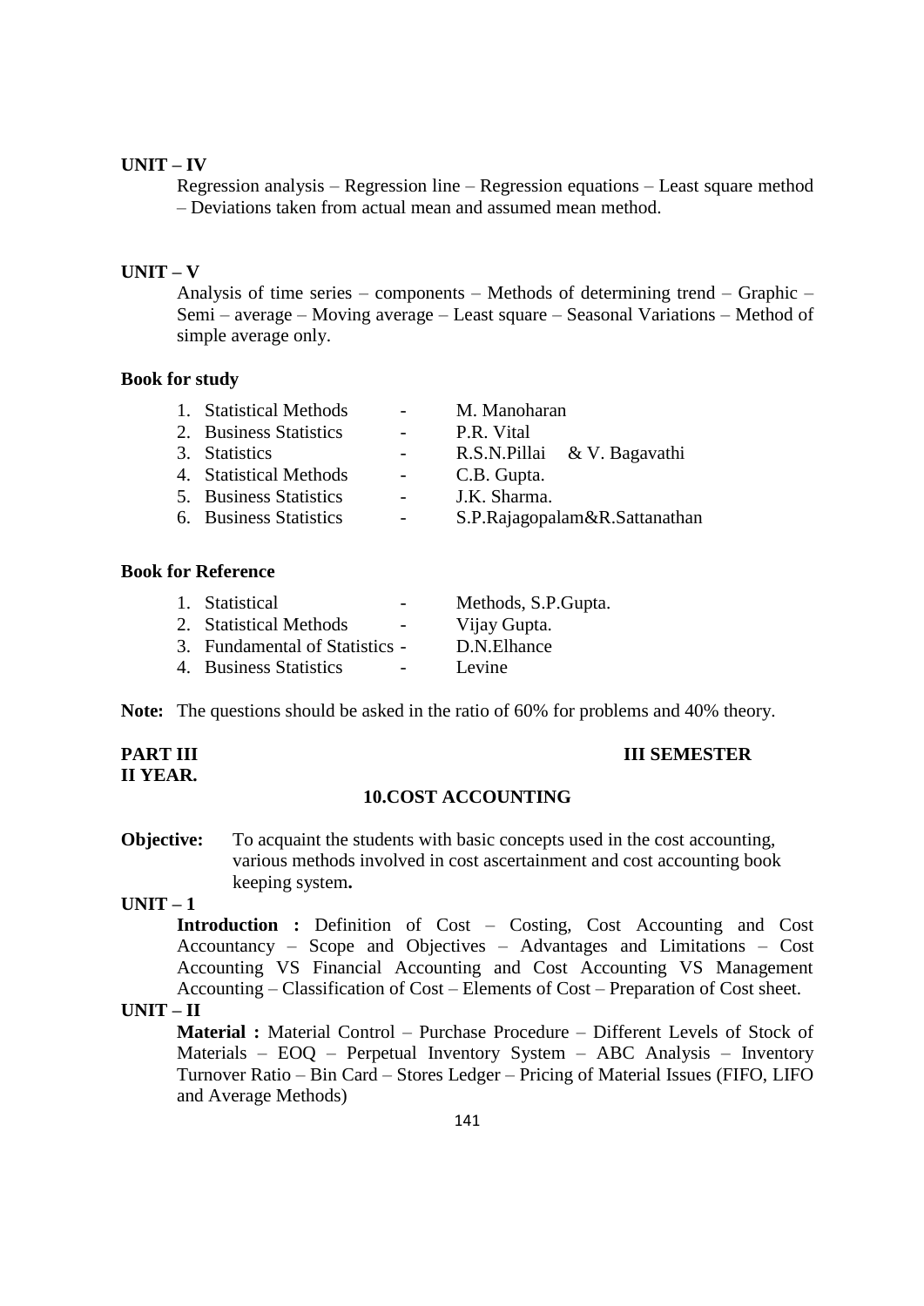**UNIT – IV**

Regression analysis – Regression line – Regression equations – Least square method – Deviations taken from actual mean and assumed mean method.

**UNIT – V**

Analysis of time series – components – Methods of determining trend – Graphic – Semi – average – Moving average – Least square – Seasonal Variations – Method of simple average only.

**Book for study**

1. Statistical Methods - M. Manoharan
2. Business Statistics - P.R. Vital
3. Statistics - R.S.N.Pillai & V. Bagavathi
4. Statistical Methods - C.B. Gupta.
5. Business Statistics - J.K. Sharma.
6. Business Statistics - S.P.Rajagopalam&R.Sattanathan

**Book for Reference**

1. Statistical - Methods, S.P.Gupta.
2. Statistical Methods - Vijay Gupta.
3. Fundamental of Statistics - D.N.Elhance
4. Business Statistics - Levine

**Note:** The questions should be asked in the ratio of 60% for problems and 40% theory.

**PART III** **III SEMESTER**
**II YEAR.**

## 10.COST ACCOUNTING

**Objective:** To acquaint the students with basic concepts used in the cost accounting, various methods involved in cost ascertainment and cost accounting book keeping system**.**

**UNIT – 1**

**Introduction :** Definition of Cost – Costing, Cost Accounting and Cost Accountancy – Scope and Objectives – Advantages and Limitations – Cost Accounting VS Financial Accounting and Cost Accounting VS Management Accounting – Classification of Cost – Elements of Cost – Preparation of Cost sheet.

**UNIT – II**

**Material :** Material Control – Purchase Procedure – Different Levels of Stock of Materials – EOQ – Perpetual Inventory System – ABC Analysis – Inventory Turnover Ratio – Bin Card – Stores Ledger – Pricing of Material Issues (FIFO, LIFO and Average Methods)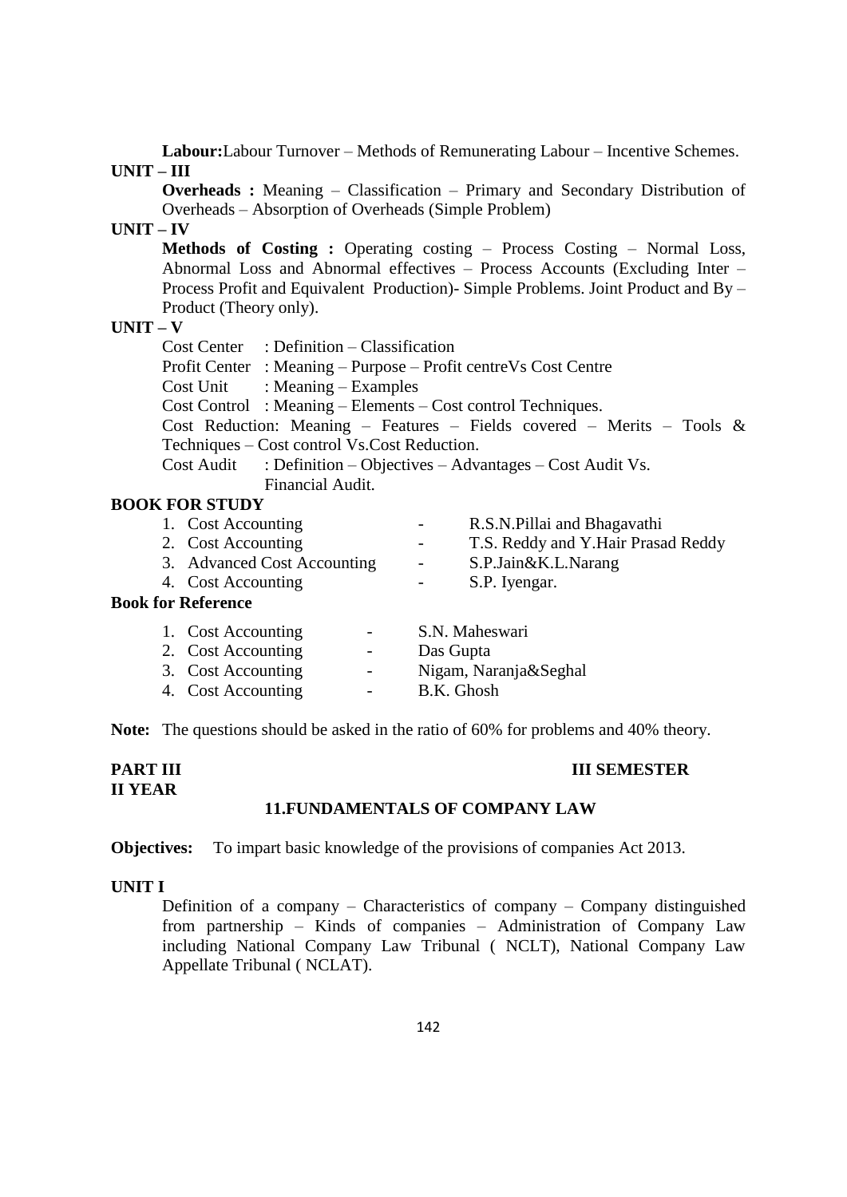**Labour:**Labour Turnover – Methods of Remunerating Labour – Incentive Schemes.

**UNIT – III**

**Overheads :** Meaning – Classification – Primary and Secondary Distribution of Overheads – Absorption of Overheads (Simple Problem)

**UNIT – IV**

**Methods of Costing :** Operating costing – Process Costing – Normal Loss, Abnormal Loss and Abnormal effectives – Process Accounts (Excluding Inter – Process Profit and Equivalent Production)- Simple Problems. Joint Product and By – Product (Theory only).

**UNIT – V**

Cost Center : Definition – Classification

Profit Center : Meaning – Purpose – Profit centreVs Cost Centre

Cost Unit : Meaning – Examples

Cost Control : Meaning – Elements – Cost control Techniques.

Cost Reduction: Meaning – Features – Fields covered – Merits – Tools & Techniques – Cost control Vs.Cost Reduction.

Cost Audit : Definition – Objectives – Advantages – Cost Audit Vs. Financial Audit.

**BOOK FOR STUDY**

1. Cost Accounting - R.S.N.Pillai and Bhagavathi
2. Cost Accounting - T.S. Reddy and Y.Hair Prasad Reddy
3. Advanced Cost Accounting - S.P.Jain&K.L.Narang
4. Cost Accounting - S.P. Iyengar.

**Book for Reference**

1. Cost Accounting - S.N. Maheswari
2. Cost Accounting - Das Gupta
3. Cost Accounting - Nigam, Naranja&Seghal
4. Cost Accounting - B.K. Ghosh

**Note:** The questions should be asked in the ratio of 60% for problems and 40% theory.

**PART III** **III SEMESTER**

**II YEAR**

## 11.FUNDAMENTALS OF COMPANY LAW

**Objectives:** To impart basic knowledge of the provisions of companies Act 2013.

**UNIT I**

Definition of a company – Characteristics of company – Company distinguished from partnership – Kinds of companies – Administration of Company Law including National Company Law Tribunal ( NCLT), National Company Law Appellate Tribunal ( NCLAT).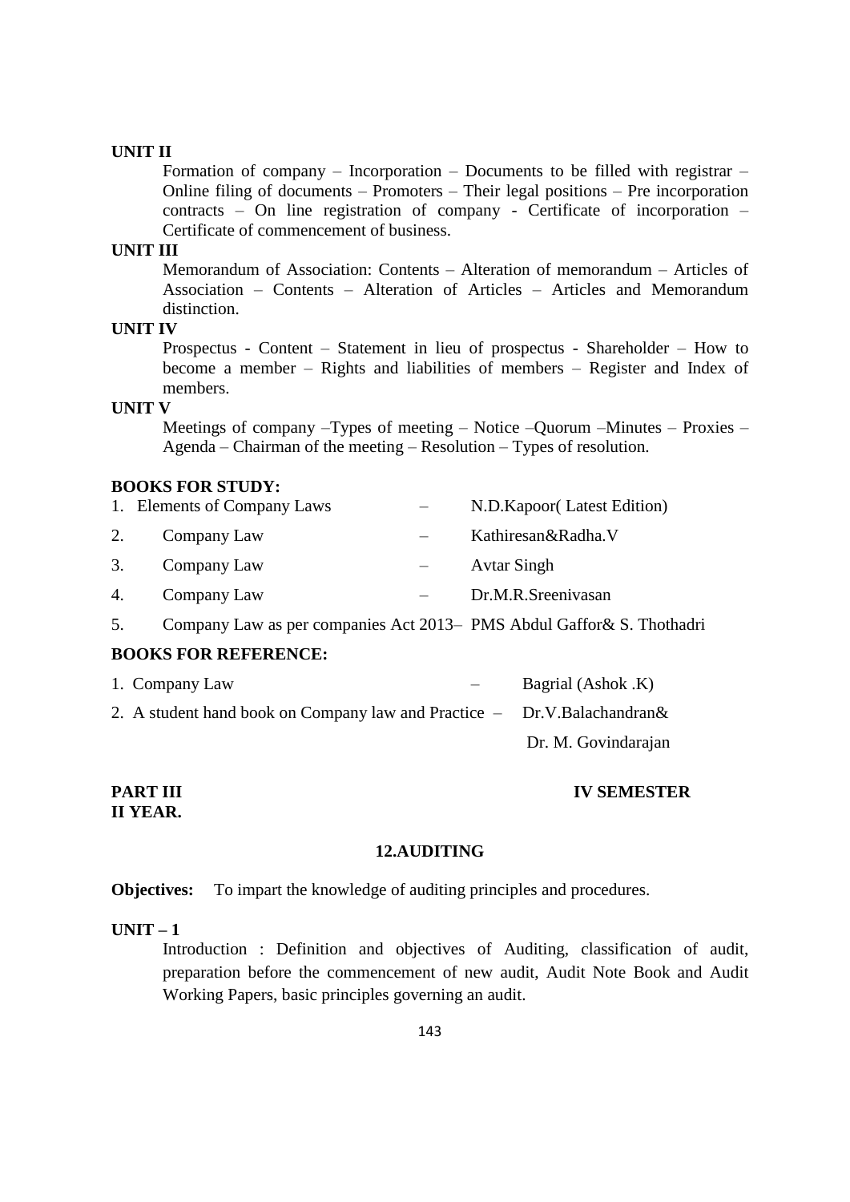**UNIT II**

Formation of company – Incorporation – Documents to be filled with registrar – Online filing of documents – Promoters – Their legal positions – Pre incorporation contracts – On line registration of company - Certificate of incorporation – Certificate of commencement of business.

**UNIT III**

Memorandum of Association: Contents – Alteration of memorandum – Articles of Association – Contents – Alteration of Articles – Articles and Memorandum distinction.

**UNIT IV**

Prospectus - Content – Statement in lieu of prospectus - Shareholder – How to become a member – Rights and liabilities of members – Register and Index of members.

**UNIT V**

Meetings of company –Types of meeting – Notice –Quorum –Minutes – Proxies – Agenda – Chairman of the meeting – Resolution – Types of resolution.

**BOOKS FOR STUDY:**

1. Elements of Company Laws – N.D.Kapoor( Latest Edition)
2. Company Law – Kathiresan&Radha.V
3. Company Law – Avtar Singh
4. Company Law – Dr.M.R.Sreenivasan
5. Company Law as per companies Act 2013– PMS Abdul Gaffor& S. Thothadri

**BOOKS FOR REFERENCE:**

1. Company Law – Bagrial (Ashok .K)
2. A student hand book on Company law and Practice – Dr.V.Balachandran& Dr. M. Govindarajan

**PART III** **IV SEMESTER**
**II YEAR.**

**12.AUDITING**

**Objectives:** To impart the knowledge of auditing principles and procedures.

**UNIT – 1**

Introduction : Definition and objectives of Auditing, classification of audit, preparation before the commencement of new audit, Audit Note Book and Audit Working Papers, basic principles governing an audit.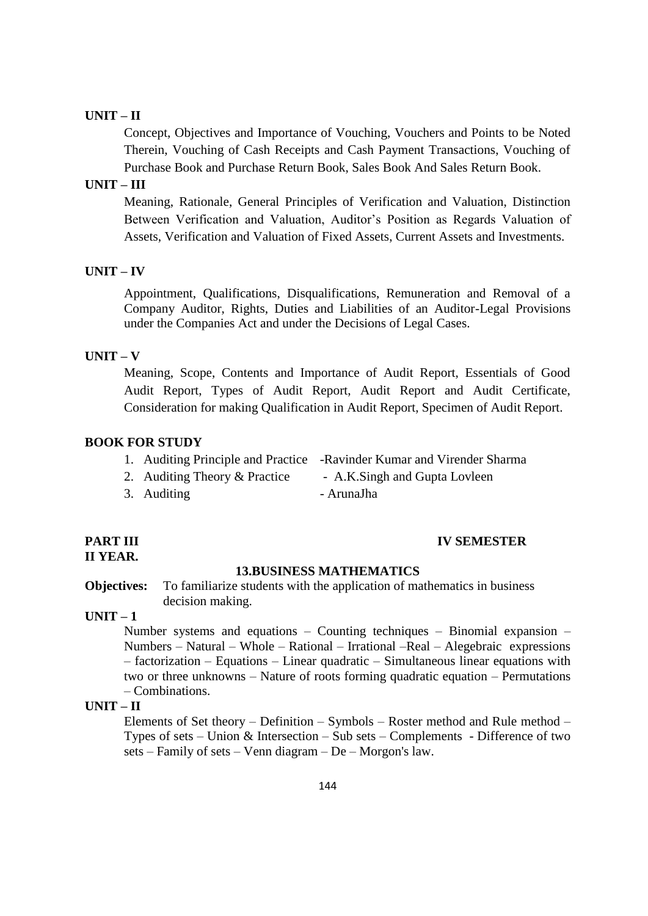**UNIT – II**

Concept, Objectives and Importance of Vouching, Vouchers and Points to be Noted Therein, Vouching of Cash Receipts and Cash Payment Transactions, Vouching of Purchase Book and Purchase Return Book, Sales Book And Sales Return Book.

**UNIT – III**

Meaning, Rationale, General Principles of Verification and Valuation, Distinction Between Verification and Valuation, Auditor's Position as Regards Valuation of Assets, Verification and Valuation of Fixed Assets, Current Assets and Investments.

**UNIT – IV**

Appointment, Qualifications, Disqualifications, Remuneration and Removal of a Company Auditor, Rights, Duties and Liabilities of an Auditor-Legal Provisions under the Companies Act and under the Decisions of Legal Cases.

**UNIT – V**

Meaning, Scope, Contents and Importance of Audit Report, Essentials of Good Audit Report, Types of Audit Report, Audit Report and Audit Certificate, Consideration for making Qualification in Audit Report, Specimen of Audit Report.

**BOOK FOR STUDY**

1. Auditing Principle and Practice -Ravinder Kumar and Virender Sharma
2. Auditing Theory & Practice - A.K.Singh and Gupta Lovleen
3. Auditing - ArunaJha

**PART III** **IV SEMESTER**

**II YEAR.**

**13.BUSINESS MATHEMATICS**

**Objectives:** To familiarize students with the application of mathematics in business decision making.

**UNIT – 1**

Number systems and equations – Counting techniques – Binomial expansion – Numbers – Natural – Whole – Rational – Irrational –Real – Alegebraic expressions – factorization – Equations – Linear quadratic – Simultaneous linear equations with two or three unknowns – Nature of roots forming quadratic equation – Permutations – Combinations.

**UNIT – II**

Elements of Set theory – Definition – Symbols – Roster method and Rule method – Types of sets – Union & Intersection – Sub sets – Complements - Difference of two sets – Family of sets – Venn diagram – De – Morgon's law.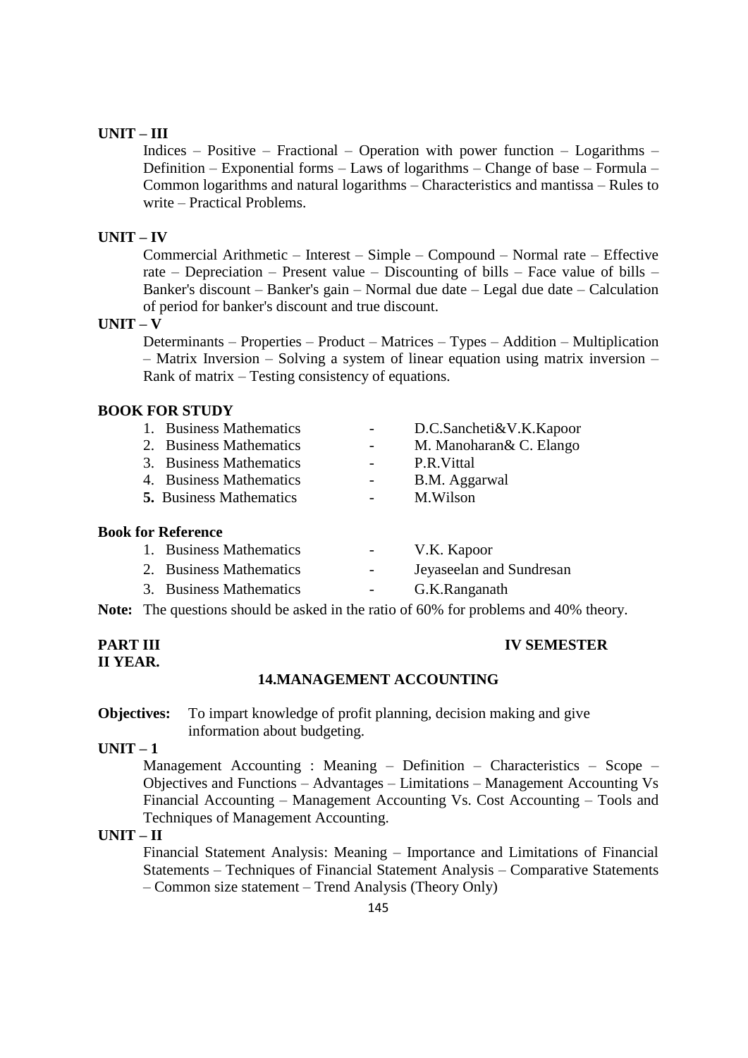**UNIT – III**

Indices – Positive – Fractional – Operation with power function – Logarithms – Definition – Exponential forms – Laws of logarithms – Change of base – Formula – Common logarithms and natural logarithms – Characteristics and mantissa – Rules to write – Practical Problems.

**UNIT – IV**

Commercial Arithmetic – Interest – Simple – Compound – Normal rate – Effective rate – Depreciation – Present value – Discounting of bills – Face value of bills – Banker's discount – Banker's gain – Normal due date – Legal due date – Calculation of period for banker's discount and true discount.

**UNIT – V**

Determinants – Properties – Product – Matrices – Types – Addition – Multiplication – Matrix Inversion – Solving a system of linear equation using matrix inversion – Rank of matrix – Testing consistency of equations.

**BOOK FOR STUDY**

1. Business Mathematics - D.C.Sancheti&V.K.Kapoor
2. Business Mathematics - M. Manoharan& C. Elango
3. Business Mathematics - P.R.Vittal
4. Business Mathematics - B.M. Aggarwal
5. Business Mathematics - M.Wilson

**Book for Reference**

1. Business Mathematics - V.K. Kapoor
2. Business Mathematics - Jeyaseelan and Sundresan
3. Business Mathematics - G.K.Ranganath

**Note:** The questions should be asked in the ratio of 60% for problems and 40% theory.

**PART III** **IV SEMESTER**
**II YEAR.**

**14.MANAGEMENT ACCOUNTING**

**Objectives:** To impart knowledge of profit planning, decision making and give information about budgeting.

**UNIT – 1**

Management Accounting : Meaning – Definition – Characteristics – Scope – Objectives and Functions – Advantages – Limitations – Management Accounting Vs Financial Accounting – Management Accounting Vs. Cost Accounting – Tools and Techniques of Management Accounting.

**UNIT – II**

Financial Statement Analysis: Meaning – Importance and Limitations of Financial Statements – Techniques of Financial Statement Analysis – Comparative Statements – Common size statement – Trend Analysis (Theory Only)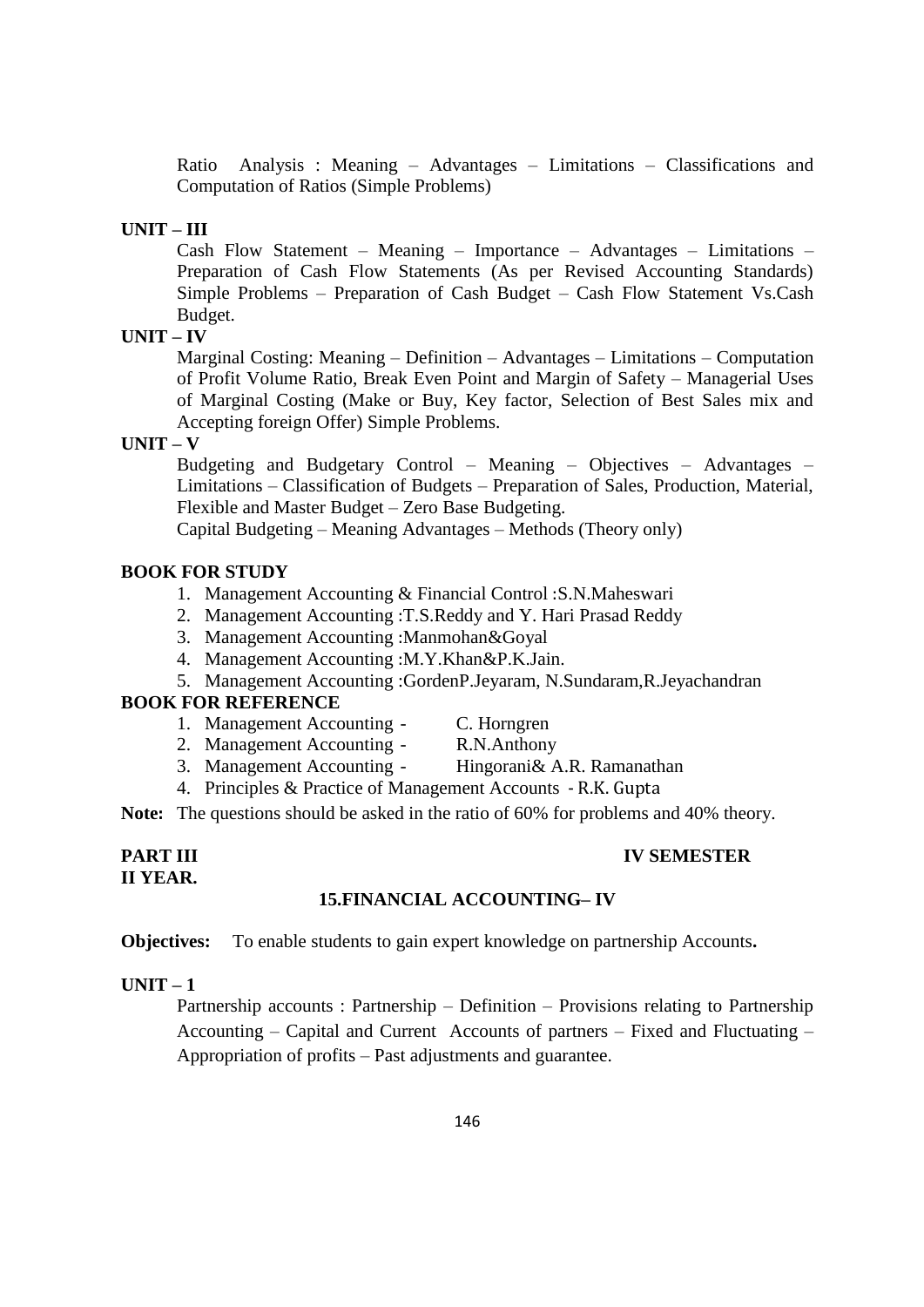Ratio Analysis : Meaning – Advantages – Limitations – Classifications and Computation of Ratios (Simple Problems)

**UNIT – III**

Cash Flow Statement – Meaning – Importance – Advantages – Limitations – Preparation of Cash Flow Statements (As per Revised Accounting Standards) Simple Problems – Preparation of Cash Budget – Cash Flow Statement Vs.Cash Budget.

**UNIT – IV**

Marginal Costing: Meaning – Definition – Advantages – Limitations – Computation of Profit Volume Ratio, Break Even Point and Margin of Safety – Managerial Uses of Marginal Costing (Make or Buy, Key factor, Selection of Best Sales mix and Accepting foreign Offer) Simple Problems.

**UNIT – V**

Budgeting and Budgetary Control – Meaning – Objectives – Advantages – Limitations – Classification of Budgets – Preparation of Sales, Production, Material, Flexible and Master Budget – Zero Base Budgeting.

Capital Budgeting – Meaning Advantages – Methods (Theory only)

**BOOK FOR STUDY**

1. Management Accounting & Financial Control :S.N.Maheswari
2. Management Accounting :T.S.Reddy and Y. Hari Prasad Reddy
3. Management Accounting :Manmohan&Goyal
4. Management Accounting :M.Y.Khan&P.K.Jain.
5. Management Accounting :GordenP.Jeyaram, N.Sundaram,R.Jeyachandran

**BOOK FOR REFERENCE**

1. Management Accounting - C. Horngren
2. Management Accounting - R.N.Anthony
3. Management Accounting - Hingorani& A.R. Ramanathan
4. Principles & Practice of Management Accounts - R.K. Gupta

**Note:** The questions should be asked in the ratio of 60% for problems and 40% theory.

**PART III** **IV SEMESTER**

**II YEAR.**

## 15.FINANCIAL ACCOUNTING– IV

**Objectives:** To enable students to gain expert knowledge on partnership Accounts**.**

**UNIT – 1**

Partnership accounts : Partnership – Definition – Provisions relating to Partnership Accounting – Capital and Current Accounts of partners – Fixed and Fluctuating – Appropriation of profits – Past adjustments and guarantee.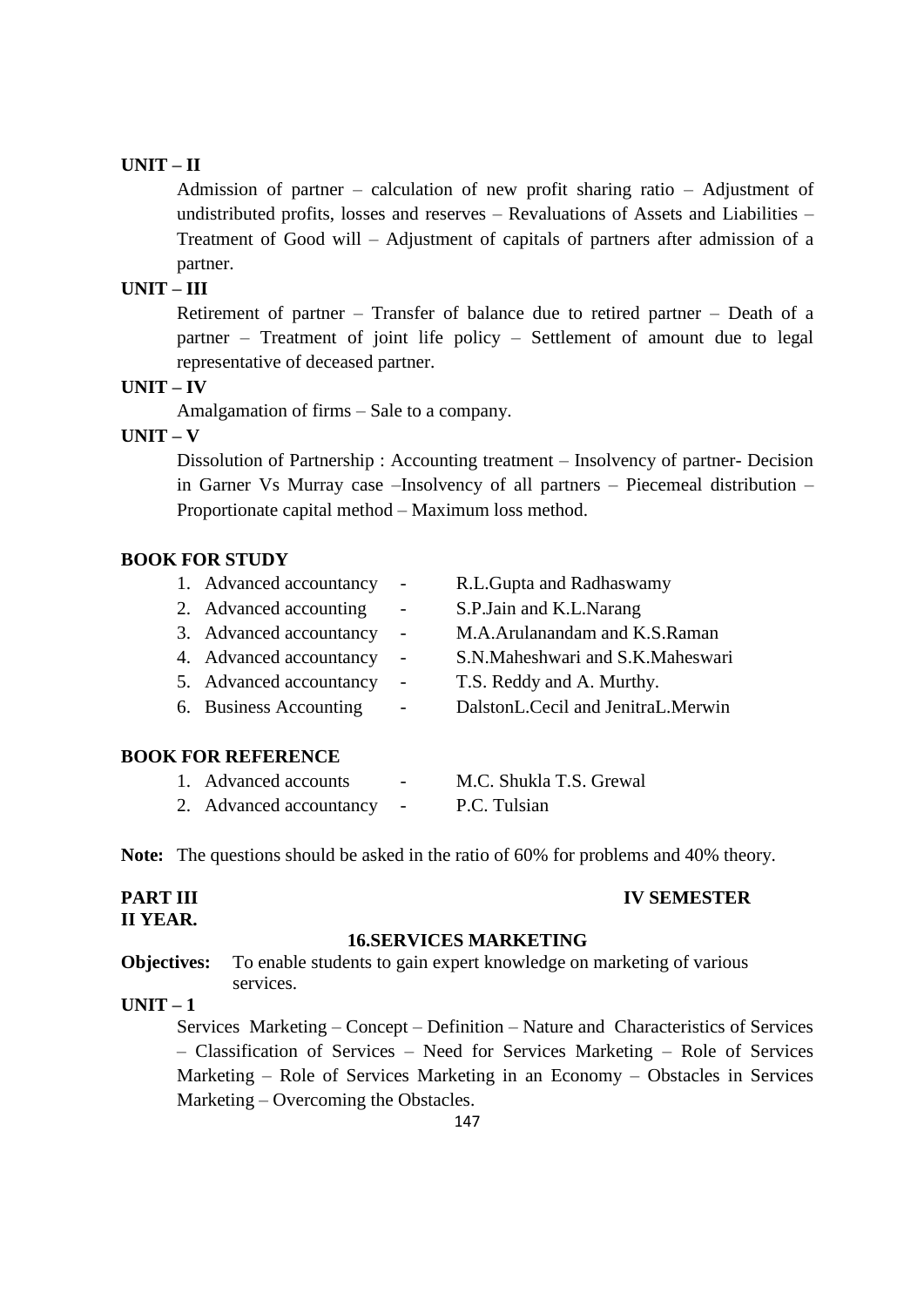**UNIT – II**

Admission of partner – calculation of new profit sharing ratio – Adjustment of undistributed profits, losses and reserves – Revaluations of Assets and Liabilities – Treatment of Good will – Adjustment of capitals of partners after admission of a partner.

**UNIT – III**

Retirement of partner – Transfer of balance due to retired partner – Death of a partner – Treatment of joint life policy – Settlement of amount due to legal representative of deceased partner.

**UNIT – IV**

Amalgamation of firms – Sale to a company.

**UNIT – V**

Dissolution of Partnership : Accounting treatment – Insolvency of partner- Decision in Garner Vs Murray case –Insolvency of all partners – Piecemeal distribution – Proportionate capital method – Maximum loss method.

**BOOK FOR STUDY**

1. Advanced accountancy - R.L.Gupta and Radhaswamy
2. Advanced accounting - S.P.Jain and K.L.Narang
3. Advanced accountancy - M.A.Arulanandam and K.S.Raman
4. Advanced accountancy - S.N.Maheshwari and S.K.Maheswari
5. Advanced accountancy - T.S. Reddy and A. Murthy.
6. Business Accounting - DalstonL.Cecil and JenitraL.Merwin

**BOOK FOR REFERENCE**

1. Advanced accounts - M.C. Shukla T.S. Grewal
2. Advanced accountancy - P.C. Tulsian

**Note:** The questions should be asked in the ratio of 60% for problems and 40% theory.

**PART III** **IV SEMESTER**
**II YEAR.**

## 16.SERVICES MARKETING

**Objectives:** To enable students to gain expert knowledge on marketing of various services.

**UNIT – 1**

Services Marketing – Concept – Definition – Nature and Characteristics of Services – Classification of Services – Need for Services Marketing – Role of Services Marketing – Role of Services Marketing in an Economy – Obstacles in Services Marketing – Overcoming the Obstacles.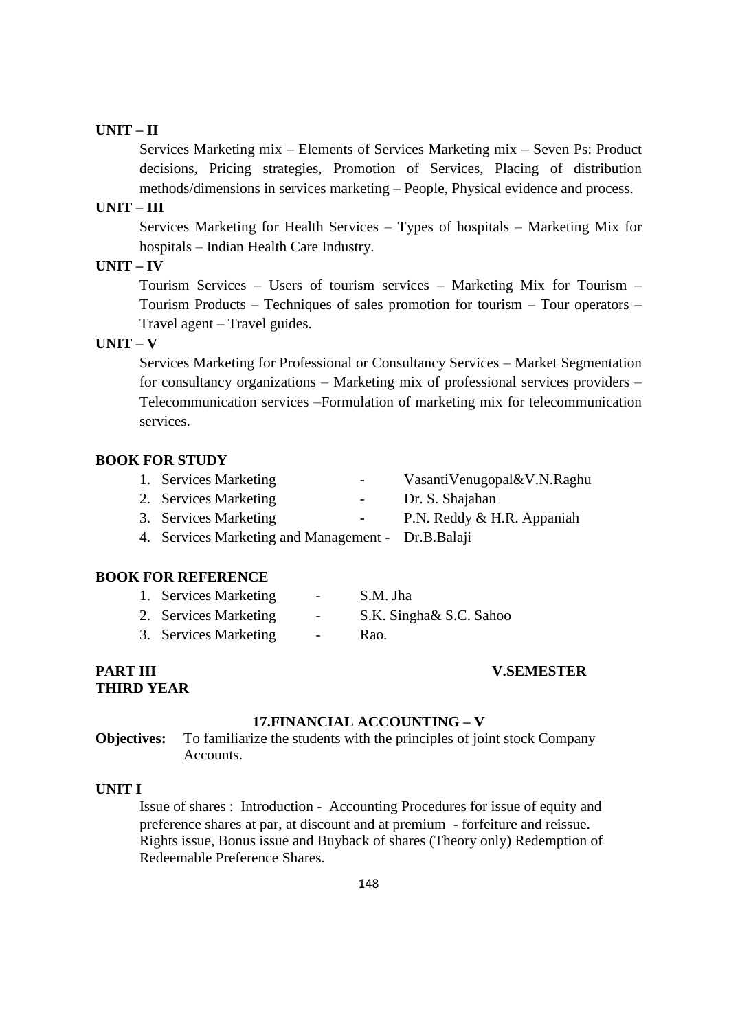**UNIT – II**

Services Marketing mix – Elements of Services Marketing mix – Seven Ps: Product decisions, Pricing strategies, Promotion of Services, Placing of distribution methods/dimensions in services marketing – People, Physical evidence and process.

**UNIT – III**

Services Marketing for Health Services – Types of hospitals – Marketing Mix for hospitals – Indian Health Care Industry.

**UNIT – IV**

Tourism Services – Users of tourism services – Marketing Mix for Tourism – Tourism Products – Techniques of sales promotion for tourism – Tour operators – Travel agent – Travel guides.

**UNIT – V**

Services Marketing for Professional or Consultancy Services – Market Segmentation for consultancy organizations – Marketing mix of professional services providers – Telecommunication services –Formulation of marketing mix for telecommunication services.

**BOOK FOR STUDY**

1. Services Marketing - VasantiVenugopal&V.N.Raghu
2. Services Marketing - Dr. S. Shajahan
3. Services Marketing - P.N. Reddy & H.R. Appaniah
4. Services Marketing and Management - Dr.B.Balaji

**BOOK FOR REFERENCE**

1. Services Marketing - S.M. Jha
2. Services Marketing - S.K. Singha& S.C. Sahoo
3. Services Marketing - Rao.

**PART III** **V.SEMESTER**
**THIRD YEAR**

## 17.FINANCIAL ACCOUNTING – V

**Objectives:** To familiarize the students with the principles of joint stock Company Accounts.

**UNIT I**

Issue of shares : Introduction - Accounting Procedures for issue of equity and preference shares at par, at discount and at premium - forfeiture and reissue. Rights issue, Bonus issue and Buyback of shares (Theory only) Redemption of Redeemable Preference Shares.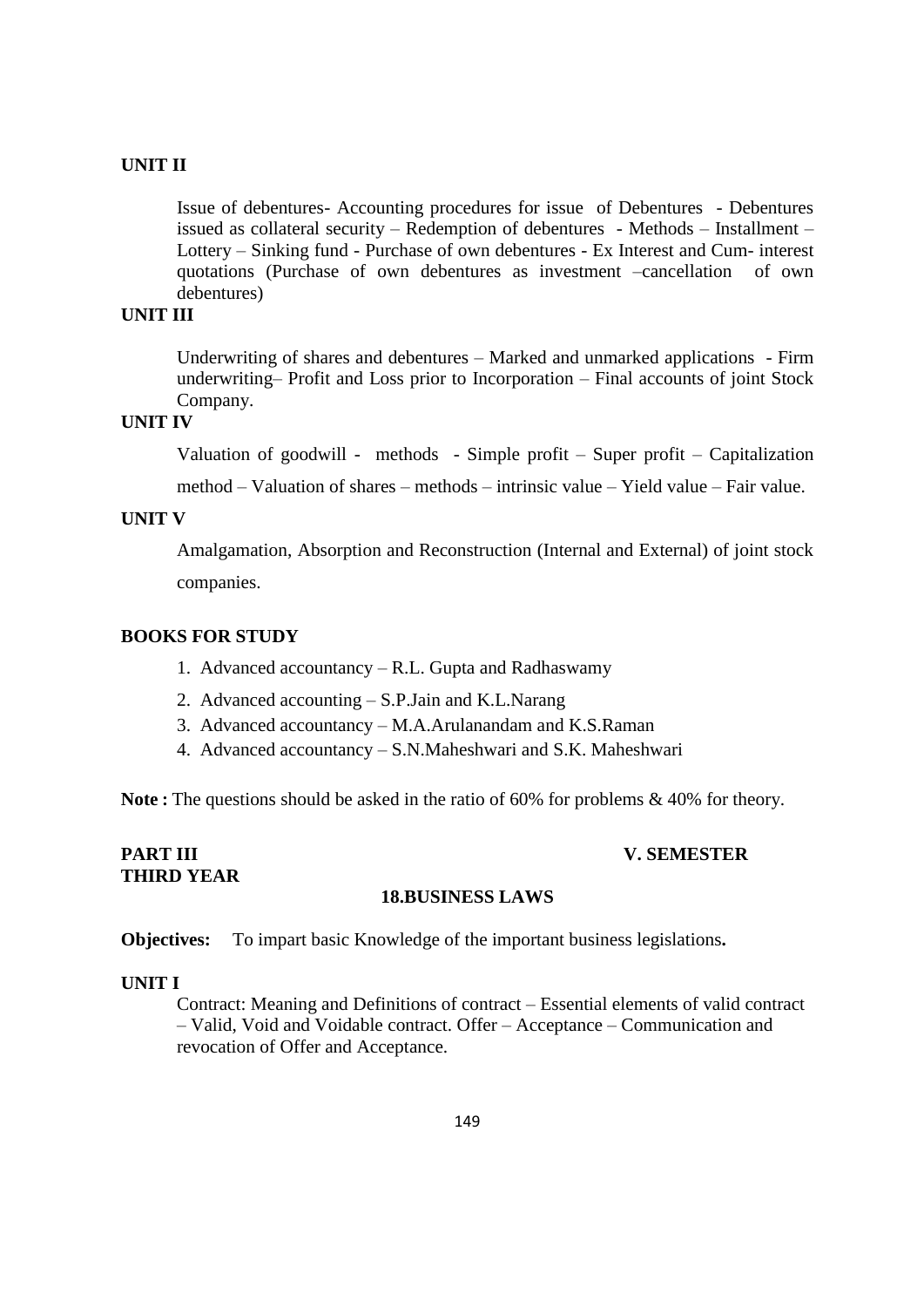**UNIT II**

Issue of debentures- Accounting procedures for issue of Debentures - Debentures issued as collateral security – Redemption of debentures - Methods – Installment – Lottery – Sinking fund - Purchase of own debentures - Ex Interest and Cum- interest quotations (Purchase of own debentures as investment –cancellation of own debentures)

**UNIT III**

Underwriting of shares and debentures – Marked and unmarked applications - Firm underwriting– Profit and Loss prior to Incorporation – Final accounts of joint Stock Company.

**UNIT IV**

Valuation of goodwill - methods - Simple profit – Super profit – Capitalization method – Valuation of shares – methods – intrinsic value – Yield value – Fair value.

**UNIT V**

Amalgamation, Absorption and Reconstruction (Internal and External) of joint stock companies.

**BOOKS FOR STUDY**

1. Advanced accountancy – R.L. Gupta and Radhaswamy
2. Advanced accounting – S.P.Jain and K.L.Narang
3. Advanced accountancy – M.A.Arulanandam and K.S.Raman
4. Advanced accountancy – S.N.Maheshwari and S.K. Maheshwari

**Note :** The questions should be asked in the ratio of 60% for problems & 40% for theory.

**PART III** **V. SEMESTER**
**THIRD YEAR**

**18.BUSINESS LAWS**

**Objectives:** To impart basic Knowledge of the important business legislations**.**

**UNIT I**

Contract: Meaning and Definitions of contract – Essential elements of valid contract – Valid, Void and Voidable contract. Offer – Acceptance – Communication and revocation of Offer and Acceptance.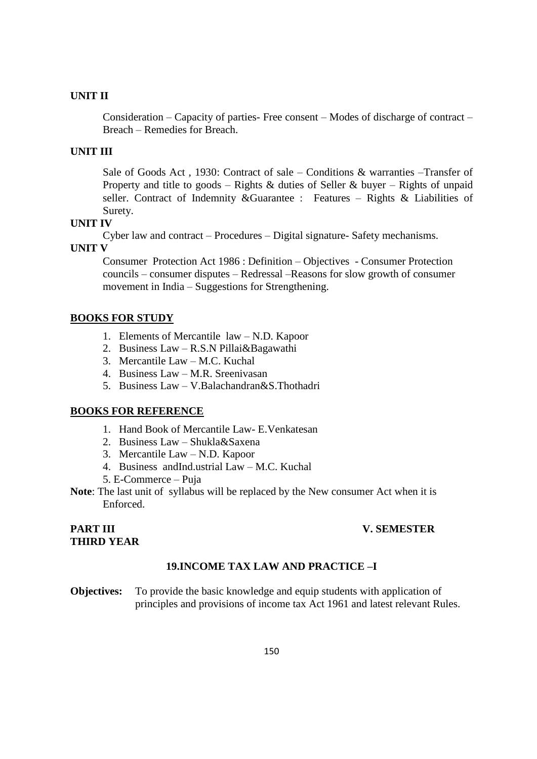**UNIT II**

Consideration – Capacity of parties- Free consent – Modes of discharge of contract – Breach – Remedies for Breach.

**UNIT III**

Sale of Goods Act , 1930: Contract of sale – Conditions & warranties –Transfer of Property and title to goods – Rights & duties of Seller & buyer – Rights of unpaid seller. Contract of Indemnity &Guarantee : Features – Rights & Liabilities of Surety.

**UNIT IV**

Cyber law and contract – Procedures – Digital signature- Safety mechanisms.

**UNIT V**

Consumer Protection Act 1986 : Definition – Objectives - Consumer Protection councils – consumer disputes – Redressal –Reasons for slow growth of consumer movement in India – Suggestions for Strengthening.

**BOOKS FOR STUDY**

1. Elements of Mercantile law – N.D. Kapoor
2. Business Law – R.S.N Pillai&Bagawathi
3. Mercantile Law – M.C. Kuchal
4. Business Law – M.R. Sreenivasan
5. Business Law – V.Balachandran&S.Thothadri

**BOOKS FOR REFERENCE**

1. Hand Book of Mercantile Law- E.Venkatesan
2. Business Law – Shukla&Saxena
3. Mercantile Law – N.D. Kapoor
4. Business andInd.ustrial Law – M.C. Kuchal
5. E-Commerce – Puja

**Note**: The last unit of syllabus will be replaced by the New consumer Act when it is Enforced.

**PART III** **V. SEMESTER**
**THIRD YEAR**

**19.INCOME TAX LAW AND PRACTICE –I**

**Objectives:** To provide the basic knowledge and equip students with application of principles and provisions of income tax Act 1961 and latest relevant Rules.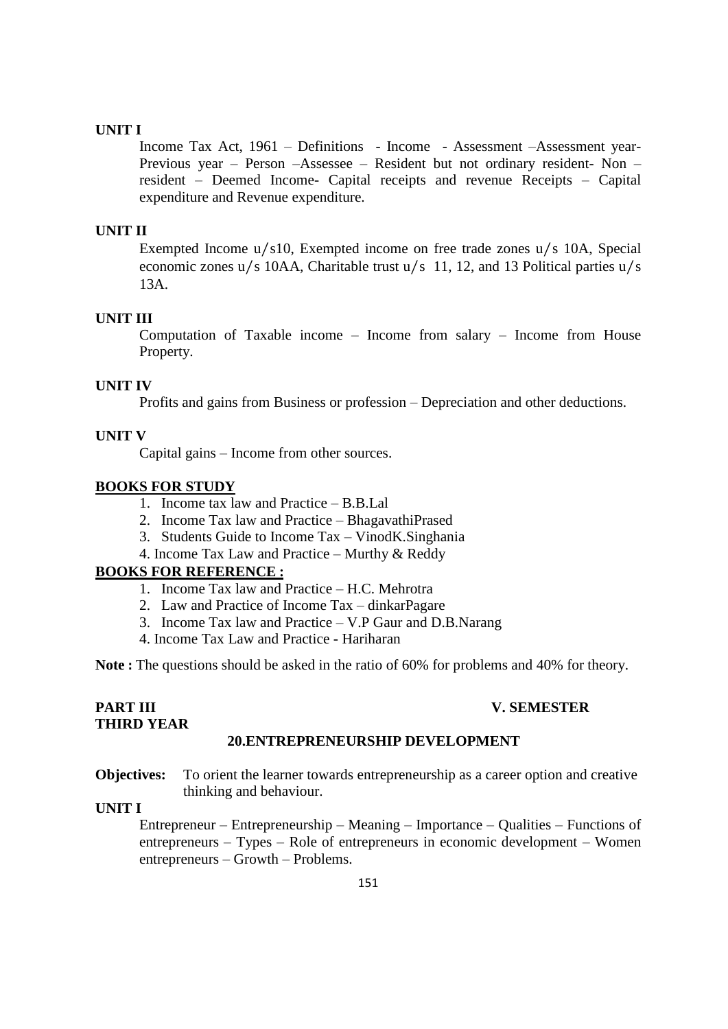**UNIT I**

Income Tax Act, 1961 – Definitions - Income - Assessment –Assessment year- Previous year – Person –Assessee – Resident but not ordinary resident- Non – resident – Deemed Income- Capital receipts and revenue Receipts – Capital expenditure and Revenue expenditure.

**UNIT II**

Exempted Income u/s10, Exempted income on free trade zones u/s 10A, Special economic zones u/s 10AA, Charitable trust u/s 11, 12, and 13 Political parties u/s 13A.

**UNIT III**

Computation of Taxable income – Income from salary – Income from House Property.

**UNIT IV**

Profits and gains from Business or profession – Depreciation and other deductions.

**UNIT V**

Capital gains – Income from other sources.

**BOOKS FOR STUDY**

1. Income tax law and Practice – B.B.Lal
2. Income Tax law and Practice – BhagavathiPrased
3. Students Guide to Income Tax – VinodK.Singhania
4. Income Tax Law and Practice – Murthy & Reddy

**BOOKS FOR REFERENCE :**

1. Income Tax law and Practice – H.C. Mehrotra
2. Law and Practice of Income Tax – dinkarPagare
3. Income Tax law and Practice – V.P Gaur and D.B.Narang
4. Income Tax Law and Practice - Hariharan

**Note :** The questions should be asked in the ratio of 60% for problems and 40% for theory.

**PART III** **V. SEMESTER**

**THIRD YEAR**

## 20.ENTREPRENEURSHIP DEVELOPMENT

**Objectives:** To orient the learner towards entrepreneurship as a career option and creative thinking and behaviour.

**UNIT I**

Entrepreneur – Entrepreneurship – Meaning – Importance – Qualities – Functions of entrepreneurs – Types – Role of entrepreneurs in economic development – Women entrepreneurs – Growth – Problems.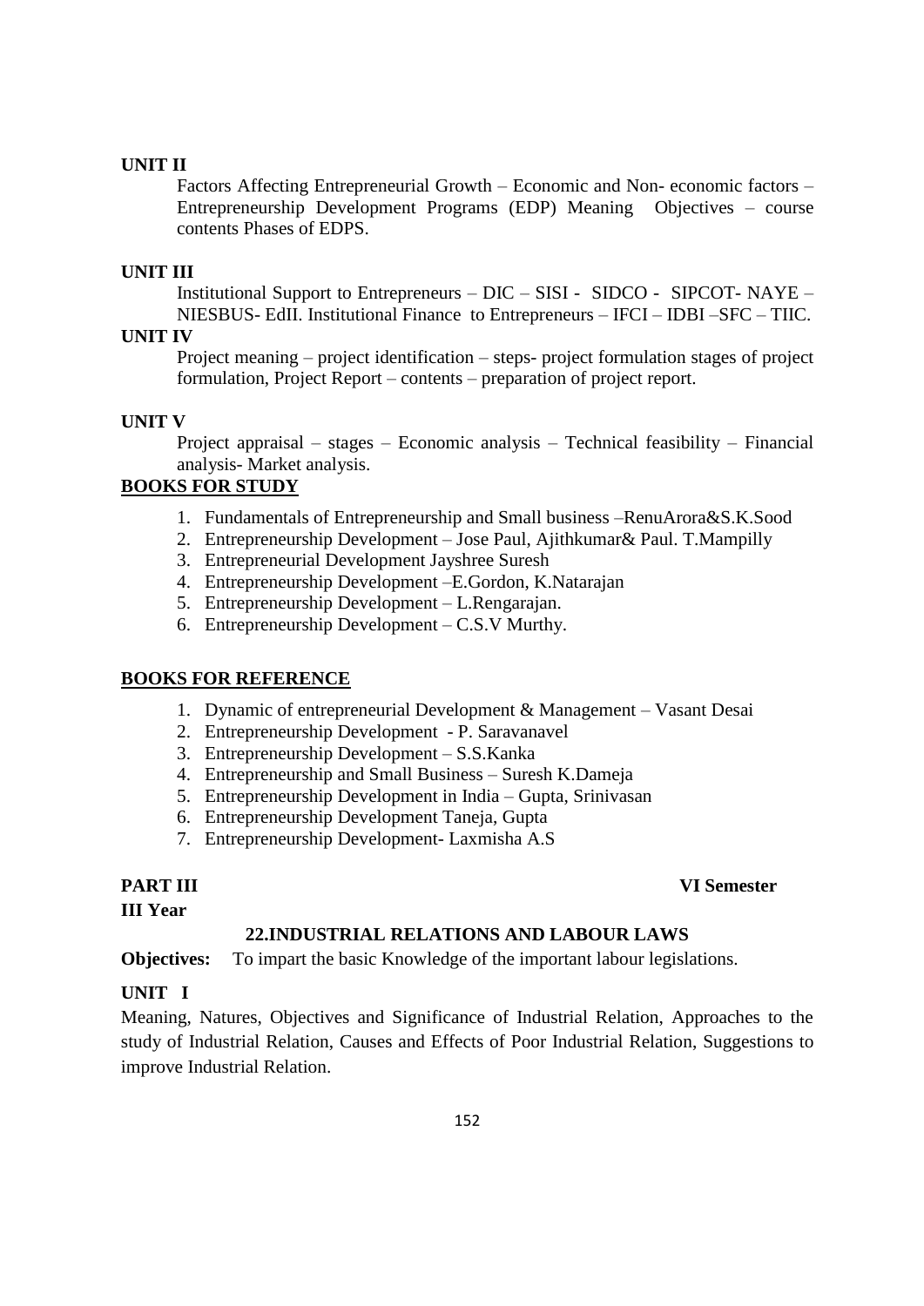**UNIT II**

Factors Affecting Entrepreneurial Growth – Economic and Non- economic factors – Entrepreneurship Development Programs (EDP) Meaning Objectives – course contents Phases of EDPS.

**UNIT III**

Institutional Support to Entrepreneurs – DIC – SISI - SIDCO - SIPCOT- NAYE – NIESBUS- EdII. Institutional Finance to Entrepreneurs – IFCI – IDBI –SFC – TIIC.

**UNIT IV**

Project meaning – project identification – steps- project formulation stages of project formulation, Project Report – contents – preparation of project report.

**UNIT V**

Project appraisal – stages – Economic analysis – Technical feasibility – Financial analysis- Market analysis.

**BOOKS FOR STUDY**

1. Fundamentals of Entrepreneurship and Small business –RenuArora&S.K.Sood
2. Entrepreneurship Development – Jose Paul, Ajithkumar& Paul. T.Mampilly
3. Entrepreneurial Development Jayshree Suresh
4. Entrepreneurship Development –E.Gordon, K.Natarajan
5. Entrepreneurship Development – L.Rengarajan.
6. Entrepreneurship Development – C.S.V Murthy.

**BOOKS FOR REFERENCE**

1. Dynamic of entrepreneurial Development & Management – Vasant Desai
2. Entrepreneurship Development - P. Saravanavel
3. Entrepreneurship Development – S.S.Kanka
4. Entrepreneurship and Small Business – Suresh K.Dameja
5. Entrepreneurship Development in India – Gupta, Srinivasan
6. Entrepreneurship Development Taneja, Gupta
7. Entrepreneurship Development- Laxmisha A.S

**PART III** **VI Semester**

**III Year**

## 22.INDUSTRIAL RELATIONS AND LABOUR LAWS

**Objectives:** To impart the basic Knowledge of the important labour legislations.

**UNIT I**

Meaning, Natures, Objectives and Significance of Industrial Relation, Approaches to the study of Industrial Relation, Causes and Effects of Poor Industrial Relation, Suggestions to improve Industrial Relation.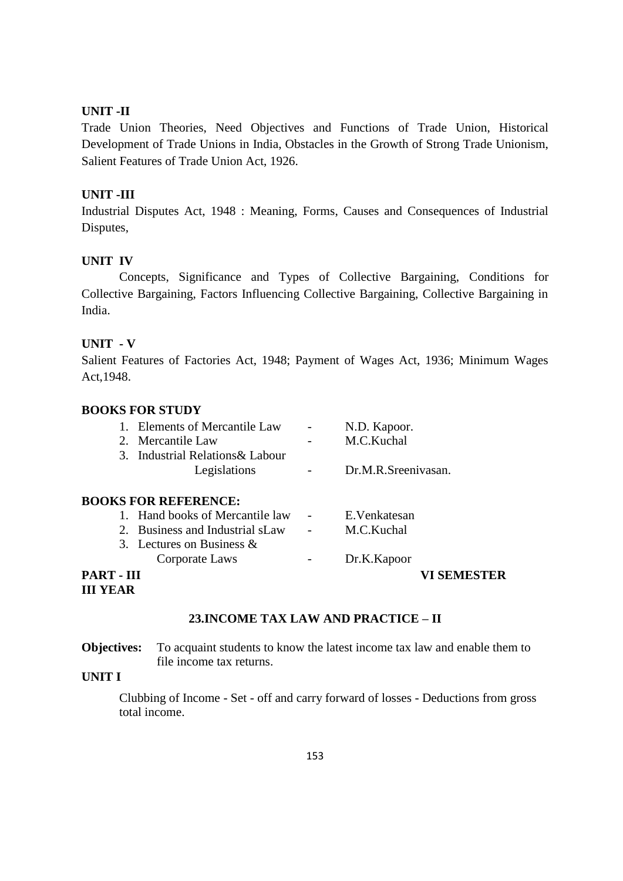**UNIT -II**

Trade Union Theories, Need Objectives and Functions of Trade Union, Historical Development of Trade Unions in India, Obstacles in the Growth of Strong Trade Unionism, Salient Features of Trade Union Act, 1926.

**UNIT -III**

Industrial Disputes Act, 1948 : Meaning, Forms, Causes and Consequences of Industrial Disputes,

**UNIT IV**

Concepts, Significance and Types of Collective Bargaining, Conditions for Collective Bargaining, Factors Influencing Collective Bargaining, Collective Bargaining in India.

**UNIT - V**

Salient Features of Factories Act, 1948; Payment of Wages Act, 1936; Minimum Wages Act,1948.

**BOOKS FOR STUDY**

1. Elements of Mercantile Law - N.D. Kapoor.
2. Mercantile Law - M.C.Kuchal
3. Industrial Relations& Labour Legislations - Dr.M.R.Sreenivasan.

**BOOKS FOR REFERENCE:**

1. Hand books of Mercantile law - E.Venkatesan
2. Business and Industrial sLaw - M.C.Kuchal
3. Lectures on Business & Corporate Laws - Dr.K.Kapoor

**PART - III** **VI SEMESTER**

**III YEAR**

## 23.INCOME TAX LAW AND PRACTICE – II

**Objectives:** To acquaint students to know the latest income tax law and enable them to file income tax returns.

**UNIT I**

Clubbing of Income - Set - off and carry forward of losses - Deductions from gross total income.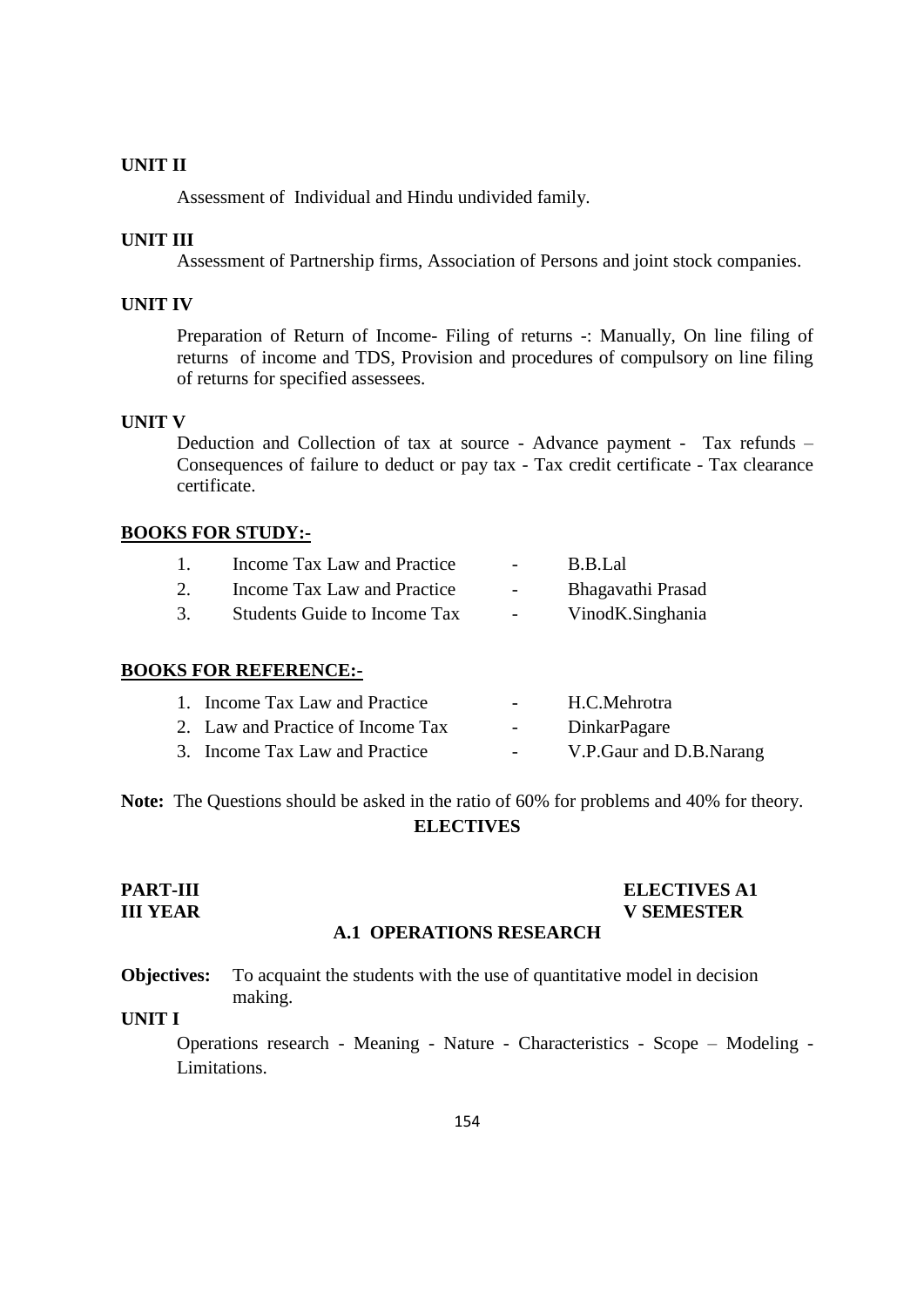**UNIT II**

Assessment of Individual and Hindu undivided family.

**UNIT III**

Assessment of Partnership firms, Association of Persons and joint stock companies.

**UNIT IV**

Preparation of Return of Income- Filing of returns -: Manually, On line filing of returns of income and TDS, Provision and procedures of compulsory on line filing of returns for specified assessees.

**UNIT V**

Deduction and Collection of tax at source - Advance payment - Tax refunds – Consequences of failure to deduct or pay tax - Tax credit certificate - Tax clearance certificate.

**BOOKS FOR STUDY:-**

1. Income Tax Law and Practice - B.B.Lal
2. Income Tax Law and Practice - Bhagavathi Prasad
3. Students Guide to Income Tax - VinodK.Singhania

**BOOKS FOR REFERENCE:-**

1. Income Tax Law and Practice - H.C.Mehrotra
2. Law and Practice of Income Tax - DinkarPagare
3. Income Tax Law and Practice - V.P.Gaur and D.B.Narang

**Note:** The Questions should be asked in the ratio of 60% for problems and 40% for theory.

## ELECTIVES

**PART-III** **ELECTIVES A1**
**III YEAR** **V SEMESTER**

### A.1 OPERATIONS RESEARCH

**Objectives:** To acquaint the students with the use of quantitative model in decision making.

**UNIT I**

Operations research - Meaning - Nature - Characteristics - Scope – Modeling - Limitations.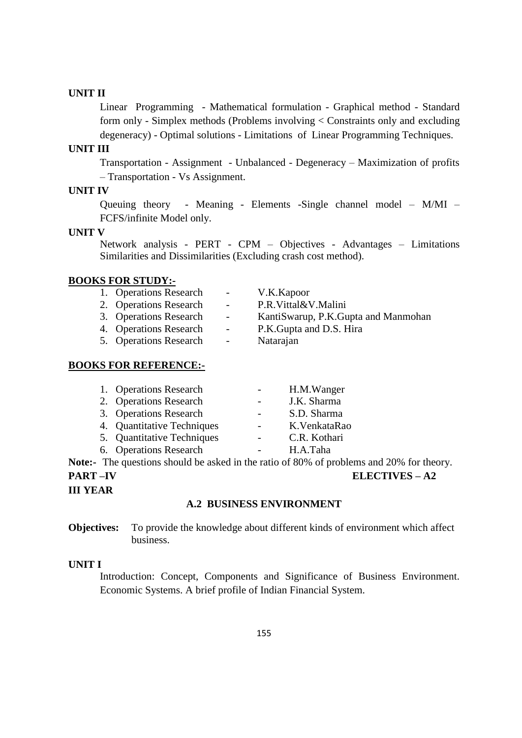**UNIT II**

Linear Programming - Mathematical formulation - Graphical method - Standard form only - Simplex methods (Problems involving < Constraints only and excluding degeneracy) - Optimal solutions - Limitations of Linear Programming Techniques.

**UNIT III**

Transportation - Assignment - Unbalanced - Degeneracy – Maximization of profits – Transportation - Vs Assignment.

**UNIT IV**

Queuing theory - Meaning - Elements -Single channel model – M/MI – FCFS/infinite Model only.

**UNIT V**

Network analysis - PERT - CPM – Objectives - Advantages – Limitations Similarities and Dissimilarities (Excluding crash cost method).

**BOOKS FOR STUDY:-**

1. Operations Research - V.K.Kapoor
2. Operations Research - P.R.Vittal&V.Malini
3. Operations Research - KantiSwarup, P.K.Gupta and Manmohan
4. Operations Research - P.K.Gupta and D.S. Hira
5. Operations Research - Natarajan

**BOOKS FOR REFERENCE:-**

1. Operations Research - H.M.Wanger
2. Operations Research - J.K. Sharma
3. Operations Research - S.D. Sharma
4. Quantitative Techniques - K.VenkataRao
5. Quantitative Techniques - C.R. Kothari
6. Operations Research - H.A.Taha

**Note:-** The questions should be asked in the ratio of 80% of problems and 20% for theory.

**PART –IV** **ELECTIVES – A2**

**III YEAR**

**A.2 BUSINESS ENVIRONMENT**

**Objectives:** To provide the knowledge about different kinds of environment which affect business.

**UNIT I**

Introduction: Concept, Components and Significance of Business Environment. Economic Systems. A brief profile of Indian Financial System.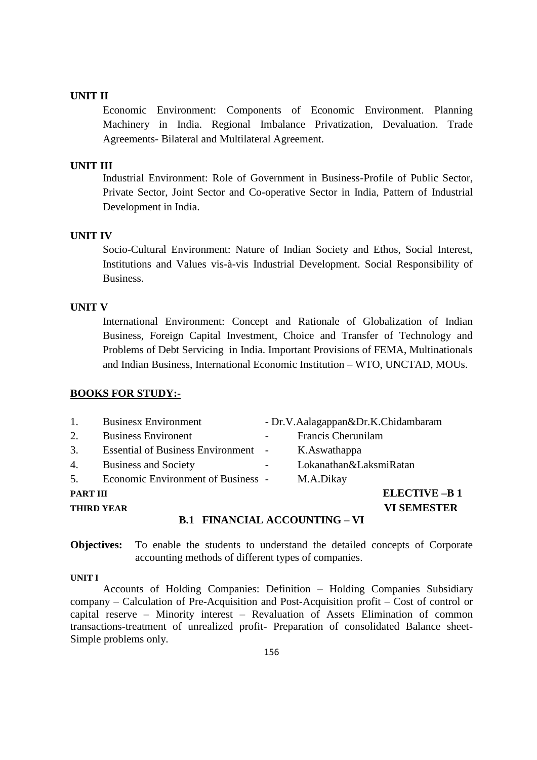### UNIT II

Economic Environment: Components of Economic Environment. Planning Machinery in India. Regional Imbalance Privatization, Devaluation. Trade Agreements- Bilateral and Multilateral Agreement.

### UNIT III

Industrial Environment: Role of Government in Business-Profile of Public Sector, Private Sector, Joint Sector and Co-operative Sector in India, Pattern of Industrial Development in India.

### UNIT IV

Socio-Cultural Environment: Nature of Indian Society and Ethos, Social Interest, Institutions and Values vis-à-vis Industrial Development. Social Responsibility of Business.

### UNIT V

International Environment: Concept and Rationale of Globalization of Indian Business, Foreign Capital Investment, Choice and Transfer of Technology and Problems of Debt Servicing in India. Important Provisions of FEMA, Multinationals and Indian Business, International Economic Institution – WTO, UNCTAD, MOUs.

**BOOKS FOR STUDY:-**

1. Businesx Environment - Dr.V.Aalagappan&Dr.K.Chidambaram
2. Business Environent - Francis Cherunilam
3. Essential of Business Environment - K.Aswathappa
4. Business and Society - Lokanathan&LaksmiRatan
5. Economic Environment of Business - M.A.Dikay

**PART III** **ELECTIVE –B 1**

**THIRD YEAR** **VI SEMESTER**

## B.1 FINANCIAL ACCOUNTING – VI

**Objectives:** To enable the students to understand the detailed concepts of Corporate accounting methods of different types of companies.

### UNIT I

Accounts of Holding Companies: Definition – Holding Companies Subsidiary company – Calculation of Pre-Acquisition and Post-Acquisition profit – Cost of control or capital reserve – Minority interest – Revaluation of Assets Elimination of common transactions-treatment of unrealized profit- Preparation of consolidated Balance sheet- Simple problems only.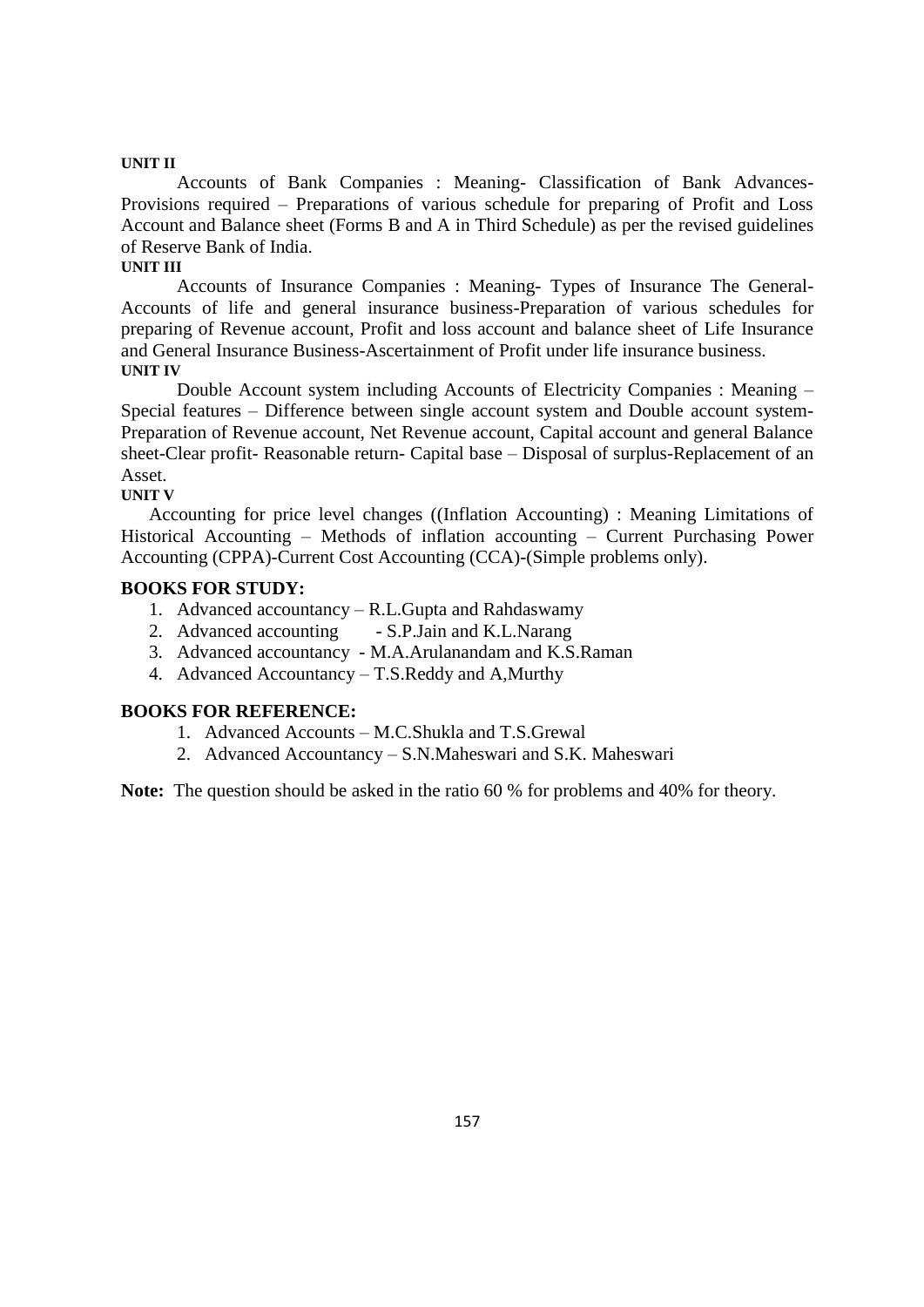**UNIT II**

Accounts of Bank Companies : Meaning- Classification of Bank Advances- Provisions required – Preparations of various schedule for preparing of Profit and Loss Account and Balance sheet (Forms B and A in Third Schedule) as per the revised guidelines of Reserve Bank of India.

**UNIT III**

Accounts of Insurance Companies : Meaning- Types of Insurance The General- Accounts of life and general insurance business-Preparation of various schedules for preparing of Revenue account, Profit and loss account and balance sheet of Life Insurance and General Insurance Business-Ascertainment of Profit under life insurance business.

**UNIT IV**

Double Account system including Accounts of Electricity Companies : Meaning – Special features – Difference between single account system and Double account system- Preparation of Revenue account, Net Revenue account, Capital account and general Balance sheet-Clear profit- Reasonable return- Capital base – Disposal of surplus-Replacement of an Asset.

**UNIT V**

Accounting for price level changes ((Inflation Accounting) : Meaning Limitations of Historical Accounting – Methods of inflation accounting – Current Purchasing Power Accounting (CPPA)-Current Cost Accounting (CCA)-(Simple problems only).

**BOOKS FOR STUDY:**

1. Advanced accountancy – R.L.Gupta and Rahdaswamy
2. Advanced accounting - S.P.Jain and K.L.Narang
3. Advanced accountancy - M.A.Arulanandam and K.S.Raman
4. Advanced Accountancy – T.S.Reddy and A,Murthy

**BOOKS FOR REFERENCE:**

1. Advanced Accounts – M.C.Shukla and T.S.Grewal
2. Advanced Accountancy – S.N.Maheswari and S.K. Maheswari

**Note:** The question should be asked in the ratio 60 % for problems and 40% for theory.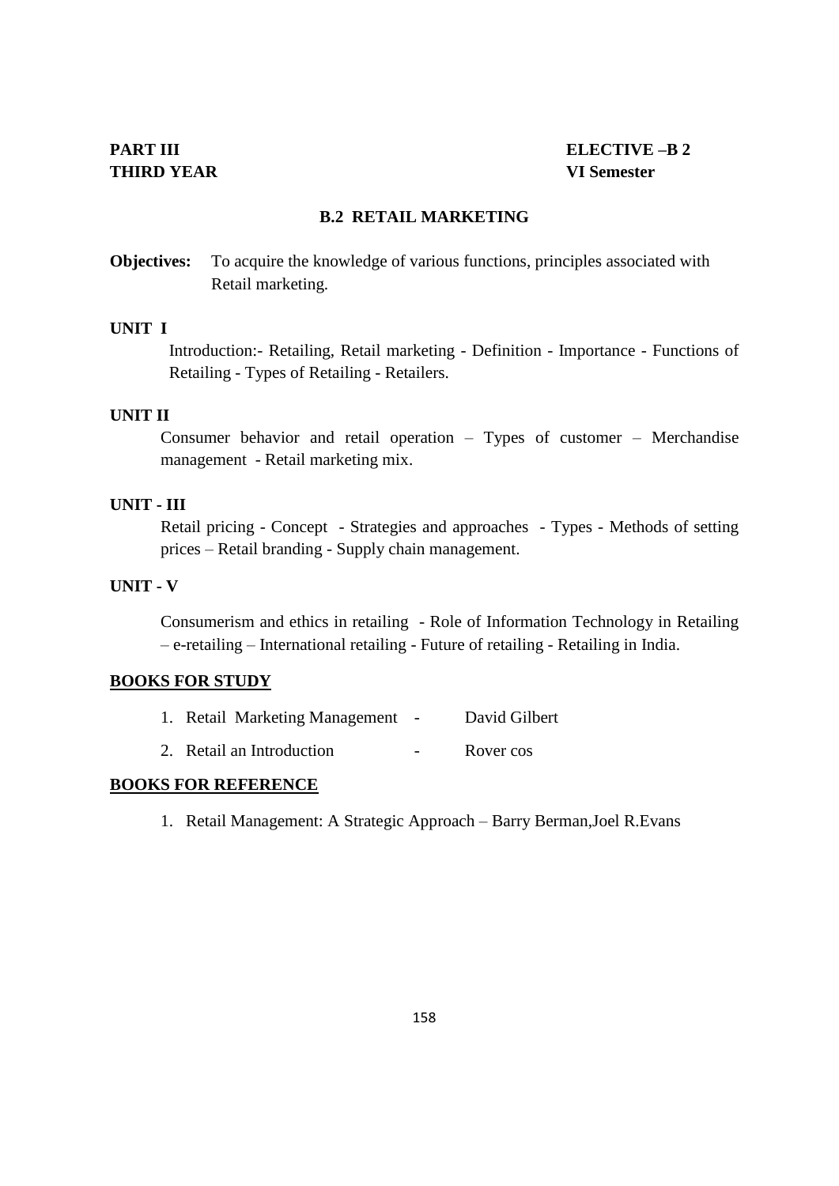**PART III** **ELECTIVE –B 2**

**THIRD YEAR** **VI Semester**

## B.2 RETAIL MARKETING

**Objectives:** To acquire the knowledge of various functions, principles associated with Retail marketing.

**UNIT I**

Introduction:- Retailing, Retail marketing - Definition - Importance - Functions of Retailing - Types of Retailing - Retailers.

**UNIT II**

Consumer behavior and retail operation – Types of customer – Merchandise management - Retail marketing mix.

**UNIT - III**

Retail pricing - Concept - Strategies and approaches - Types - Methods of setting prices – Retail branding - Supply chain management.

**UNIT - V**

Consumerism and ethics in retailing - Role of Information Technology in Retailing – e-retailing – International retailing - Future of retailing - Retailing in India.

**BOOKS FOR STUDY**

1. Retail Marketing Management - David Gilbert
2. Retail an Introduction - Rover cos

**BOOKS FOR REFERENCE**

1. Retail Management: A Strategic Approach – Barry Berman,Joel R.Evans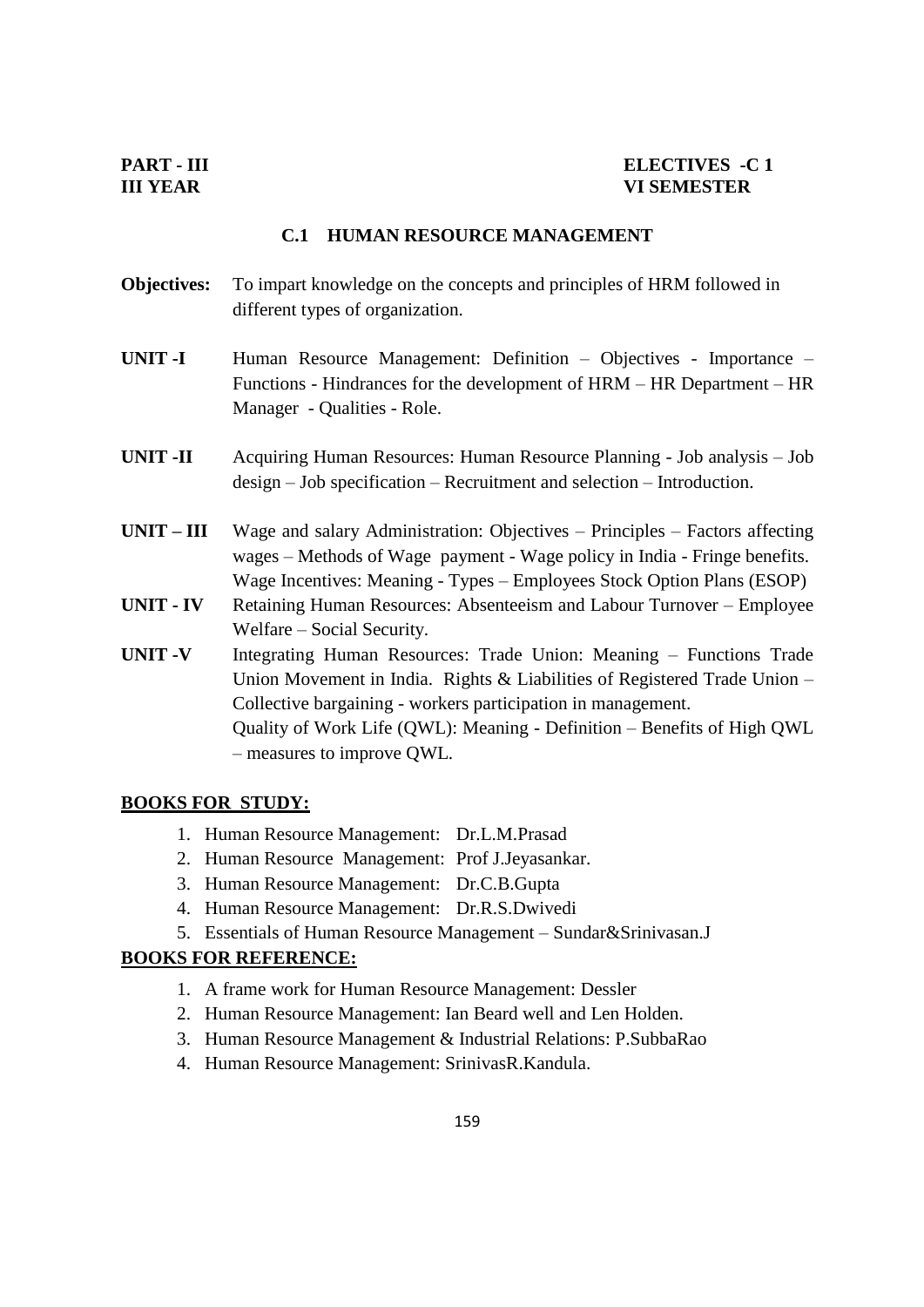**PART - III** **ELECTIVES -C 1**
**III YEAR** **VI SEMESTER**

## C.1 HUMAN RESOURCE MANAGEMENT

**Objectives:** To impart knowledge on the concepts and principles of HRM followed in different types of organization.

**UNIT -I** Human Resource Management: Definition – Objectives - Importance – Functions - Hindrances for the development of HRM – HR Department – HR Manager - Qualities - Role.

**UNIT -II** Acquiring Human Resources: Human Resource Planning - Job analysis – Job design – Job specification – Recruitment and selection – Introduction.

**UNIT – III** Wage and salary Administration: Objectives – Principles – Factors affecting wages – Methods of Wage payment - Wage policy in India - Fringe benefits. Wage Incentives: Meaning - Types – Employees Stock Option Plans (ESOP)

**UNIT - IV** Retaining Human Resources: Absenteeism and Labour Turnover – Employee Welfare – Social Security.

**UNIT -V** Integrating Human Resources: Trade Union: Meaning – Functions Trade Union Movement in India. Rights & Liabilities of Registered Trade Union – Collective bargaining - workers participation in management.
Quality of Work Life (QWL): Meaning - Definition – Benefits of High QWL – measures to improve QWL.

### BOOKS FOR STUDY:

1. Human Resource Management: Dr.L.M.Prasad
2. Human Resource Management: Prof J.Jeyasankar.
3. Human Resource Management: Dr.C.B.Gupta
4. Human Resource Management: Dr.R.S.Dwivedi
5. Essentials of Human Resource Management – Sundar&Srinivasan.J

### BOOKS FOR REFERENCE:

1. A frame work for Human Resource Management: Dessler
2. Human Resource Management: Ian Beard well and Len Holden.
3. Human Resource Management & Industrial Relations: P.SubbaRao
4. Human Resource Management: SrinivasR.Kandula.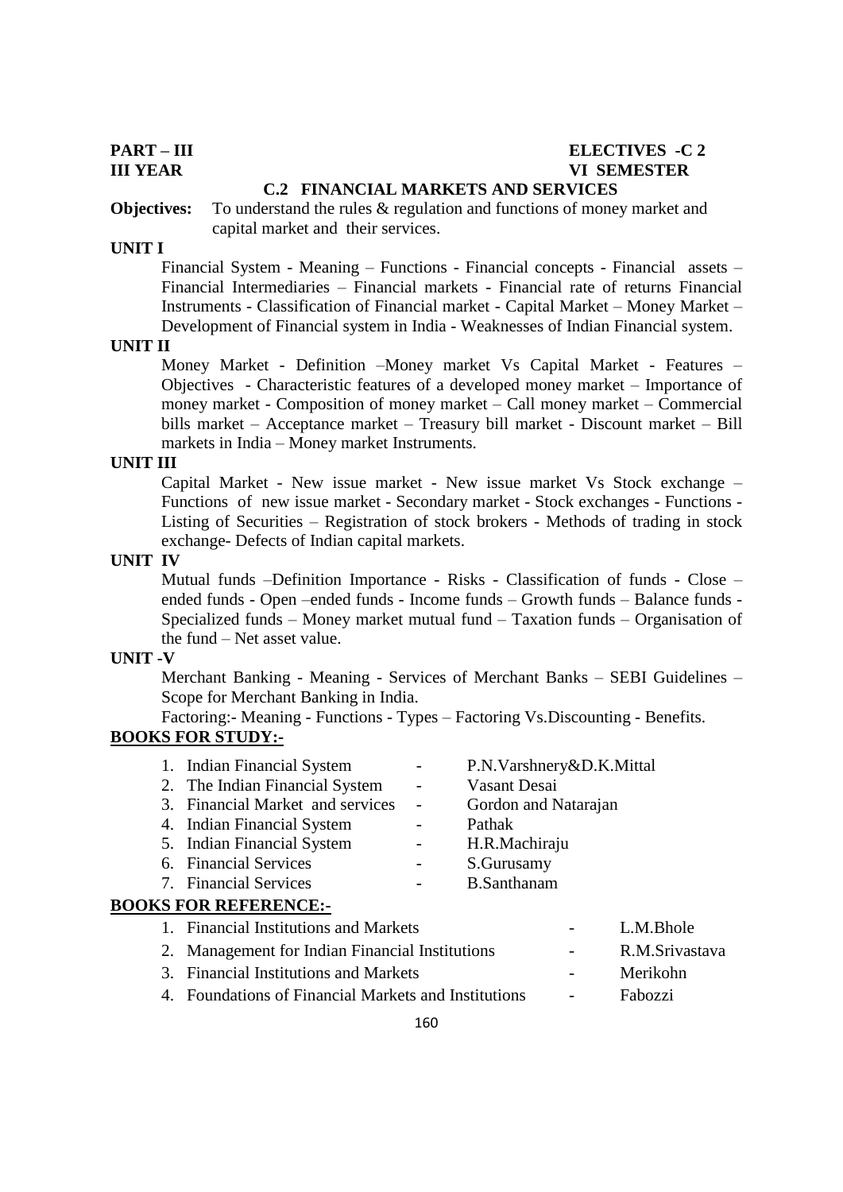**PART – III** **ELECTIVES -C 2**

**III YEAR** **VI SEMESTER**

## C.2 FINANCIAL MARKETS AND SERVICES

**Objectives:** To understand the rules & regulation and functions of money market and capital market and their services.

**UNIT I**

Financial System - Meaning – Functions - Financial concepts - Financial assets – Financial Intermediaries – Financial markets - Financial rate of returns Financial Instruments - Classification of Financial market - Capital Market – Money Market – Development of Financial system in India - Weaknesses of Indian Financial system.

**UNIT II**

Money Market - Definition –Money market Vs Capital Market - Features – Objectives - Characteristic features of a developed money market – Importance of money market - Composition of money market – Call money market – Commercial bills market – Acceptance market – Treasury bill market - Discount market – Bill markets in India – Money market Instruments.

**UNIT III**

Capital Market - New issue market - New issue market Vs Stock exchange – Functions of new issue market - Secondary market - Stock exchanges - Functions - Listing of Securities – Registration of stock brokers - Methods of trading in stock exchange- Defects of Indian capital markets.

**UNIT IV**

Mutual funds –Definition Importance - Risks - Classification of funds - Close – ended funds - Open –ended funds - Income funds – Growth funds – Balance funds - Specialized funds – Money market mutual fund – Taxation funds – Organisation of the fund – Net asset value.

**UNIT -V**

Merchant Banking - Meaning - Services of Merchant Banks – SEBI Guidelines – Scope for Merchant Banking in India.

Factoring:- Meaning - Functions - Types – Factoring Vs.Discounting - Benefits.

**BOOKS FOR STUDY:-**

1. Indian Financial System - P.N.Varshnery&D.K.Mittal
2. The Indian Financial System - Vasant Desai
3. Financial Market and services - Gordon and Natarajan
4. Indian Financial System - Pathak
5. Indian Financial System - H.R.Machiraju
6. Financial Services - S.Gurusamy
7. Financial Services - B.Santhanam

**BOOKS FOR REFERENCE:-**

1. Financial Institutions and Markets - L.M.Bhole
2. Management for Indian Financial Institutions - R.M.Srivastava
3. Financial Institutions and Markets - Merikohn
4. Foundations of Financial Markets and Institutions - Fabozzi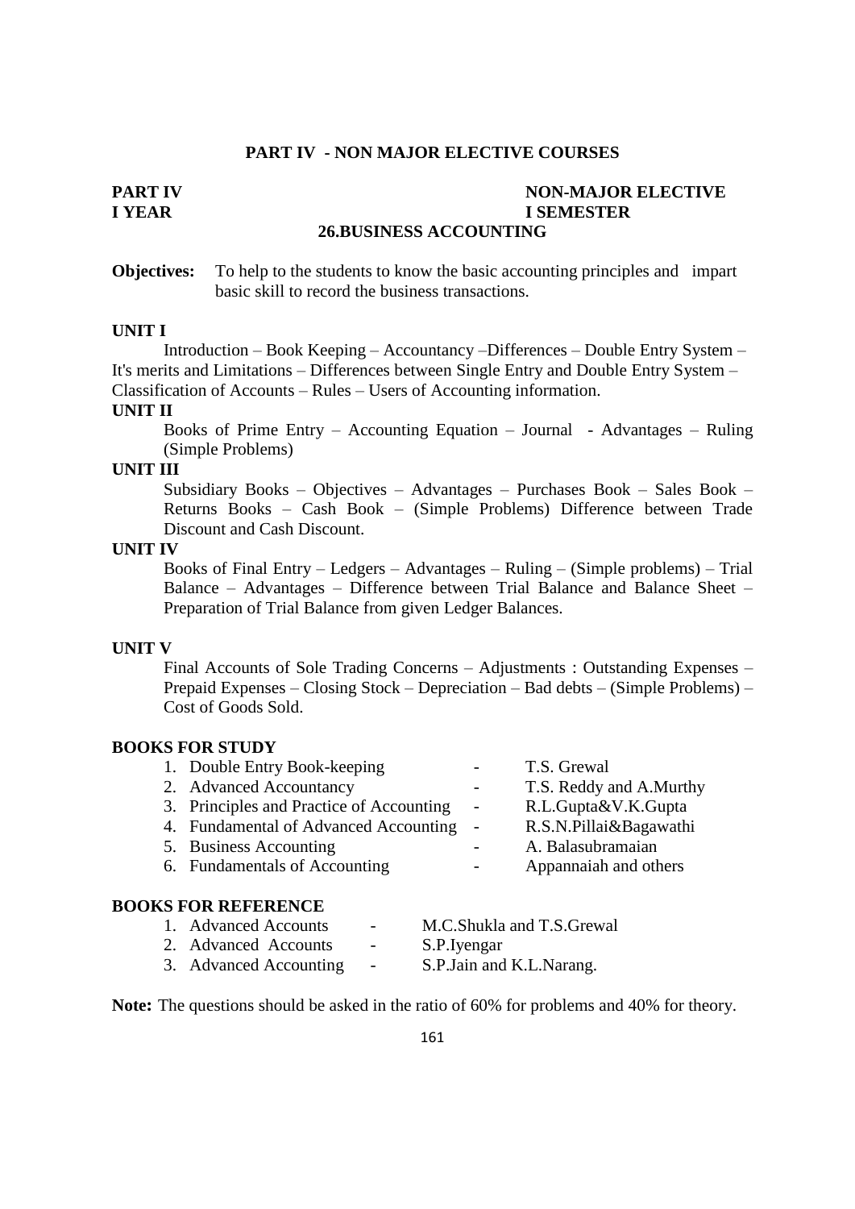## PART IV - NON MAJOR ELECTIVE COURSES

**PART IV** **NON-MAJOR ELECTIVE**
**I YEAR** **I SEMESTER**

### 26.BUSINESS ACCOUNTING

**Objectives:** To help to the students to know the basic accounting principles and impart basic skill to record the business transactions.

**UNIT I**

Introduction – Book Keeping – Accountancy –Differences – Double Entry System – It's merits and Limitations – Differences between Single Entry and Double Entry System – Classification of Accounts – Rules – Users of Accounting information.

**UNIT II**

Books of Prime Entry – Accounting Equation – Journal - Advantages – Ruling (Simple Problems)

**UNIT III**

Subsidiary Books – Objectives – Advantages – Purchases Book – Sales Book – Returns Books – Cash Book – (Simple Problems) Difference between Trade Discount and Cash Discount.

**UNIT IV**

Books of Final Entry – Ledgers – Advantages – Ruling – (Simple problems) – Trial Balance – Advantages – Difference between Trial Balance and Balance Sheet – Preparation of Trial Balance from given Ledger Balances.

**UNIT V**

Final Accounts of Sole Trading Concerns – Adjustments : Outstanding Expenses – Prepaid Expenses – Closing Stock – Depreciation – Bad debts – (Simple Problems) – Cost of Goods Sold.

**BOOKS FOR STUDY**

1. Double Entry Book-keeping - T.S. Grewal
2. Advanced Accountancy - T.S. Reddy and A.Murthy
3. Principles and Practice of Accounting - R.L.Gupta&V.K.Gupta
4. Fundamental of Advanced Accounting - R.S.N.Pillai&Bagawathi
5. Business Accounting - A. Balasubramaian
6. Fundamentals of Accounting - Appannaiah and others

**BOOKS FOR REFERENCE**

1. Advanced Accounts - M.C.Shukla and T.S.Grewal
2. Advanced Accounts - S.P.Iyengar
3. Advanced Accounting - S.P.Jain and K.L.Narang.

**Note:** The questions should be asked in the ratio of 60% for problems and 40% for theory.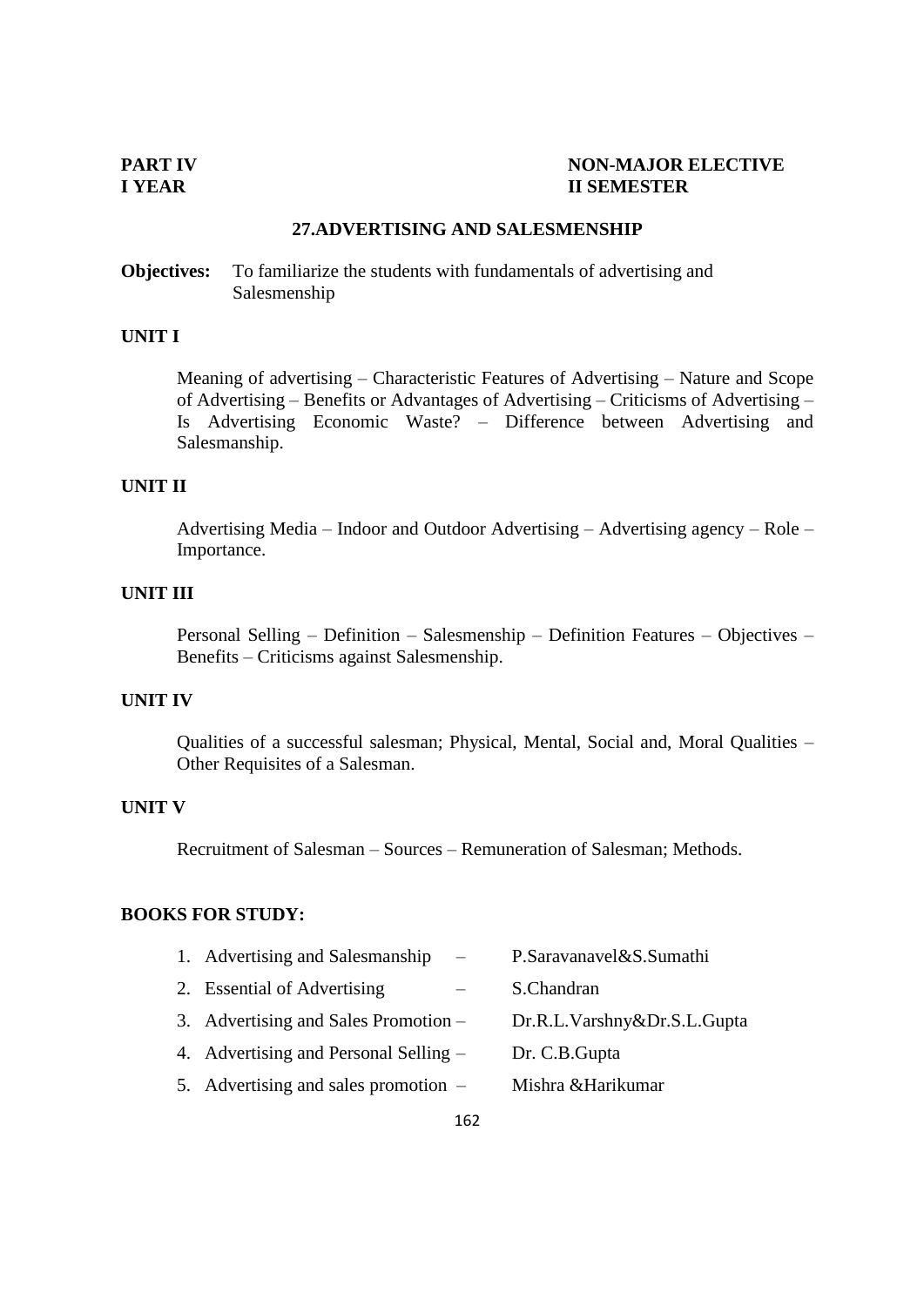**PART IV** **NON-MAJOR ELECTIVE**
**I YEAR** **II SEMESTER**

## 27.ADVERTISING AND SALESMENSHIP

**Objectives:** To familiarize the students with fundamentals of advertising and Salesmenship

### UNIT I

Meaning of advertising – Characteristic Features of Advertising – Nature and Scope of Advertising – Benefits or Advantages of Advertising – Criticisms of Advertising – Is Advertising Economic Waste? – Difference between Advertising and Salesmanship.

### UNIT II

Advertising Media – Indoor and Outdoor Advertising – Advertising agency – Role – Importance.

### UNIT III

Personal Selling – Definition – Salesmenship – Definition Features – Objectives – Benefits – Criticisms against Salesmenship.

### UNIT IV

Qualities of a successful salesman; Physical, Mental, Social and, Moral Qualities – Other Requisites of a Salesman.

### UNIT V

Recruitment of Salesman – Sources – Remuneration of Salesman; Methods.

### BOOKS FOR STUDY:

1. Advertising and Salesmanship – P.Saravanavel&S.Sumathi
2. Essential of Advertising – S.Chandran
3. Advertising and Sales Promotion – Dr.R.L.Varshny&Dr.S.L.Gupta
4. Advertising and Personal Selling – Dr. C.B.Gupta
5. Advertising and sales promotion – Mishra &Harikumar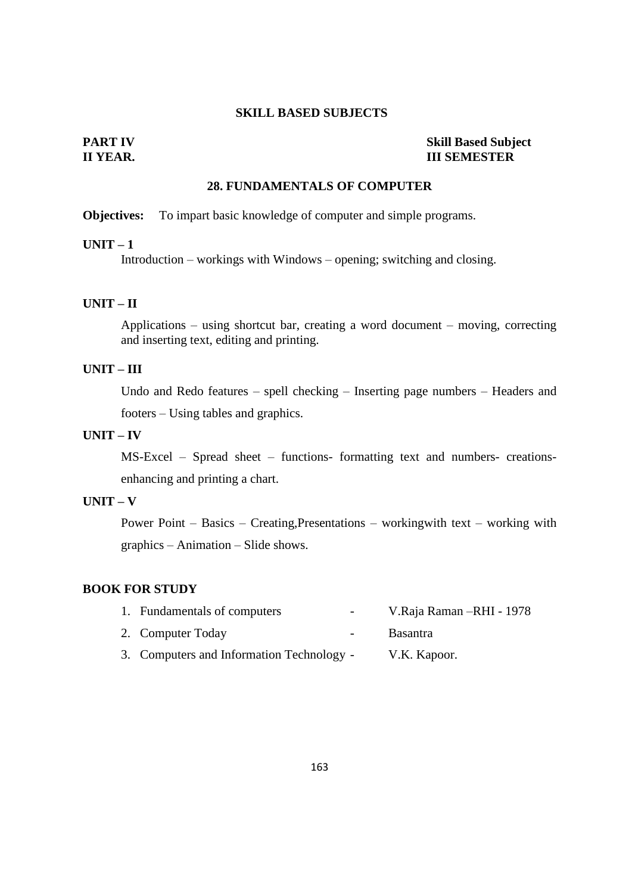## SKILL BASED SUBJECTS

**PART IV** **Skill Based Subject**
**II YEAR.** **III SEMESTER**

### 28. FUNDAMENTALS OF COMPUTER

**Objectives:** To impart basic knowledge of computer and simple programs.

**UNIT – 1**

Introduction – workings with Windows – opening; switching and closing.

**UNIT – II**

Applications – using shortcut bar, creating a word document – moving, correcting and inserting text, editing and printing.

**UNIT – III**

Undo and Redo features – spell checking – Inserting page numbers – Headers and footers – Using tables and graphics.

**UNIT – IV**

MS-Excel – Spread sheet – functions- formatting text and numbers- creations- enhancing and printing a chart.

**UNIT – V**

Power Point – Basics – Creating,Presentations – workingwith text – working with graphics – Animation – Slide shows.

**BOOK FOR STUDY**

1. Fundamentals of computers - V.Raja Raman –RHI - 1978
2. Computer Today - Basantra
3. Computers and Information Technology - V.K. Kapoor.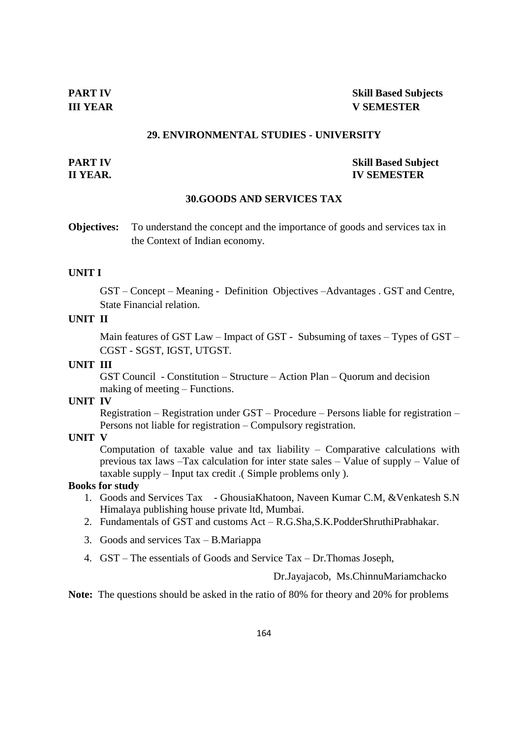**PART IV** **Skill Based Subjects**
**III YEAR** **V SEMESTER**

## 29. ENVIRONMENTAL STUDIES - UNIVERSITY

**PART IV** **Skill Based Subject**
**II YEAR.** **IV SEMESTER**

## 30.GOODS AND SERVICES TAX

**Objectives:** To understand the concept and the importance of goods and services tax in the Context of Indian economy.

**UNIT I**

GST – Concept – Meaning - Definition Objectives –Advantages . GST and Centre, State Financial relation.

**UNIT II**

Main features of GST Law – Impact of GST - Subsuming of taxes – Types of GST – CGST - SGST, IGST, UTGST.

**UNIT III**

GST Council - Constitution – Structure – Action Plan – Quorum and decision making of meeting – Functions.

**UNIT IV**

Registration – Registration under GST – Procedure – Persons liable for registration – Persons not liable for registration – Compulsory registration.

**UNIT V**

Computation of taxable value and tax liability – Comparative calculations with previous tax laws –Tax calculation for inter state sales – Value of supply – Value of taxable supply – Input tax credit .( Simple problems only ).

**Books for study**

1. Goods and Services Tax - GhousiaKhatoon, Naveen Kumar C.M, &Venkatesh S.N Himalaya publishing house private ltd, Mumbai.
2. Fundamentals of GST and customs Act – R.G.Sha,S.K.PodderShruthiPrabhakar.
3. Goods and services Tax – B.Mariappa
4. GST – The essentials of Goods and Service Tax – Dr.Thomas Joseph, Dr.Jayajacob, Ms.ChinnuMariamchacko

**Note:** The questions should be asked in the ratio of 80% for theory and 20% for problems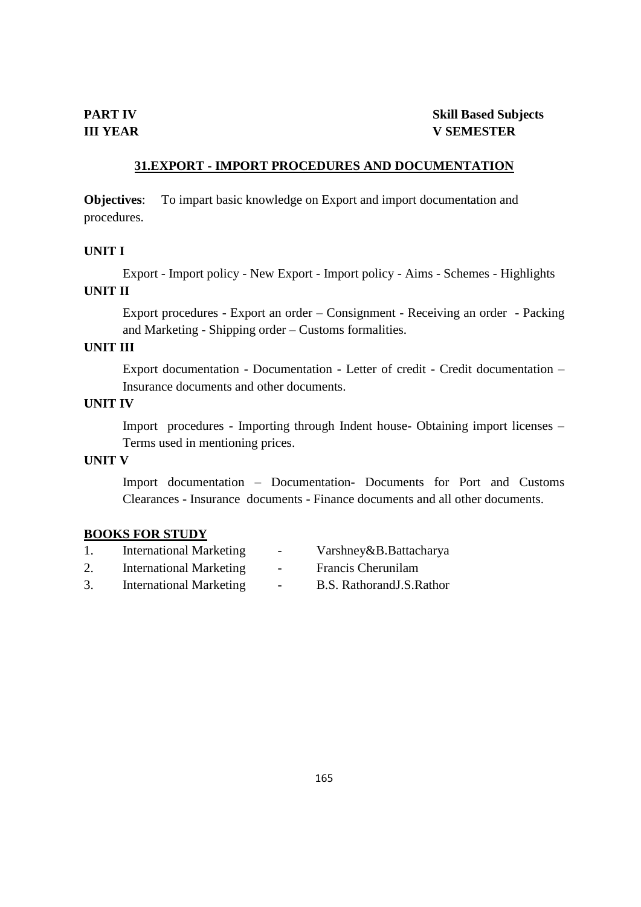**PART IV** **Skill Based Subjects**
**III YEAR** **V SEMESTER**

## 31.EXPORT - IMPORT PROCEDURES AND DOCUMENTATION

**Objectives**: To impart basic knowledge on Export and import documentation and procedures.

**UNIT I**

Export - Import policy - New Export - Import policy - Aims - Schemes - Highlights

**UNIT II**

Export procedures - Export an order – Consignment - Receiving an order - Packing and Marketing - Shipping order – Customs formalities.

**UNIT III**

Export documentation - Documentation - Letter of credit - Credit documentation – Insurance documents and other documents.

**UNIT IV**

Import procedures - Importing through Indent house- Obtaining import licenses – Terms used in mentioning prices.

**UNIT V**

Import documentation – Documentation- Documents for Port and Customs Clearances - Insurance documents - Finance documents and all other documents.

**BOOKS FOR STUDY**

1. International Marketing - Varshney&B.Battacharya
2. International Marketing - Francis Cherunilam
3. International Marketing - B.S. RathorandJ.S.Rathor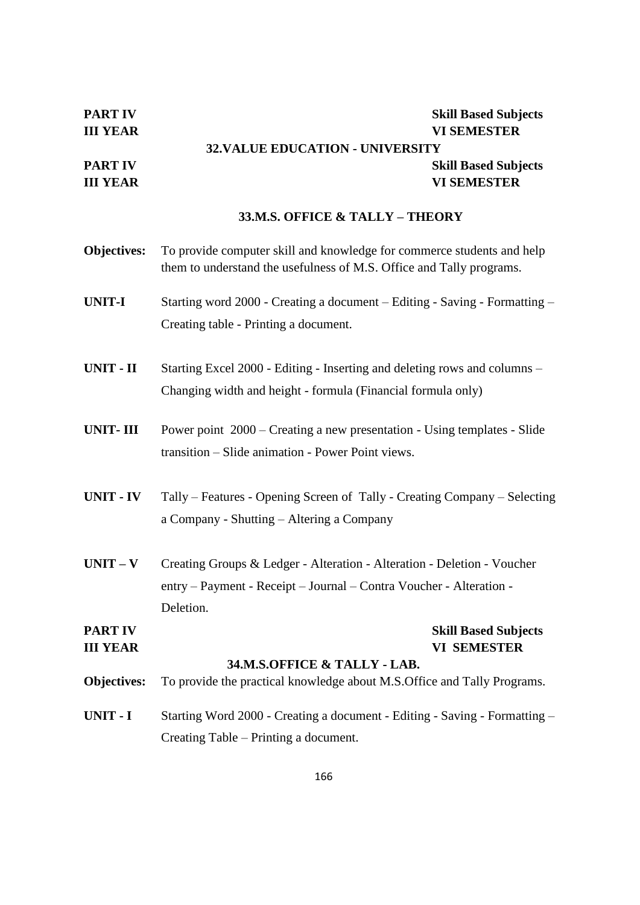**PART IV** **Skill Based Subjects**
**III YEAR** **VI SEMESTER**

### 32.VALUE EDUCATION - UNIVERSITY

**PART IV** **Skill Based Subjects**
**III YEAR** **VI SEMESTER**

### 33.M.S. OFFICE & TALLY – THEORY

**Objectives:** To provide computer skill and knowledge for commerce students and help them to understand the usefulness of M.S. Office and Tally programs.

**UNIT-I** Starting word 2000 - Creating a document – Editing - Saving - Formatting – Creating table - Printing a document.

**UNIT - II** Starting Excel 2000 - Editing - Inserting and deleting rows and columns – Changing width and height - formula (Financial formula only)

**UNIT- III** Power point 2000 – Creating a new presentation - Using templates - Slide transition – Slide animation - Power Point views.

**UNIT - IV** Tally – Features - Opening Screen of Tally - Creating Company – Selecting a Company - Shutting – Altering a Company

**UNIT – V** Creating Groups & Ledger - Alteration - Alteration - Deletion - Voucher entry – Payment - Receipt – Journal – Contra Voucher - Alteration - Deletion.

**PART IV** **Skill Based Subjects**
**III YEAR** **VI SEMESTER**

### 34.M.S.OFFICE & TALLY - LAB.

**Objectives:** To provide the practical knowledge about M.S.Office and Tally Programs.

**UNIT - I** Starting Word 2000 - Creating a document - Editing - Saving - Formatting – Creating Table – Printing a document.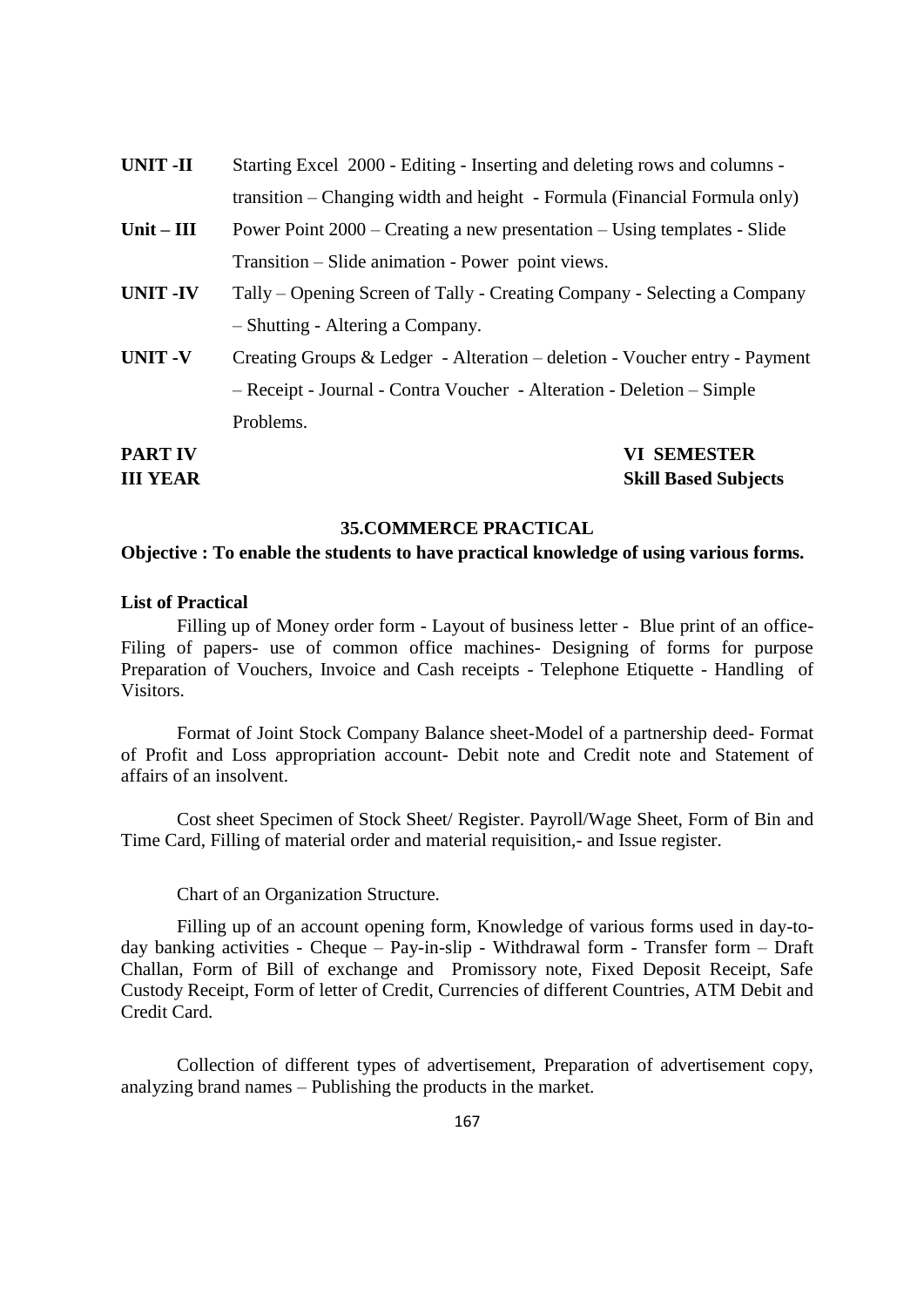**UNIT -II** Starting Excel 2000 - Editing - Inserting and deleting rows and columns - transition – Changing width and height - Formula (Financial Formula only)

**Unit – III** Power Point 2000 – Creating a new presentation – Using templates - Slide Transition – Slide animation - Power point views.

**UNIT -IV** Tally – Opening Screen of Tally - Creating Company - Selecting a Company – Shutting - Altering a Company.

**UNIT -V** Creating Groups & Ledger - Alteration – deletion - Voucher entry - Payment – Receipt - Journal - Contra Voucher - Alteration - Deletion – Simple Problems.

**PART IV** **VI SEMESTER**
**III YEAR** **Skill Based Subjects**

## 35.COMMERCE PRACTICAL

**Objective : To enable the students to have practical knowledge of using various forms.**

**List of Practical**

Filling up of Money order form - Layout of business letter - Blue print of an office- Filing of papers- use of common office machines- Designing of forms for purpose Preparation of Vouchers, Invoice and Cash receipts - Telephone Etiquette - Handling of Visitors.

Format of Joint Stock Company Balance sheet-Model of a partnership deed- Format of Profit and Loss appropriation account- Debit note and Credit note and Statement of affairs of an insolvent.

Cost sheet Specimen of Stock Sheet/ Register. Payroll/Wage Sheet, Form of Bin and Time Card, Filling of material order and material requisition,- and Issue register.

Chart of an Organization Structure.

Filling up of an account opening form, Knowledge of various forms used in day-to-day banking activities - Cheque – Pay-in-slip - Withdrawal form - Transfer form – Draft Challan, Form of Bill of exchange and Promissory note, Fixed Deposit Receipt, Safe Custody Receipt, Form of letter of Credit, Currencies of different Countries, ATM Debit and Credit Card.

Collection of different types of advertisement, Preparation of advertisement copy, analyzing brand names – Publishing the products in the market.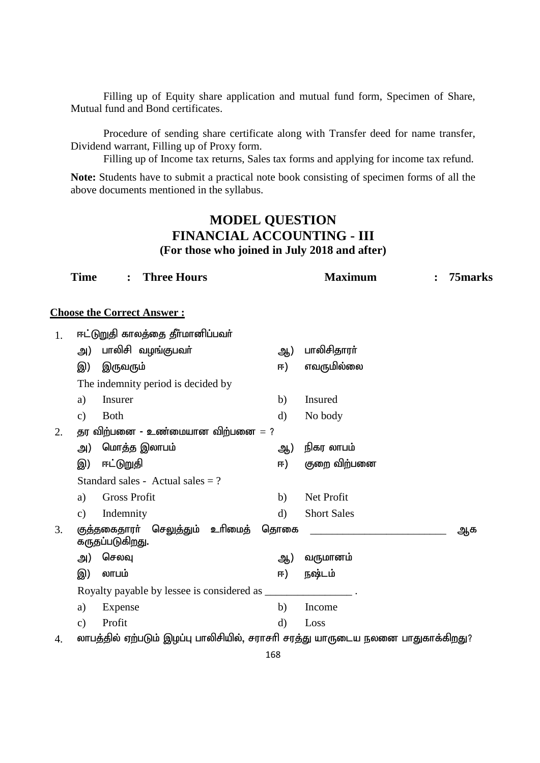Filling up of Equity share application and mutual fund form, Specimen of Share, Mutual fund and Bond certificates.

Procedure of sending share certificate along with Transfer deed for name transfer, Dividend warrant, Filling up of Proxy form.

Filling up of Income tax returns, Sales tax forms and applying for income tax refund.

**Note:** Students have to submit a practical note book consisting of specimen forms of all the above documents mentioned in the syllabus.

# MODEL QUESTION
## FINANCIAL ACCOUNTING - III
### (For those who joined in July 2018 and after)

**Time : Three Hours** **Maximum : 75marks**

**Choose the Correct Answer :**

1. ஈட்டுறுதி காலத்தை தீர்மானிப்பவர்

   அ) பாலிசி வழங்குபவர் ஆ) பாலிசிதாரர்

   இ) இருவரும் ஈ) எவருமில்லை

   The indemnity period is decided by

   a) Insurer b) Insured

   c) Both d) No body

2. தர விற்பனை - உண்மையான விற்பனை = ?

   அ) மொத்த இலாபம் ஆ) நிகர லாபம்

   இ) ஈட்டுறுதி ஈ) குறை விற்பனை

   Standard sales - Actual sales = ?

   a) Gross Profit b) Net Profit

   c) Indemnity d) Short Sales

3. குத்தகைதாரர் செலுத்தும் உரிமைத் தொகை ________________________ ஆக கருதப்படுகிறது.

   அ) செலவு ஆ) வருமானம்

   இ) லாபம் ஈ) நஷ்டம்

   Royalty payable by lessee is considered as ________________ .

   a) Expense b) Income

   c) Profit d) Loss

4. லாபத்தில் ஏற்படும் இழப்பு பாலிசியில், சராசரி சரத்து யாருடைய நலனை பாதுகாக்கிறது?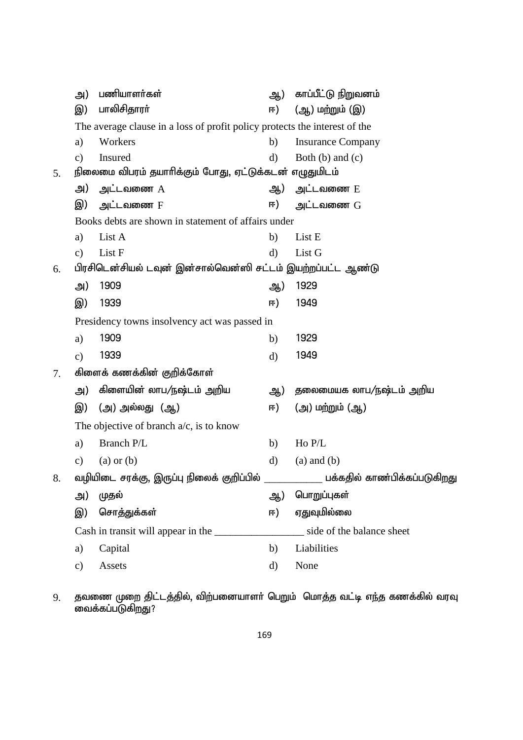அ) பணியாளர்கள் ஆ) காப்பீட்டு நிறுவனம்

இ) பாலிசிதாரர் ஈ) (ஆ) மற்றும் (இ)

The average clause in a loss of profit policy protects the interest of the

a) Workers b) Insurance Company

c) Insured d) Both (b) and (c)

5. நிலைமை விபரம் தயாரிக்கும் போது, ஏட்டுக்கடன் எழுதுமிடம்

அ) அட்டவணை A ஆ) அட்டவணை E

இ) அட்டவணை F ஈ) அட்டவணை G

Books debts are shown in statement of affairs under

a) List A b) List E

c) List F d) List G

6. பிரசிடென்சியல் டவுன் இன்சால்வென்ஸி சட்டம் இயற்றப்பட்ட ஆண்டு

அ) 1909 ஆ) 1929

இ) 1939 ஈ) 1949

Presidency towns insolvency act was passed in

a) 1909 b) 1929

c) 1939 d) 1949

7. கிளைக் கணக்கின் குறிக்கோள்

அ) கிளையின் லாப/நஷ்டம் அறிய ஆ) தலைமையக லாப/நஷ்டம் அறிய

இ) (அ) அல்லது (ஆ) ஈ) (அ) மற்றும் (ஆ)

The objective of branch a/c, is to know

a) Branch P/L b) Ho P/L

c) (a) or (b) d) (a) and (b)

8. வழியிடை சரக்கு, இருப்பு நிலைக் குறிப்பில் ___________ பக்கதில் காண்பிக்கப்படுகிறது

அ) முதல் ஆ) பொறுப்புகள்

இ) சொத்துக்கள் ஈ) ஏதுவுமில்லை

Cash in transit will appear in the _________________ side of the balance sheet

a) Capital b) Liabilities

c) Assets d) None

9. தவணை முறை திட்டத்தில், விற்பனையாளர் பெறும் மொத்த வட்டி எந்த கணக்கில் வரவு வைக்கப்படுகிறது?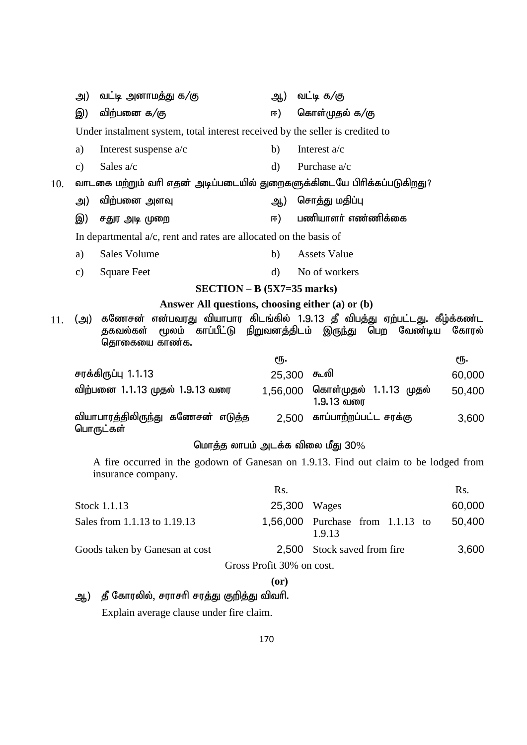அ) வட்டி அனாமத்து க/கு　　　　ஆ) வட்டி க/கு

இ) விற்பனை க/கு　　　　ஈ) கொள்முதல் க/கு

Under instalment system, total interest received by the seller is credited to

a) Interest suspense a/c　　　　b) Interest a/c

c) Sales a/c　　　　d) Purchase a/c

10. வாடகை மற்றும் வரி எதன் அடிப்படையில் துறைகளுக்கிடையே பிரிக்கப்படுகிறது?

அ) விற்பனை அளவு　　　　ஆ) சொத்து மதிப்பு

இ) சதுர அடி முறை　　　　ஈ) பணியாளர் எண்ணிக்கை

In departmental a/c, rent and rates are allocated on the basis of

a) Sales Volume　　　　b) Assets Value

c) Square Feet　　　　d) No of workers

## SECTION – B (5X7=35 marks)

### Answer All questions, choosing either (a) or (b)

11. (அ) கணேசன் என்பவரது வியாபார கிடங்கில் 1.9.13 தீ விபத்து ஏற்பட்டது. கீழ்க்கண்ட தகவல்கள் மூலம் காப்பீட்டு நிறுவனத்திடம் இருந்து பெற வேண்டிய கோரல் தொகையை காண்க.

| | ரூ. | | ரூ. |
|---|---|---|---|
| சரக்கிருப்பு 1.1.13 | 25,300 | கூலி | 60,000 |
| விற்பனை 1.1.13 முதல் 1.9.13 வரை | 1,56,000 | கொள்முதல் 1.1.13 முதல் 1.9.13 வரை | 50,400 |
| வியாபாரத்திலிருந்து கணேசன் எடுத்த பொருட்கள் | 2,500 | காப்பாற்றப்பட்ட சரக்கு | 3,600 |

மொத்த லாபம் அடக்க விலை மீது 30%

A fire occurred in the godown of Ganesan on 1.9.13. Find out claim to be lodged from insurance company.

| | Rs. | | Rs. |
|---|---|---|---|
| Stock 1.1.13 | 25,300 | Wages | 60,000 |
| Sales from 1.1.13 to 1.19.13 | 1,56,000 | Purchase from 1.1.13 to 1.9.13 | 50,400 |
| Goods taken by Ganesan at cost | 2,500 | Stock saved from fire | 3,600 |

Gross Profit 30% on cost.

**(or)**

ஆ) தீ கோரலில், சராசரி சரத்து குறித்து விவரி.

Explain average clause under fire claim.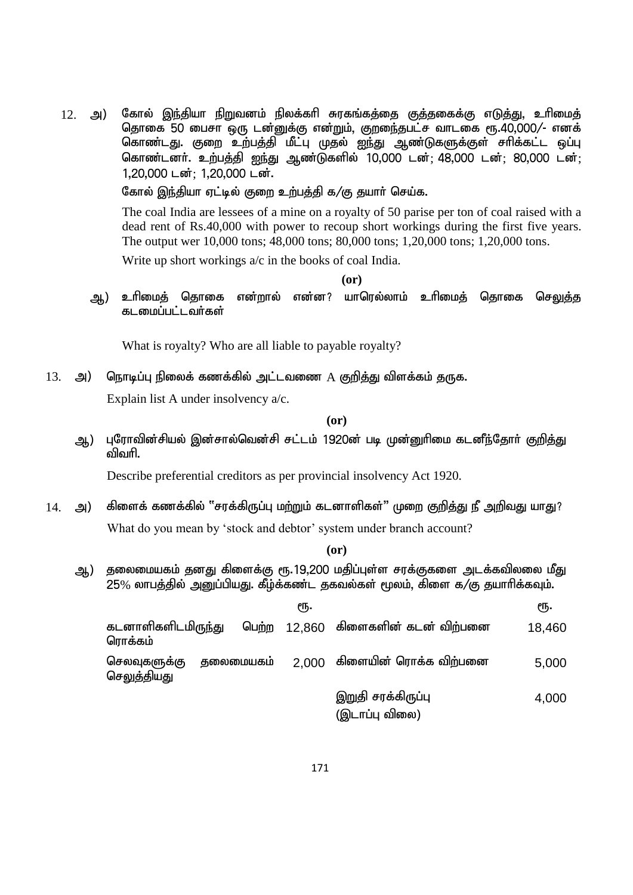12. அ) கோல் இந்தியா நிறுவனம் நிலக்கரி சுரகங்கத்தை குத்தகைக்கு எடுத்து, உரிமைத் தொகை 50 பைசா ஒரு டன்னுக்கு என்றும், குறைந்தபட்ச வாடகை ரூ.40,000/- எனக் கொண்டது. குறை உற்பத்தி மீட்பு முதல் ஐந்து ஆண்டுகளுக்குள் சரிக்கட்ட ஒப்பு கொண்டனர். உற்பத்தி ஐந்து ஆண்டுகளில் 10,000 டன்; 48,000 டன்; 80,000 டன்; 1,20,000 டன்; 1,20,000 டன்.

    கோல் இந்தியா ஏட்டில் குறை உற்பத்தி க/கு தயார் செய்க.

    The coal India are lessees of a mine on a royalty of 50 parise per ton of coal raised with a dead rent of Rs.40,000 with power to recoup short workings during the first five years. The output wer 10,000 tons; 48,000 tons; 80,000 tons; 1,20,000 tons; 1,20,000 tons.

    Write up short workings a/c in the books of coal India.

    **(or)**

    ஆ) உரிமைத் தொகை என்றால் என்ன? யாரெல்லாம் உரிமைத் தொகை செலுத்த கடமைப்பட்டவர்கள்

    What is royalty? Who are all liable to payable royalty?

13. அ) நொடிப்பு நிலைக் கணக்கில் அட்டவணை A குறித்து விளக்கம் தருக.

    Explain list A under insolvency a/c.

    **(or)**

    ஆ) புரோவின்சியல் இன்சால்வென்சி சட்டம் 1920ன் படி முன்னுரிமை கடனீந்தோர் குறித்து விவரி.

    Describe preferential creditors as per provincial insolvency Act 1920.

14. அ) கிளைக் கணக்கில் "சரக்கிருப்பு மற்றும் கடனாளிகள்" முறை குறித்து நீ அறிவது யாது?

    What do you mean by 'stock and debtor' system under branch account?

    **(or)**

    ஆ) தலைமையகம் தனது கிளைக்கு ரூ.19,200 மதிப்புள்ள சரக்குகளை அடக்கவிலை மீது 25% லாபத்தில் அனுப்பியது. கீழ்க்கண்ட தகவல்கள் மூலம், கிளை க/கு தயாரிக்கவும்.

| | ரூ. | | ரூ. |
|---|---|---|---|
| கடனாளிகளிடமிருந்து பெற்ற ரொக்கம் | 12,860 | கிளைகளின் கடன் விற்பனை | 18,460 |
| செலவுகளுக்கு தலைமையகம் செலுத்தியது | 2,000 | கிளையின் ரொக்க விற்பனை | 5,000 |
| | | இறுதி சரக்கிருப்பு (இடாப்பு விலை) | 4,000 |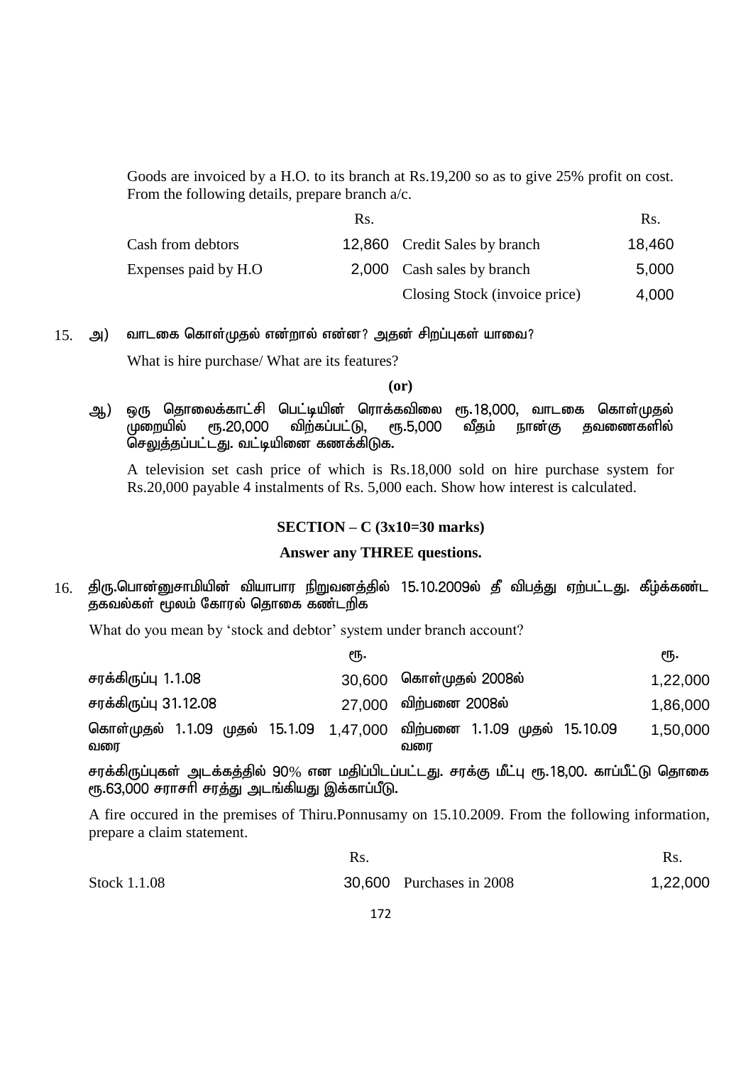Goods are invoiced by a H.O. to its branch at Rs.19,200 so as to give 25% profit on cost. From the following details, prepare branch a/c.

| | Rs. | | Rs. |
|---|---|---|---|
| Cash from debtors | 12,860 | Credit Sales by branch | 18,460 |
| Expenses paid by H.O | 2,000 | Cash sales by branch | 5,000 |
| | | Closing Stock (invoice price) | 4,000 |

15. அ) வாடகை கொள்முதல் என்றால் என்ன? அதன் சிறப்புகள் யாவை?

What is hire purchase/ What are its features?

**(or)**

ஆ) ஒரு தொலைக்காட்சி பெட்டியின் ரொக்கவிலை ரூ.18,000, வாடகை கொள்முதல் முறையில் ரூ.20,000 விற்கப்பட்டு, ரூ.5,000 வீதம் நான்கு தவணைகளில் செலுத்தப்பட்டது. வட்டியினை கணக்கிடுக.

A television set cash price of which is Rs.18,000 sold on hire purchase system for Rs.20,000 payable 4 instalments of Rs. 5,000 each. Show how interest is calculated.

## SECTION – C (3x10=30 marks)

**Answer any THREE questions.**

16. திரு.பொன்னுசாமியின் வியாபார நிறுவனத்தில் 15.10.2009ல் தீ விபத்து ஏற்பட்டது. கீழ்க்கண்ட தகவல்கள் மூலம் கோரல் தொகை கண்டறிக

What do you mean by 'stock and debtor' system under branch account?

| | ரூ. | | ரூ. |
|---|---|---|---|
| சரக்கிருப்பு 1.1.08 | 30,600 | கொள்முதல் 2008ல் | 1,22,000 |
| சரக்கிருப்பு 31.12.08 | 27,000 | விற்பனை 2008ல் | 1,86,000 |
| கொள்முதல் 1.1.09 முதல் 15.1.09 வரை | 1,47,000 | விற்பனை 1.1.09 முதல் 15.10.09 வரை | 1,50,000 |

சரக்கிருப்புகள் அடக்கத்தில் 90% என மதிப்பிடப்பட்டது. சரக்கு மீட்பு ரூ.18,00. காப்பீட்டு தொகை ரூ.63,000 சராசரி சரத்து அடங்கியது இக்காப்பீடு.

A fire occured in the premises of Thiru.Ponnusamy on 15.10.2009. From the following information, prepare a claim statement.

| | Rs. | | Rs. |
|---|---|---|---|
| Stock 1.1.08 | 30,600 | Purchases in 2008 | 1,22,000 |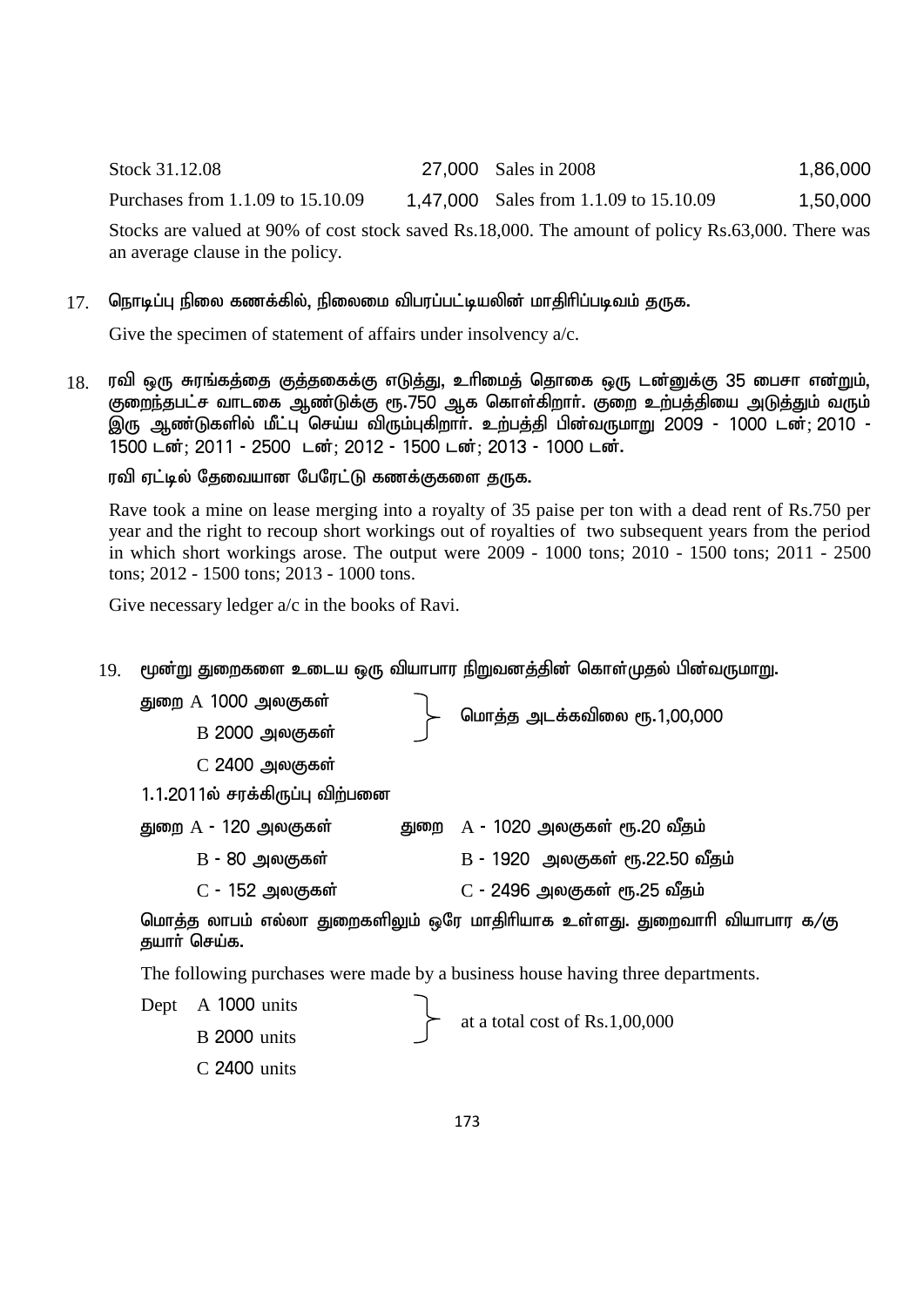| | | | |
|---|---|---|---|
| Stock 31.12.08 | 27,000 | Sales in 2008 | 1,86,000 |
| Purchases from 1.1.09 to 15.10.09 | 1,47,000 | Sales from 1.1.09 to 15.10.09 | 1,50,000 |

Stocks are valued at 90% of cost stock saved Rs.18,000. The amount of policy Rs.63,000. There was an average clause in the policy.

17. நொடிப்பு நிலை கணக்கில், நிலைமை விபரப்பட்டியலின் மாதிரிப்படிவம் தருக.

    Give the specimen of statement of affairs under insolvency a/c.

18. ரவி ஒரு சுரங்கத்தை குத்தகைக்கு எடுத்து, உரிமைத் தொகை ஒரு டன்னுக்கு 35 பைசா என்றும், குறைந்தபட்ச வாடகை ஆண்டுக்கு ரூ.750 ஆக கொள்கிறார். குறை உற்பத்தியை அடுத்தும் வரும் இரு ஆண்டுகளில் மீட்பு செய்ய விரும்புகிறார். உற்பத்தி பின்வருமாறு 2009 - 1000 டன்; 2010 - 1500 டன்; 2011 - 2500 டன்; 2012 - 1500 டன்; 2013 - 1000 டன்.

    ரவி ஏட்டில் தேவையான பேரேட்டு கணக்குகளை தருக.

    Rave took a mine on lease merging into a royalty of 35 paise per ton with a dead rent of Rs.750 per year and the right to recoup short workings out of royalties of two subsequent years from the period in which short workings arose. The output were 2009 - 1000 tons; 2010 - 1500 tons; 2011 - 2500 tons; 2012 - 1500 tons; 2013 - 1000 tons.

    Give necessary ledger a/c in the books of Ravi.

19. மூன்று துறைகளை உடைய ஒரு வியாபார நிறுவனத்தின் கொள்முதல் பின்வருமாறு.

    துறை A 1000 அலகுகள்  
    B 2000 அலகுகள்  } மொத்த அடக்கவிலை ரூ.1,00,000  
    C 2400 அலகுகள்

    1.1.2011ல் சரக்கிருப்பு விற்பனை

    | சரக்கிருப்பு | விற்பனை |
    |---|---|
    | துறை A - 120 அலகுகள் | துறை A - 1020 அலகுகள் ரூ.20 வீதம் |
    | B - 80 அலகுகள் | B - 1920 அலகுகள் ரூ.22.50 வீதம் |
    | C - 152 அலகுகள் | C - 2496 அலகுகள் ரூ.25 வீதம் |

    மொத்த லாபம் எல்லா துறைகளிலும் ஒரே மாதிரியாக உள்ளது. துறைவாரி வியாபார க/கு தயார் செய்க.

    The following purchases were made by a business house having three departments.

    Dept A 1000 units  
    B 2000 units  } at a total cost of Rs.1,00,000  
    C 2400 units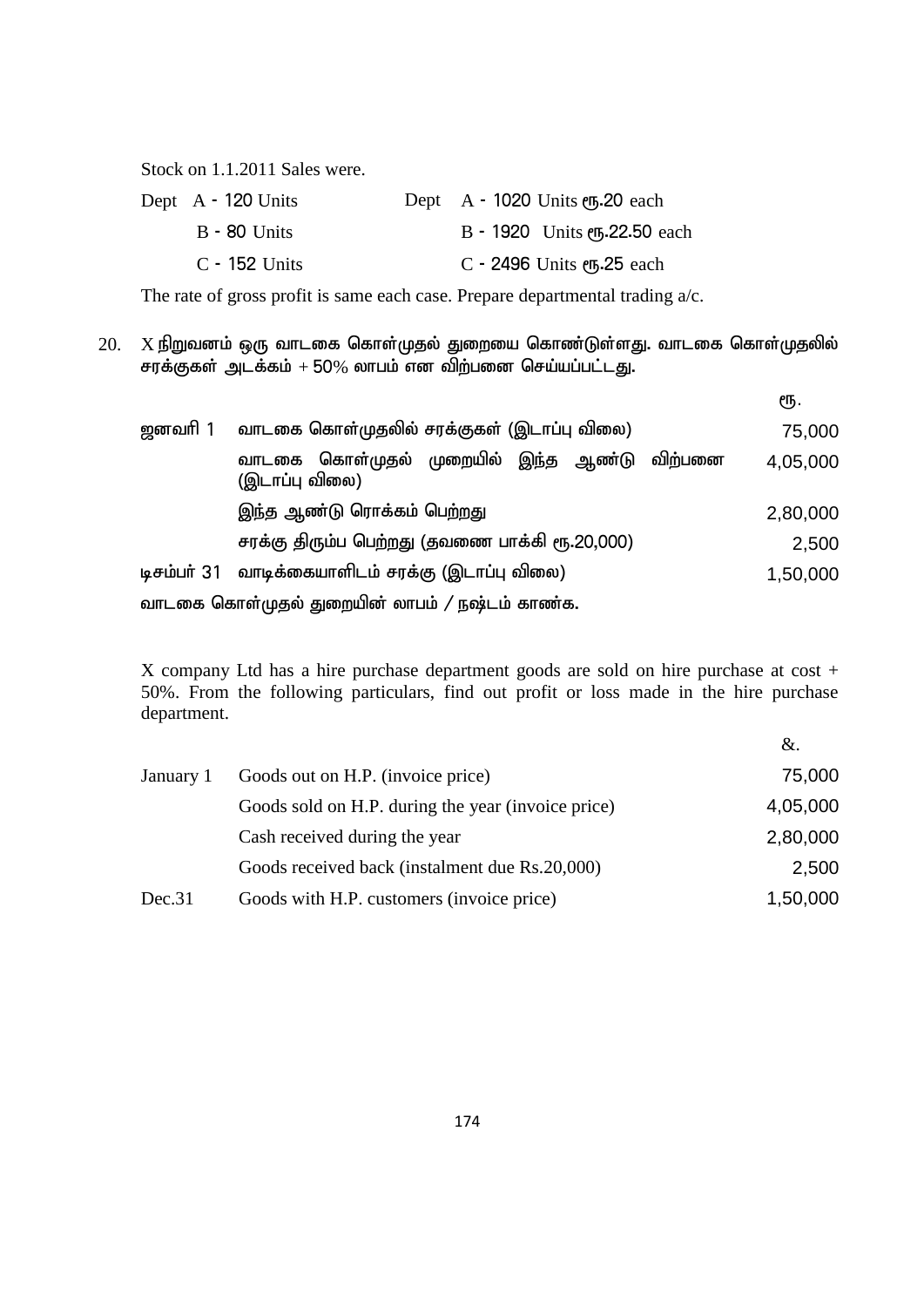Stock on 1.1.2011 Sales were.

| | | | |
|---|---|---|---|
| Dept | A - 120 Units | Dept | A - 1020 Units ரூ.20 each |
| | B - 80 Units | | B - 1920 Units ரூ.22.50 each |
| | C - 152 Units | | C - 2496 Units ரூ.25 each |

The rate of gross profit is same each case. Prepare departmental trading a/c.

20. X நிறுவனம் ஒரு வாடகை கொள்முதல் துறையை கொண்டுள்ளது. வாடகை கொள்முதலில் சரக்குகள் அடக்கம் + 50% லாபம் என விற்பனை செய்யப்பட்டது.

| | | ரூ. |
|---|---|---|
| ஜனவரி 1 | வாடகை கொள்முதலில் சரக்குகள் (இடாப்பு விலை) | 75,000 |
| | வாடகை கொள்முதல் முறையில் இந்த ஆண்டு விற்பனை (இடாப்பு விலை) | 4,05,000 |
| | இந்த ஆண்டு ரொக்கம் பெற்றது | 2,80,000 |
| | சரக்கு திரும்ப பெற்றது (தவணை பாக்கி ரூ.20,000) | 2,500 |
| டிசம்பர் 31 | வாடிக்கையாளிடம் சரக்கு (இடாப்பு விலை) | 1,50,000 |

வாடகை கொள்முதல் துறையின் லாபம் / நஷ்டம் காண்க.

X company Ltd has a hire purchase department goods are sold on hire purchase at cost + 50%. From the following particulars, find out profit or loss made in the hire purchase department.

| | | &. |
|---|---|---|
| January 1 | Goods out on H.P. (invoice price) | 75,000 |
| | Goods sold on H.P. during the year (invoice price) | 4,05,000 |
| | Cash received during the year | 2,80,000 |
| | Goods received back (instalment due Rs.20,000) | 2,500 |
| Dec.31 | Goods with H.P. customers (invoice price) | 1,50,000 |